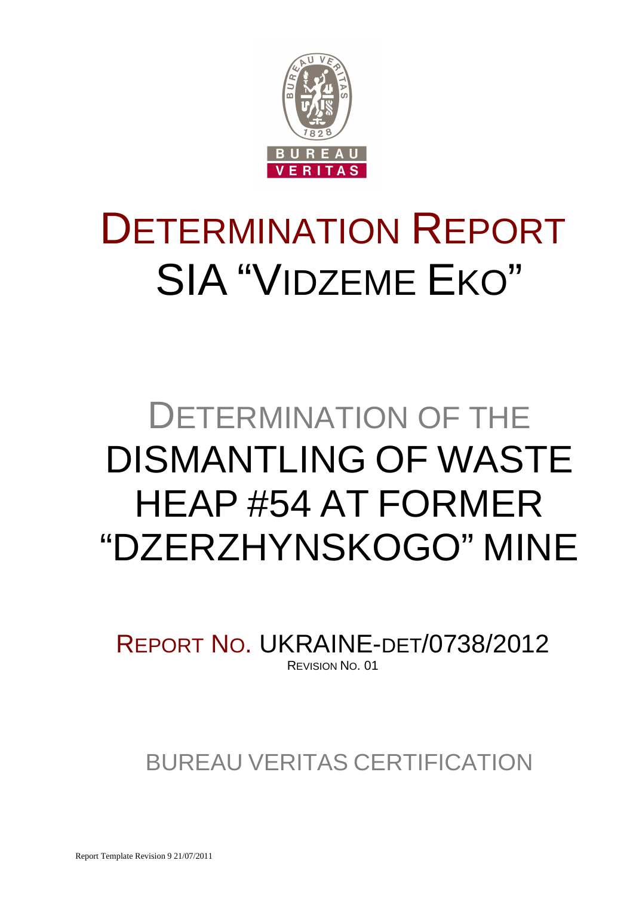# DETERMINATION REPORT
# SIA "VIDZEME EKO"

## DETERMINATION OF THE DISMANTLING OF WASTE HEAP #54 AT FORMER "DZERZHYNSKOGO" MINE

REPORT NO. UKRAINE-DET/0738/2012

REVISION NO. 01

BUREAU VERITAS CERTIFICATION

Report Template Revision 9 21/07/2011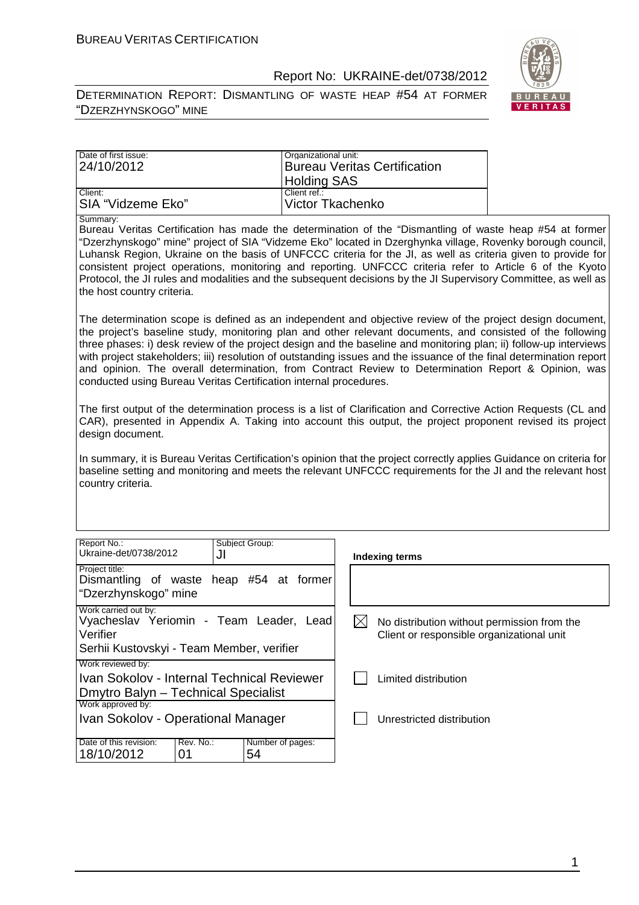| Date of first issue: 24/10/2012 | Organizational unit: Bureau Veritas Certification Holding SAS |
|---|---|
| Client: SIA "Vidzeme Eko" | Client ref.: Victor Tkachenko |

Summary:

Bureau Veritas Certification has made the determination of the "Dismantling of waste heap #54 at former "Dzerzhynskogo" mine" project of SIA "Vidzeme Eko" located in Dzerghynka village, Rovenky borough council, Luhansk Region, Ukraine on the basis of UNFCCC criteria for the JI, as well as criteria given to provide for consistent project operations, monitoring and reporting. UNFCCC criteria refer to Article 6 of the Kyoto Protocol, the JI rules and modalities and the subsequent decisions by the JI Supervisory Committee, as well as the host country criteria.

The determination scope is defined as an independent and objective review of the project design document, the project's baseline study, monitoring plan and other relevant documents, and consisted of the following three phases: i) desk review of the project design and the baseline and monitoring plan; ii) follow-up interviews with project stakeholders; iii) resolution of outstanding issues and the issuance of the final determination report and opinion. The overall determination, from Contract Review to Determination Report & Opinion, was conducted using Bureau Veritas Certification internal procedures.

The first output of the determination process is a list of Clarification and Corrective Action Requests (CL and CAR), presented in Appendix A. Taking into account this output, the project proponent revised its project design document.

In summary, it is Bureau Veritas Certification's opinion that the project correctly applies Guidance on criteria for baseline setting and monitoring and meets the relevant UNFCCC requirements for the JI and the relevant host country criteria.

| Report No.: Ukraine-det/0738/2012 | Subject Group: JI | Indexing terms |
|---|---|---|
| Project title: Dismantling of waste heap #54 at former "Dzerzhynskogo" mine | | |
| Work carried out by: Vyacheslav Yeriomin - Team Leader, Lead Verifier; Serhii Kustovskyi - Team Member, verifier | | ☒ No distribution without permission from the Client or responsible organizational unit |
| Work reviewed by: Ivan Sokolov - Internal Technical Reviewer; Dmytro Balyn – Technical Specialist | | ☐ Limited distribution |
| Work approved by: Ivan Sokolov - Operational Manager | | ☐ Unrestricted distribution |
| Date of this revision: 18/10/2012; Rev. No.: 01; Number of pages: 54 | | |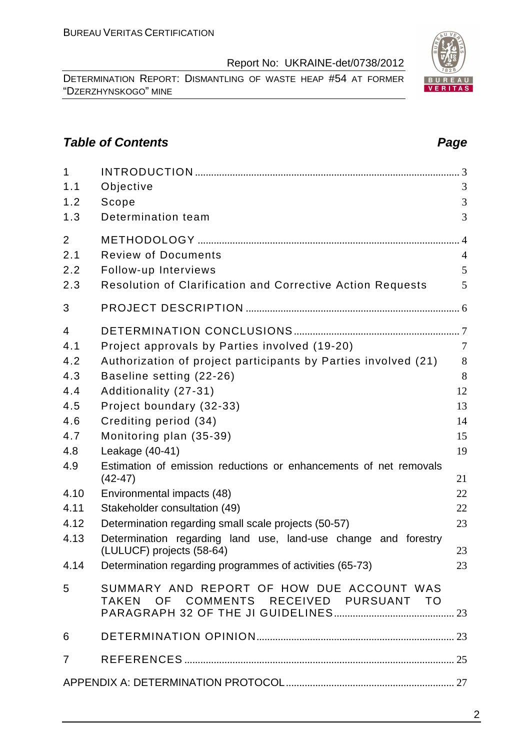## Table of Contents

| | | Page |
|---|---|---|
| 1 | INTRODUCTION | 3 |
| 1.1 | Objective | 3 |
| 1.2 | Scope | 3 |
| 1.3 | Determination team | 3 |
| 2 | METHODOLOGY | 4 |
| 2.1 | Review of Documents | 4 |
| 2.2 | Follow-up Interviews | 5 |
| 2.3 | Resolution of Clarification and Corrective Action Requests | 5 |
| 3 | PROJECT DESCRIPTION | 6 |
| 4 | DETERMINATION CONCLUSIONS | 7 |
| 4.1 | Project approvals by Parties involved (19-20) | 7 |
| 4.2 | Authorization of project participants by Parties involved (21) | 8 |
| 4.3 | Baseline setting (22-26) | 8 |
| 4.4 | Additionality (27-31) | 12 |
| 4.5 | Project boundary (32-33) | 13 |
| 4.6 | Crediting period (34) | 14 |
| 4.7 | Monitoring plan (35-39) | 15 |
| 4.8 | Leakage (40-41) | 19 |
| 4.9 | Estimation of emission reductions or enhancements of net removals (42-47) | 21 |
| 4.10 | Environmental impacts (48) | 22 |
| 4.11 | Stakeholder consultation (49) | 22 |
| 4.12 | Determination regarding small scale projects (50-57) | 23 |
| 4.13 | Determination regarding land use, land-use change and forestry (LULUCF) projects (58-64) | 23 |
| 4.14 | Determination regarding programmes of activities (65-73) | 23 |
| 5 | SUMMARY AND REPORT OF HOW DUE ACCOUNT WAS TAKEN OF COMMENTS RECEIVED PURSUANT TO PARAGRAPH 32 OF THE JI GUIDELINES | 23 |
| 6 | DETERMINATION OPINION | 23 |
| 7 | REFERENCES | 25 |
| | APPENDIX A: DETERMINATION PROTOCOL | 27 |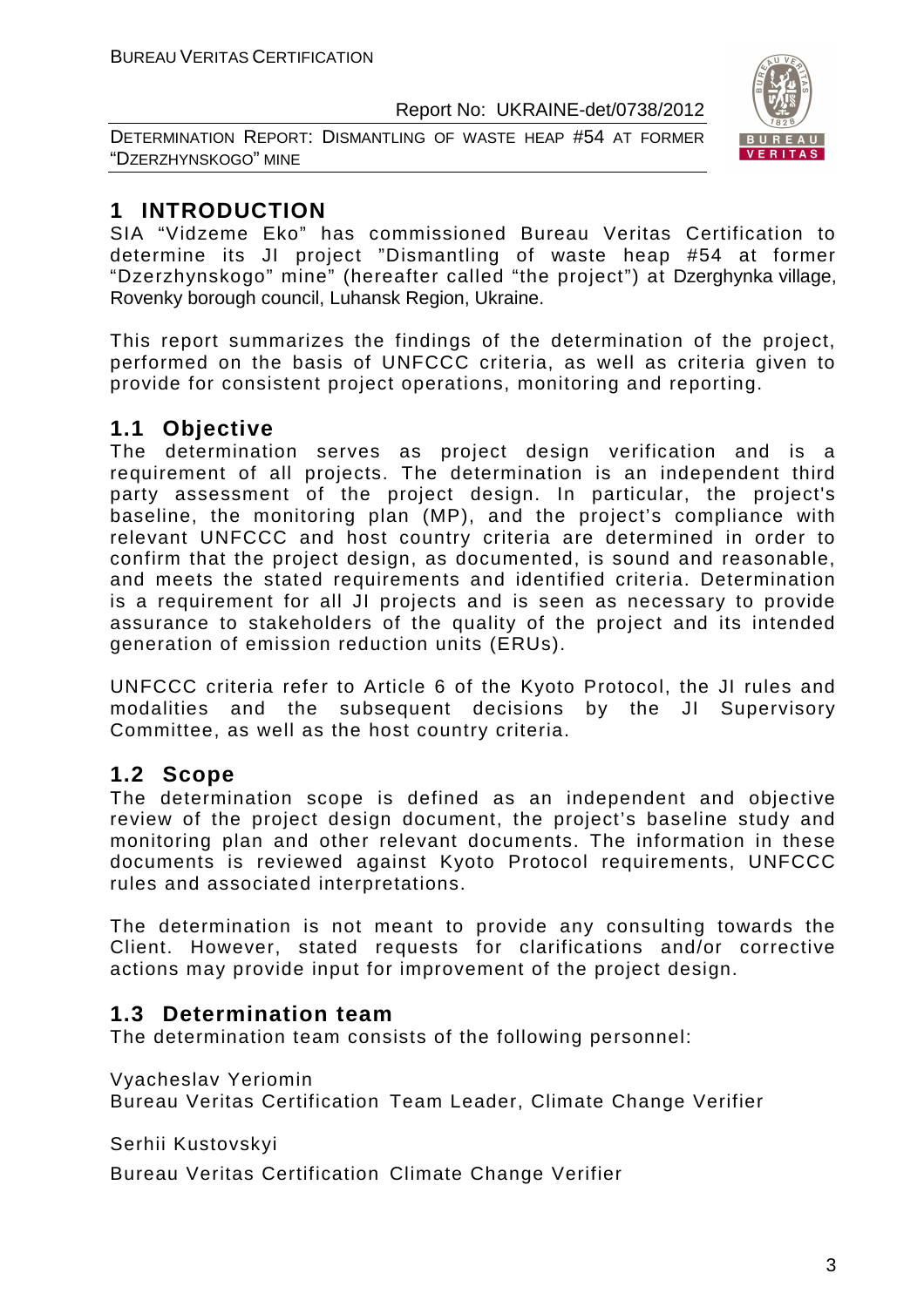# 1 INTRODUCTION

SIA "Vidzeme Eko" has commissioned Bureau Veritas Certification to determine its JI project "Dismantling of waste heap #54 at former "Dzerzhynskogo" mine" (hereafter called "the project") at Dzerghynka village, Rovenky borough council, Luhansk Region, Ukraine.

This report summarizes the findings of the determination of the project, performed on the basis of UNFCCC criteria, as well as criteria given to provide for consistent project operations, monitoring and reporting.

## 1.1 Objective

The determination serves as project design verification and is a requirement of all projects. The determination is an independent third party assessment of the project design. In particular, the project's baseline, the monitoring plan (MP), and the project's compliance with relevant UNFCCC and host country criteria are determined in order to confirm that the project design, as documented, is sound and reasonable, and meets the stated requirements and identified criteria. Determination is a requirement for all JI projects and is seen as necessary to provide assurance to stakeholders of the quality of the project and its intended generation of emission reduction units (ERUs).

UNFCCC criteria refer to Article 6 of the Kyoto Protocol, the JI rules and modalities and the subsequent decisions by the JI Supervisory Committee, as well as the host country criteria.

## 1.2 Scope

The determination scope is defined as an independent and objective review of the project design document, the project's baseline study and monitoring plan and other relevant documents. The information in these documents is reviewed against Kyoto Protocol requirements, UNFCCC rules and associated interpretations.

The determination is not meant to provide any consulting towards the Client. However, stated requests for clarifications and/or corrective actions may provide input for improvement of the project design.

## 1.3 Determination team

The determination team consists of the following personnel:

Vyacheslav Yeriomin
Bureau Veritas Certification Team Leader, Climate Change Verifier

Serhii Kustovskyi

Bureau Veritas Certification Climate Change Verifier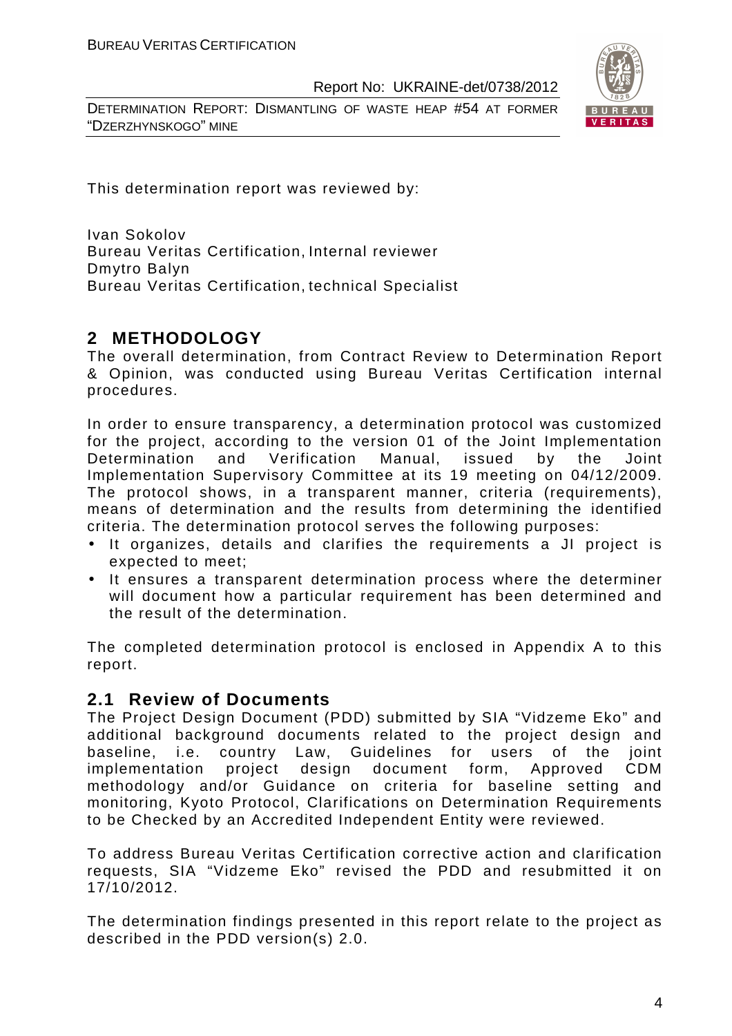This determination report was reviewed by:

Ivan Sokolov
Bureau Veritas Certification, Internal reviewer
Dmytro Balyn
Bureau Veritas Certification, technical Specialist

## 2 METHODOLOGY

The overall determination, from Contract Review to Determination Report & Opinion, was conducted using Bureau Veritas Certification internal procedures.

In order to ensure transparency, a determination protocol was customized for the project, according to the version 01 of the Joint Implementation Determination and Verification Manual, issued by the Joint Implementation Supervisory Committee at its 19 meeting on 04/12/2009. The protocol shows, in a transparent manner, criteria (requirements), means of determination and the results from determining the identified criteria. The determination protocol serves the following purposes:

- It organizes, details and clarifies the requirements a JI project is expected to meet;
- It ensures a transparent determination process where the determiner will document how a particular requirement has been determined and the result of the determination.

The completed determination protocol is enclosed in Appendix A to this report.

### 2.1 Review of Documents

The Project Design Document (PDD) submitted by SIA "Vidzeme Eko" and additional background documents related to the project design and baseline, i.e. country Law, Guidelines for users of the joint implementation project design document form, Approved CDM methodology and/or Guidance on criteria for baseline setting and monitoring, Kyoto Protocol, Clarifications on Determination Requirements to be Checked by an Accredited Independent Entity were reviewed.

To address Bureau Veritas Certification corrective action and clarification requests, SIA "Vidzeme Eko" revised the PDD and resubmitted it on 17/10/2012.

The determination findings presented in this report relate to the project as described in the PDD version(s) 2.0.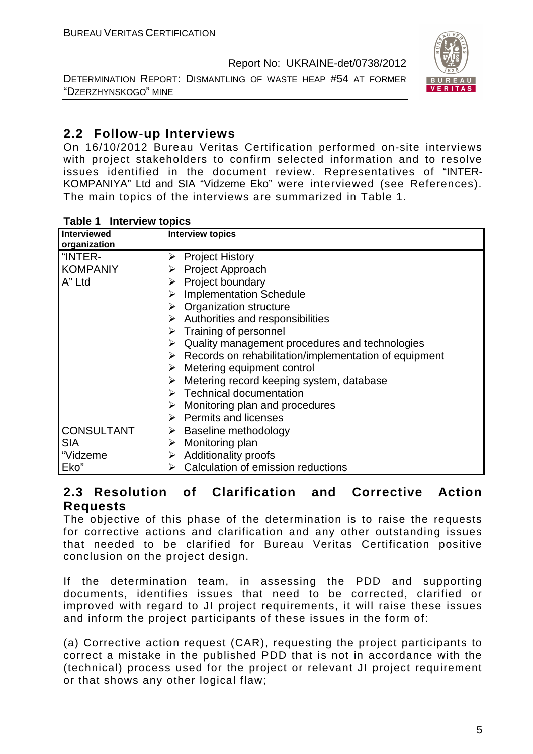## 2.2 Follow-up Interviews

On 16/10/2012 Bureau Veritas Certification performed on-site interviews with project stakeholders to confirm selected information and to resolve issues identified in the document review. Representatives of "INTER-KOMPANIYA" Ltd and SIA "Vidzeme Eko" were interviewed (see References). The main topics of the interviews are summarized in Table 1.

**Table 1 Interview topics**

| Interviewed organization | Interview topics |
|---|---|
| "INTER-KOMPANIYA" Ltd | ➢ Project History<br>➢ Project Approach<br>➢ Project boundary<br>➢ Implementation Schedule<br>➢ Organization structure<br>➢ Authorities and responsibilities<br>➢ Training of personnel<br>➢ Quality management procedures and technologies<br>➢ Records on rehabilitation/implementation of equipment<br>➢ Metering equipment control<br>➢ Metering record keeping system, database<br>➢ Technical documentation<br>➢ Monitoring plan and procedures<br>➢ Permits and licenses |
| CONSULTANT SIA "Vidzeme Eko" | ➢ Baseline methodology<br>➢ Monitoring plan<br>➢ Additionality proofs<br>➢ Calculation of emission reductions |

## 2.3 Resolution of Clarification and Corrective Action Requests

The objective of this phase of the determination is to raise the requests for corrective actions and clarification and any other outstanding issues that needed to be clarified for Bureau Veritas Certification positive conclusion on the project design.

If the determination team, in assessing the PDD and supporting documents, identifies issues that need to be corrected, clarified or improved with regard to JI project requirements, it will raise these issues and inform the project participants of these issues in the form of:

(a) Corrective action request (CAR), requesting the project participants to correct a mistake in the published PDD that is not in accordance with the (technical) process used for the project or relevant JI project requirement or that shows any other logical flaw;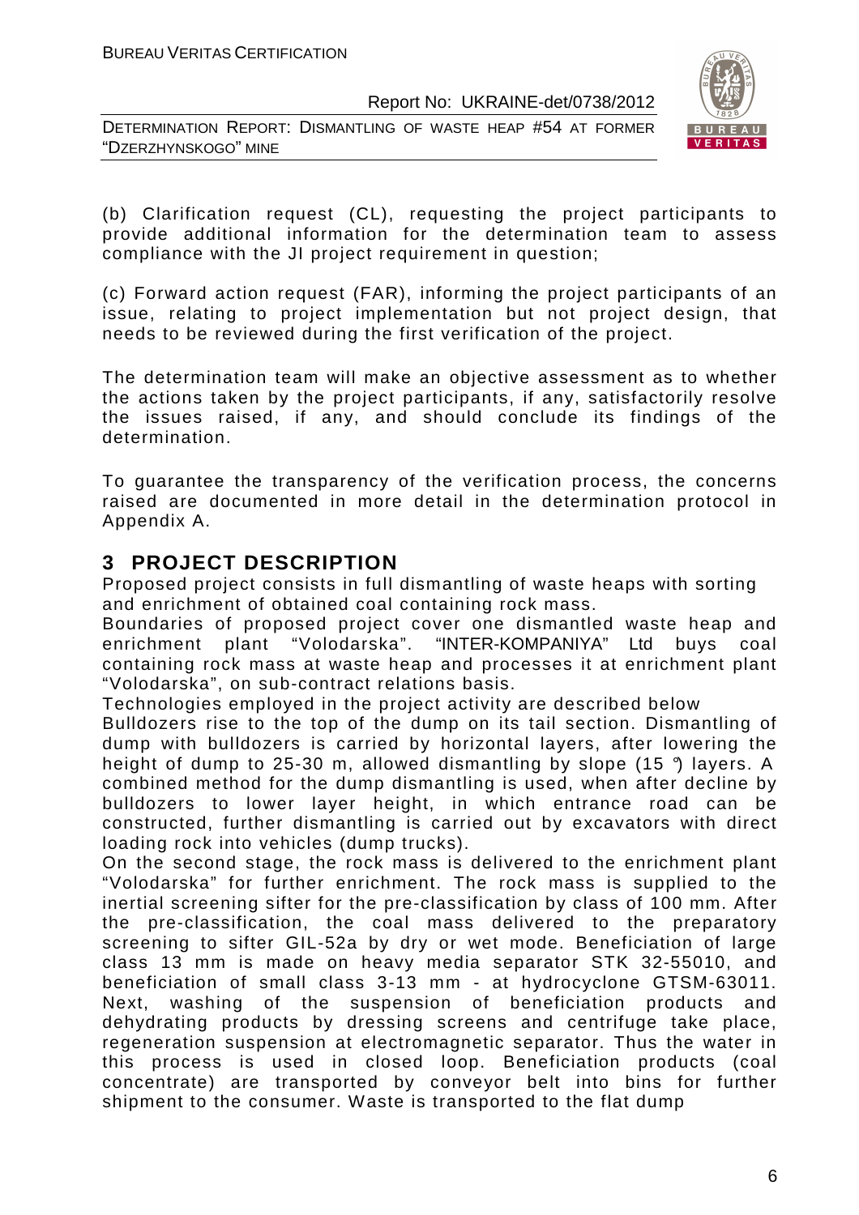(b) Clarification request (CL), requesting the project participants to provide additional information for the determination team to assess compliance with the JI project requirement in question;

(c) Forward action request (FAR), informing the project participants of an issue, relating to project implementation but not project design, that needs to be reviewed during the first verification of the project.

The determination team will make an objective assessment as to whether the actions taken by the project participants, if any, satisfactorily resolve the issues raised, if any, and should conclude its findings of the determination.

To guarantee the transparency of the verification process, the concerns raised are documented in more detail in the determination protocol in Appendix A.

# 3 PROJECT DESCRIPTION

Proposed project consists in full dismantling of waste heaps with sorting and enrichment of obtained coal containing rock mass.

Boundaries of proposed project cover one dismantled waste heap and enrichment plant "Volodarska". "INTER-KOMPANIYA" Ltd buys coal containing rock mass at waste heap and processes it at enrichment plant "Volodarska", on sub-contract relations basis.

Technologies employed in the project activity are described below

Bulldozers rise to the top of the dump on its tail section. Dismantling of dump with bulldozers is carried by horizontal layers, after lowering the height of dump to 25-30 m, allowed dismantling by slope (15 °) layers. A combined method for the dump dismantling is used, when after decline by bulldozers to lower layer height, in which entrance road can be constructed, further dismantling is carried out by excavators with direct loading rock into vehicles (dump trucks).

On the second stage, the rock mass is delivered to the enrichment plant "Volodarska" for further enrichment. The rock mass is supplied to the inertial screening sifter for the pre-classification by class of 100 mm. After the pre-classification, the coal mass delivered to the preparatory screening to sifter GIL-52a by dry or wet mode. Beneficiation of large class 13 mm is made on heavy media separator STK 32-55010, and beneficiation of small class 3-13 mm - at hydrocyclone GTSM-63011. Next, washing of the suspension of beneficiation products and dehydrating products by dressing screens and centrifuge take place, regeneration suspension at electromagnetic separator. Thus the water in this process is used in closed loop. Beneficiation products (coal concentrate) are transported by conveyor belt into bins for further shipment to the consumer. Waste is transported to the flat dump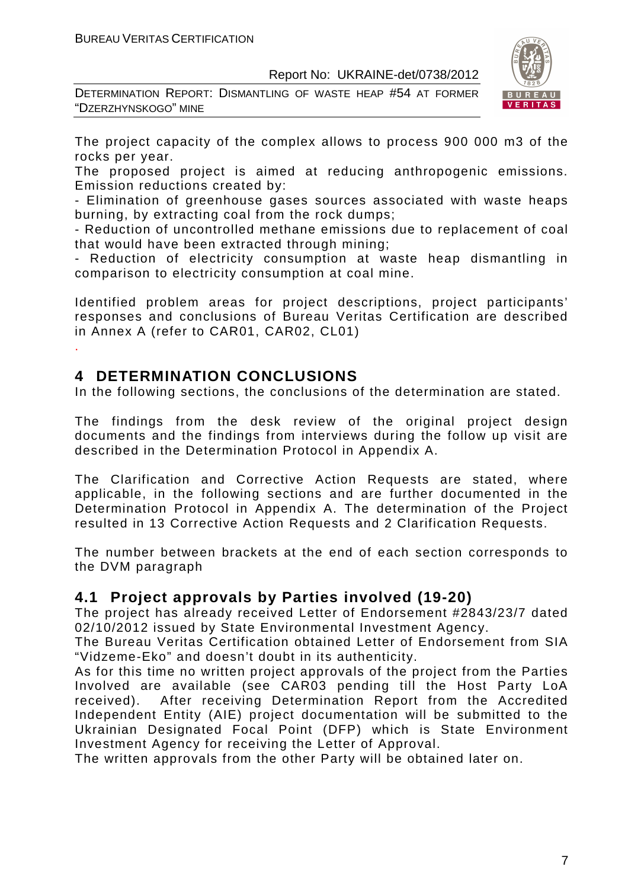The project capacity of the complex allows to process 900 000 m3 of the rocks per year.

The proposed project is aimed at reducing anthropogenic emissions. Emission reductions created by:

- Elimination of greenhouse gases sources associated with waste heaps burning, by extracting coal from the rock dumps;
- Reduction of uncontrolled methane emissions due to replacement of coal that would have been extracted through mining;
- Reduction of electricity consumption at waste heap dismantling in comparison to electricity consumption at coal mine.

Identified problem areas for project descriptions, project participants' responses and conclusions of Bureau Veritas Certification are described in Annex A (refer to CAR01, CAR02, CL01)

.

# 4 DETERMINATION CONCLUSIONS

In the following sections, the conclusions of the determination are stated.

The findings from the desk review of the original project design documents and the findings from interviews during the follow up visit are described in the Determination Protocol in Appendix A.

The Clarification and Corrective Action Requests are stated, where applicable, in the following sections and are further documented in the Determination Protocol in Appendix A. The determination of the Project resulted in 13 Corrective Action Requests and 2 Clarification Requests.

The number between brackets at the end of each section corresponds to the DVM paragraph

## 4.1 Project approvals by Parties involved (19-20)

The project has already received Letter of Endorsement #2843/23/7 dated 02/10/2012 issued by State Environmental Investment Agency.

The Bureau Veritas Certification obtained Letter of Endorsement from SIA "Vidzeme-Eko" and doesn't doubt in its authenticity.

As for this time no written project approvals of the project from the Parties Involved are available (see CAR03 pending till the Host Party LoA received). After receiving Determination Report from the Accredited Independent Entity (AIE) project documentation will be submitted to the Ukrainian Designated Focal Point (DFP) which is State Environment Investment Agency for receiving the Letter of Approval.

The written approvals from the other Party will be obtained later on.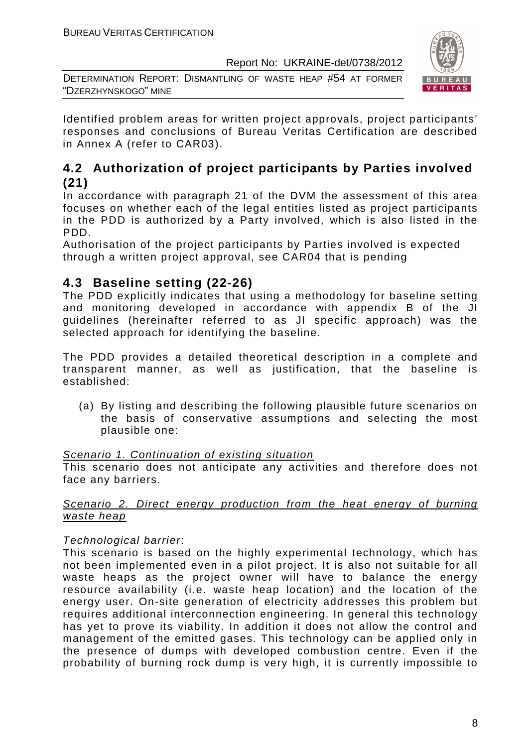Identified problem areas for written project approvals, project participants' responses and conclusions of Bureau Veritas Certification are described in Annex A (refer to CAR03).

## 4.2 Authorization of project participants by Parties involved (21)

In accordance with paragraph 21 of the DVM the assessment of this area focuses on whether each of the legal entities listed as project participants in the PDD is authorized by a Party involved, which is also listed in the PDD.

Authorisation of the project participants by Parties involved is expected through a written project approval, see CAR04 that is pending

## 4.3 Baseline setting (22-26)

The PDD explicitly indicates that using a methodology for baseline setting and monitoring developed in accordance with appendix B of the JI guidelines (hereinafter referred to as JI specific approach) was the selected approach for identifying the baseline.

The PDD provides a detailed theoretical description in a complete and transparent manner, as well as justification, that the baseline is established:

(a) By listing and describing the following plausible future scenarios on the basis of conservative assumptions and selecting the most plausible one:

Scenario 1. Continuation of existing situation

This scenario does not anticipate any activities and therefore does not face any barriers.

Scenario 2. Direct energy production from the heat energy of burning waste heap

*Technological barrier*:

This scenario is based on the highly experimental technology, which has not been implemented even in a pilot project. It is also not suitable for all waste heaps as the project owner will have to balance the energy resource availability (i.e. waste heap location) and the location of the energy user. On-site generation of electricity addresses this problem but requires additional interconnection engineering. In general this technology has yet to prove its viability. In addition it does not allow the control and management of the emitted gases. This technology can be applied only in the presence of dumps with developed combustion centre. Even if the probability of burning rock dump is very high, it is currently impossible to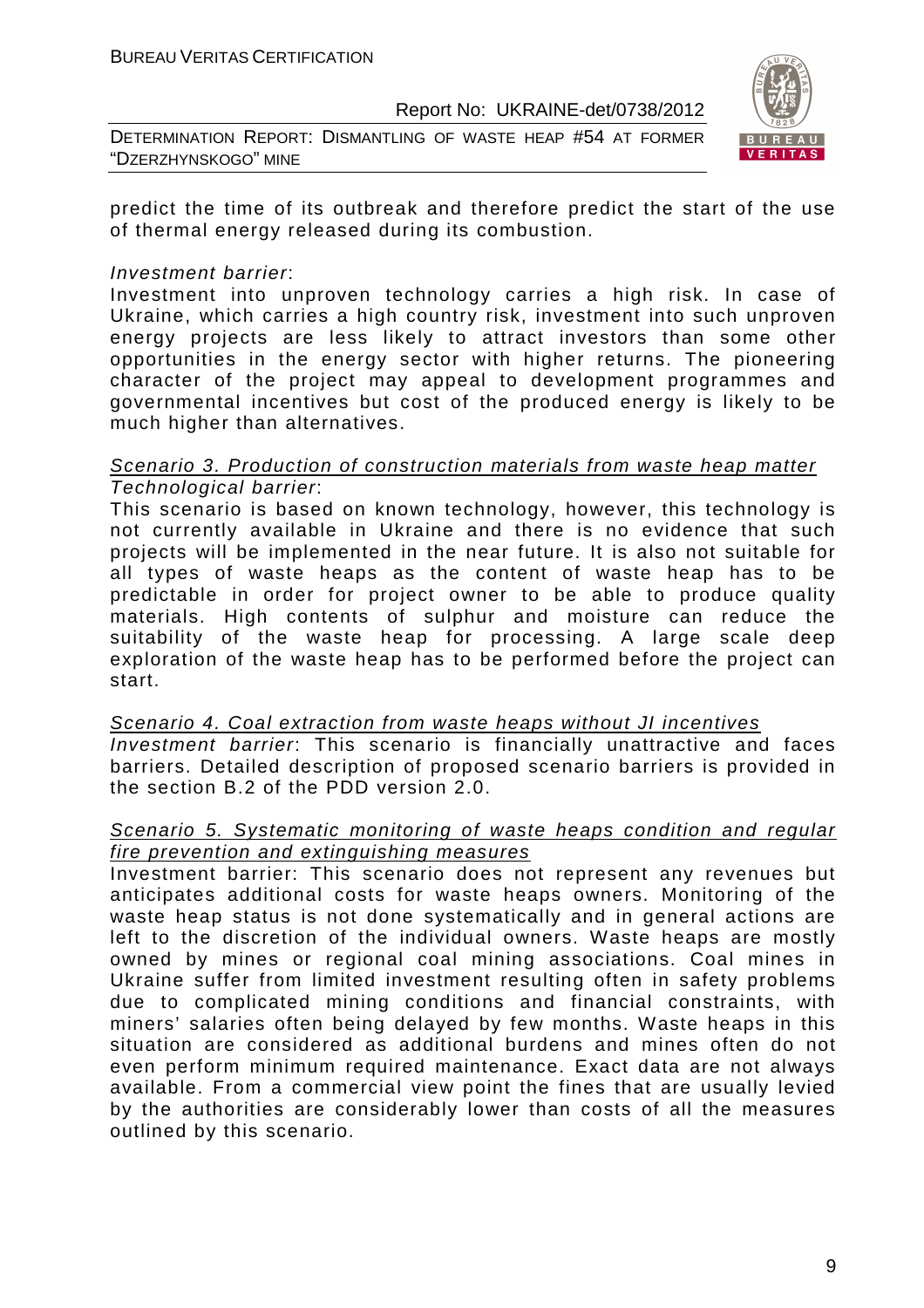predict the time of its outbreak and therefore predict the start of the use of thermal energy released during its combustion.

*Investment barrier*:
Investment into unproven technology carries a high risk. In case of Ukraine, which carries a high country risk, investment into such unproven energy projects are less likely to attract investors than some other opportunities in the energy sector with higher returns. The pioneering character of the project may appeal to development programmes and governmental incentives but cost of the produced energy is likely to be much higher than alternatives.

<u>Scenario 3. Production of construction materials from waste heap matter</u>
*Technological barrier*:
This scenario is based on known technology, however, this technology is not currently available in Ukraine and there is no evidence that such projects will be implemented in the near future. It is also not suitable for all types of waste heaps as the content of waste heap has to be predictable in order for project owner to be able to produce quality materials. High contents of sulphur and moisture can reduce the suitability of the waste heap for processing. A large scale deep exploration of the waste heap has to be performed before the project can start.

<u>Scenario 4. Coal extraction from waste heaps without JI incentives</u>
*Investment barrier*: This scenario is financially unattractive and faces barriers. Detailed description of proposed scenario barriers is provided in the section B.2 of the PDD version 2.0.

<u>Scenario 5. Systematic monitoring of waste heaps condition and regular fire prevention and extinguishing measures</u>
Investment barrier: This scenario does not represent any revenues but anticipates additional costs for waste heaps owners. Monitoring of the waste heap status is not done systematically and in general actions are left to the discretion of the individual owners. Waste heaps are mostly owned by mines or regional coal mining associations. Coal mines in Ukraine suffer from limited investment resulting often in safety problems due to complicated mining conditions and financial constraints, with miners' salaries often being delayed by few months. Waste heaps in this situation are considered as additional burdens and mines often do not even perform minimum required maintenance. Exact data are not always available. From a commercial view point the fines that are usually levied by the authorities are considerably lower than costs of all the measures outlined by this scenario.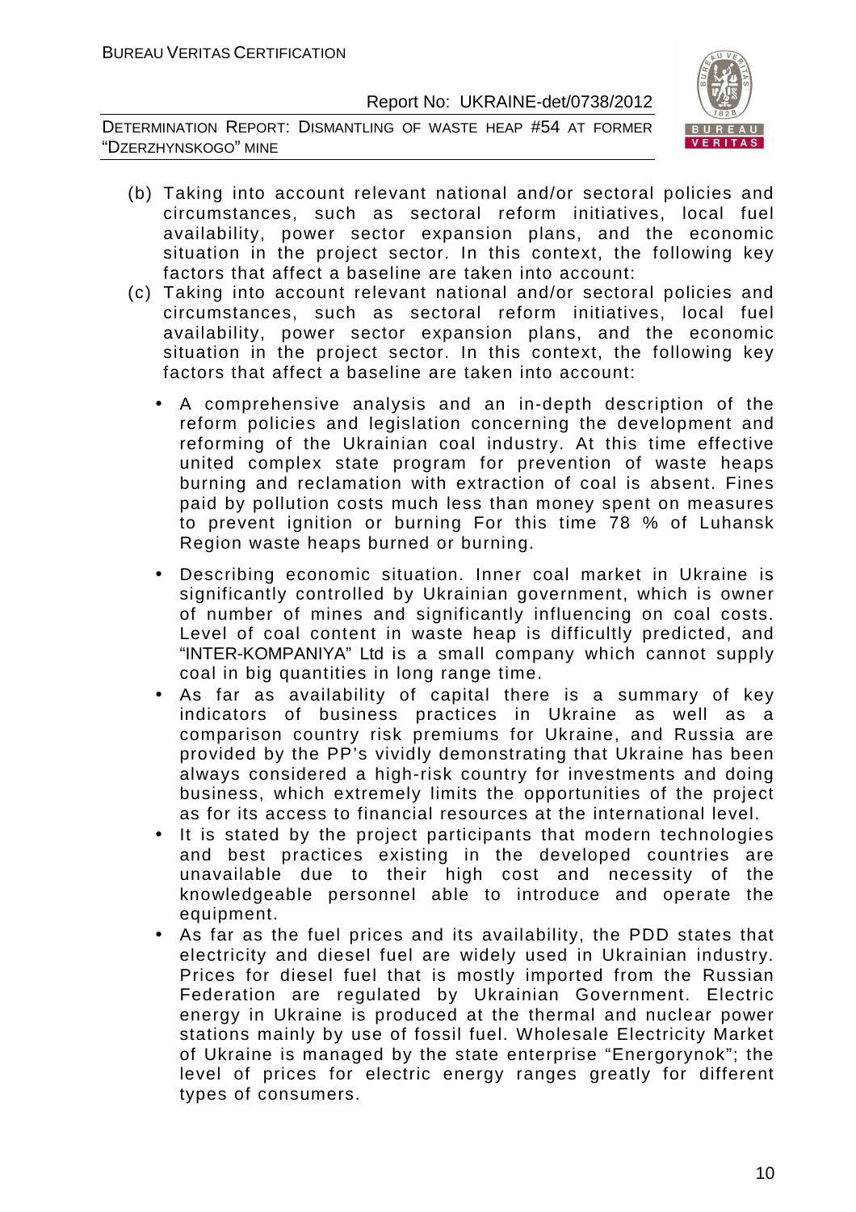(b) Taking into account relevant national and/or sectoral policies and circumstances, such as sectoral reform initiatives, local fuel availability, power sector expansion plans, and the economic situation in the project sector. In this context, the following key factors that affect a baseline are taken into account:

(c) Taking into account relevant national and/or sectoral policies and circumstances, such as sectoral reform initiatives, local fuel availability, power sector expansion plans, and the economic situation in the project sector. In this context, the following key factors that affect a baseline are taken into account:

- A comprehensive analysis and an in-depth description of the reform policies and legislation concerning the development and reforming of the Ukrainian coal industry. At this time effective united complex state program for prevention of waste heaps burning and reclamation with extraction of coal is absent. Fines paid by pollution costs much less than money spent on measures to prevent ignition or burning For this time 78 % of Luhansk Region waste heaps burned or burning.
- Describing economic situation. Inner coal market in Ukraine is significantly controlled by Ukrainian government, which is owner of number of mines and significantly influencing on coal costs. Level of coal content in waste heap is difficultly predicted, and "INTER-KOMPANIYA" Ltd is a small company which cannot supply coal in big quantities in long range time.
- As far as availability of capital there is a summary of key indicators of business practices in Ukraine as well as a comparison country risk premiums for Ukraine, and Russia are provided by the PP's vividly demonstrating that Ukraine has been always considered a high-risk country for investments and doing business, which extremely limits the opportunities of the project as for its access to financial resources at the international level.
- It is stated by the project participants that modern technologies and best practices existing in the developed countries are unavailable due to their high cost and necessity of the knowledgeable personnel able to introduce and operate the equipment.
- As far as the fuel prices and its availability, the PDD states that electricity and diesel fuel are widely used in Ukrainian industry. Prices for diesel fuel that is mostly imported from the Russian Federation are regulated by Ukrainian Government. Electric energy in Ukraine is produced at the thermal and nuclear power stations mainly by use of fossil fuel. Wholesale Electricity Market of Ukraine is managed by the state enterprise "Energorynok"; the level of prices for electric energy ranges greatly for different types of consumers.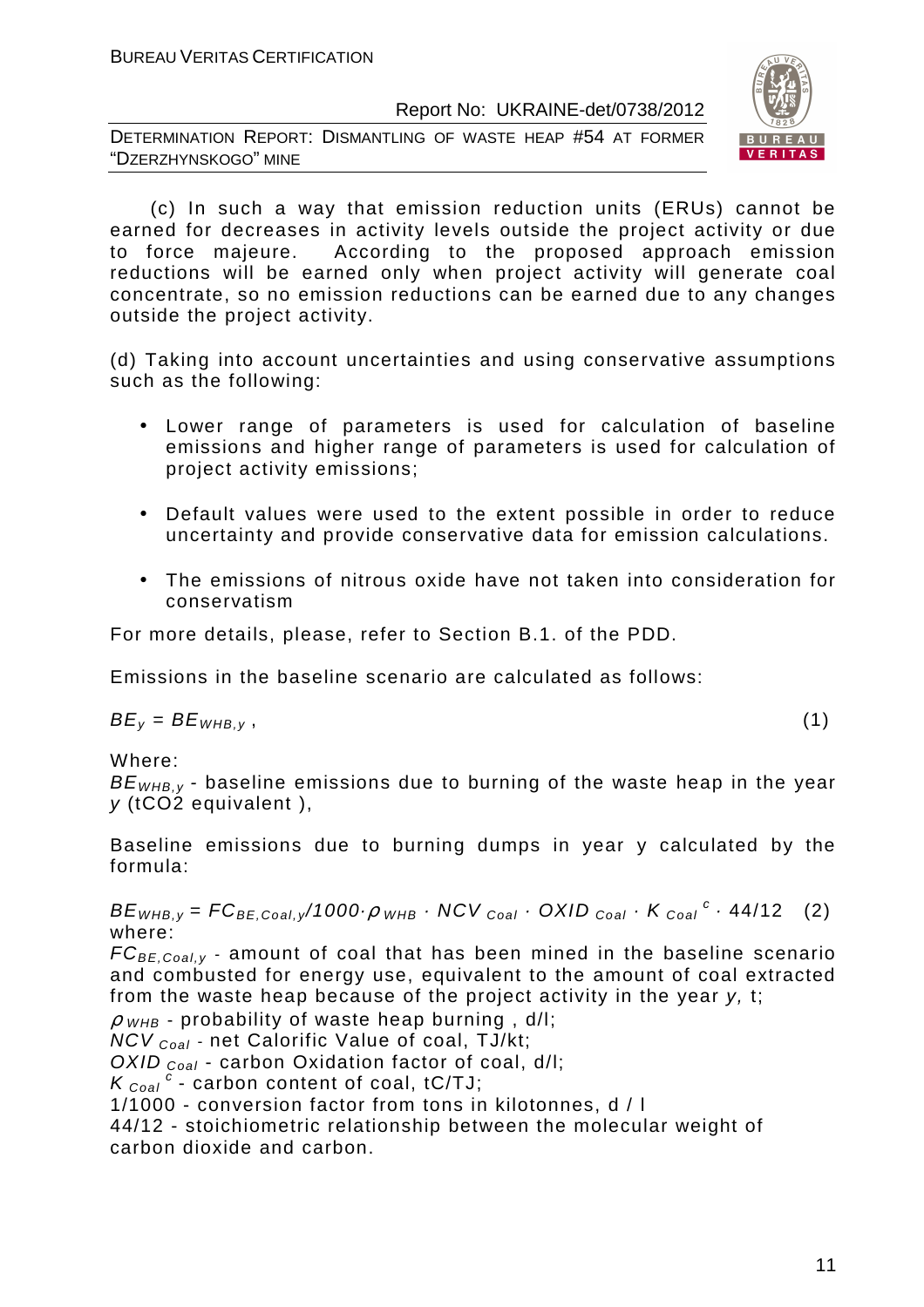(c) In such a way that emission reduction units (ERUs) cannot be earned for decreases in activity levels outside the project activity or due to force majeure. According to the proposed approach emission reductions will be earned only when project activity will generate coal concentrate, so no emission reductions can be earned due to any changes outside the project activity.

(d) Taking into account uncertainties and using conservative assumptions such as the following:

- Lower range of parameters is used for calculation of baseline emissions and higher range of parameters is used for calculation of project activity emissions;
- Default values were used to the extent possible in order to reduce uncertainty and provide conservative data for emission calculations.
- The emissions of nitrous oxide have not taken into consideration for conservatism

For more details, please, refer to Section B.1. of the PDD.

Emissions in the baseline scenario are calculated as follows:

$$BE_y = BE_{WHB,y}\,, \qquad (1)$$

Where:

$BE_{WHB,y}$ - baseline emissions due to burning of the waste heap in the year $y$ (tCO2 equivalent ),

Baseline emissions due to burning dumps in year y calculated by the formula:

$$BE_{WHB,y} = FC_{BE,Coal,y}/1000 \cdot \rho_{WHB} \cdot NCV_{Coal} \cdot OXID_{Coal} \cdot K_{Coal}^{c} \cdot 44/12 \qquad (2)$$

where:

$FC_{BE,Coal,y}$ - amount of coal that has been mined in the baseline scenario and combusted for energy use, equivalent to the amount of coal extracted from the waste heap because of the project activity in the year $y$, t;

$\rho_{WHB}$ - probability of waste heap burning , d/l;

$NCV_{Coal}$ - net Calorific Value of coal, TJ/kt;

$OXID_{Coal}$ - carbon Oxidation factor of coal, d/l;

$K_{Coal}^{c}$ - carbon content of coal, tC/TJ;

1/1000 - conversion factor from tons in kilotonnes, d / l

44/12 - stoichiometric relationship between the molecular weight of carbon dioxide and carbon.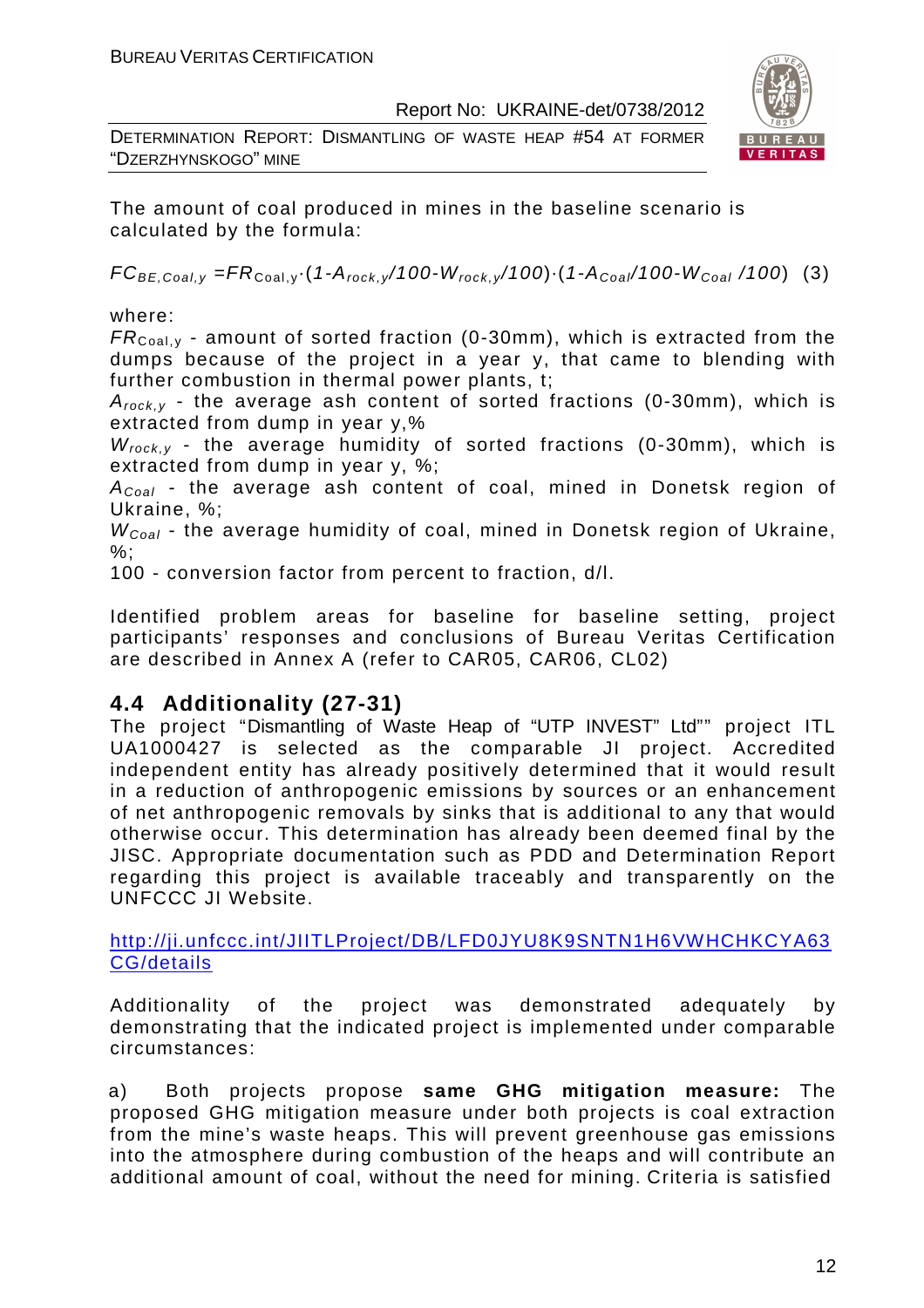The amount of coal produced in mines in the baseline scenario is calculated by the formula:

$$FC_{BE,Coal,y} = FR_{Coal,y} \cdot (1 - A_{rock,y}/100 - W_{rock,y}/100) \cdot (1 - A_{Coal}/100 - W_{Coal}/100) \quad (3)$$

where:

$FR_{Coal,y}$ - amount of sorted fraction (0-30mm), which is extracted from the dumps because of the project in a year y, that came to blending with further combustion in thermal power plants, t;

$A_{rock,y}$ - the average ash content of sorted fractions (0-30mm), which is extracted from dump in year y,%

$W_{rock,y}$ - the average humidity of sorted fractions (0-30mm), which is extracted from dump in year y, %;

$A_{Coal}$ - the average ash content of coal, mined in Donetsk region of Ukraine, %;

$W_{Coal}$ - the average humidity of coal, mined in Donetsk region of Ukraine, %;

100 - conversion factor from percent to fraction, d/l.

Identified problem areas for baseline for baseline setting, project participants' responses and conclusions of Bureau Veritas Certification are described in Annex A (refer to CAR05, CAR06, CL02)

## 4.4 Additionality (27-31)

The project "Dismantling of Waste Heap of "UTP INVEST" Ltd"" project ITL UA1000427 is selected as the comparable JI project. Accredited independent entity has already positively determined that it would result in a reduction of anthropogenic emissions by sources or an enhancement of net anthropogenic removals by sinks that is additional to any that would otherwise occur. This determination has already been deemed final by the JISC. Appropriate documentation such as PDD and Determination Report regarding this project is available traceably and transparently on the UNFCCC JI Website.

http://ji.unfccc.int/JIITLProject/DB/LFD0JYU8K9SNTN1H6VWHCHKCYA63CG/details

Additionality of the project was demonstrated adequately by demonstrating that the indicated project is implemented under comparable circumstances:

a) Both projects propose **same GHG mitigation measure:** The proposed GHG mitigation measure under both projects is coal extraction from the mine's waste heaps. This will prevent greenhouse gas emissions into the atmosphere during combustion of the heaps and will contribute an additional amount of coal, without the need for mining. Criteria is satisfied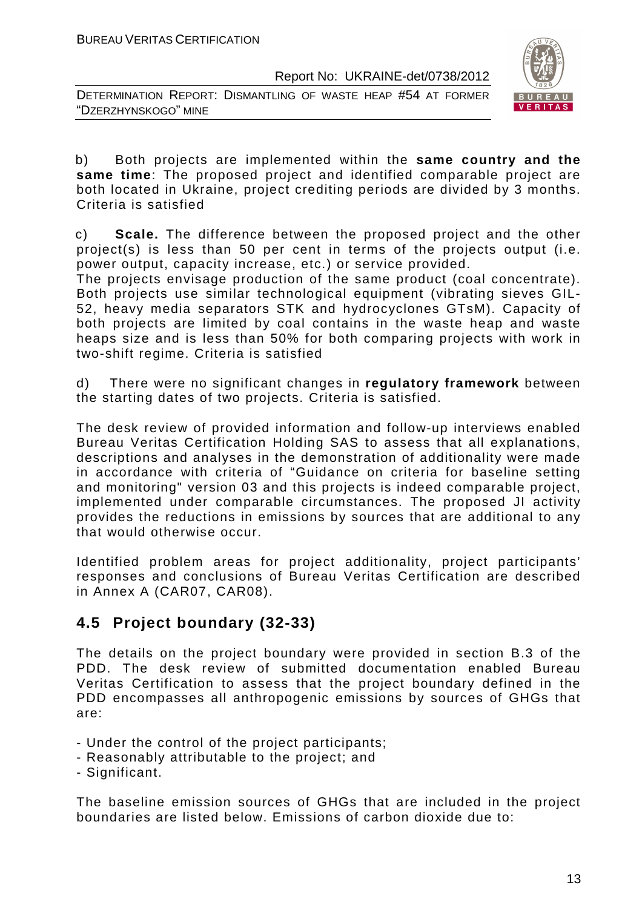b) Both projects are implemented within the **same country and the same time**: The proposed project and identified comparable project are both located in Ukraine, project crediting periods are divided by 3 months. Criteria is satisfied

c) **Scale.** The difference between the proposed project and the other project(s) is less than 50 per cent in terms of the projects output (i.e. power output, capacity increase, etc.) or service provided.
The projects envisage production of the same product (coal concentrate). Both projects use similar technological equipment (vibrating sieves GIL-52, heavy media separators STK and hydrocyclones GTsM). Capacity of both projects are limited by coal contains in the waste heap and waste heaps size and is less than 50% for both comparing projects with work in two-shift regime. Criteria is satisfied

d) There were no significant changes in **regulatory framework** between the starting dates of two projects. Criteria is satisfied.

The desk review of provided information and follow-up interviews enabled Bureau Veritas Certification Holding SAS to assess that all explanations, descriptions and analyses in the demonstration of additionality were made in accordance with criteria of "Guidance on criteria for baseline setting and monitoring" version 03 and this projects is indeed comparable project, implemented under comparable circumstances. The proposed JI activity provides the reductions in emissions by sources that are additional to any that would otherwise occur.

Identified problem areas for project additionality, project participants' responses and conclusions of Bureau Veritas Certification are described in Annex A (CAR07, CAR08).

## 4.5 Project boundary (32-33)

The details on the project boundary were provided in section B.3 of the PDD. The desk review of submitted documentation enabled Bureau Veritas Certification to assess that the project boundary defined in the PDD encompasses all anthropogenic emissions by sources of GHGs that are:

- Under the control of the project participants;
- Reasonably attributable to the project; and
- Significant.

The baseline emission sources of GHGs that are included in the project boundaries are listed below. Emissions of carbon dioxide due to: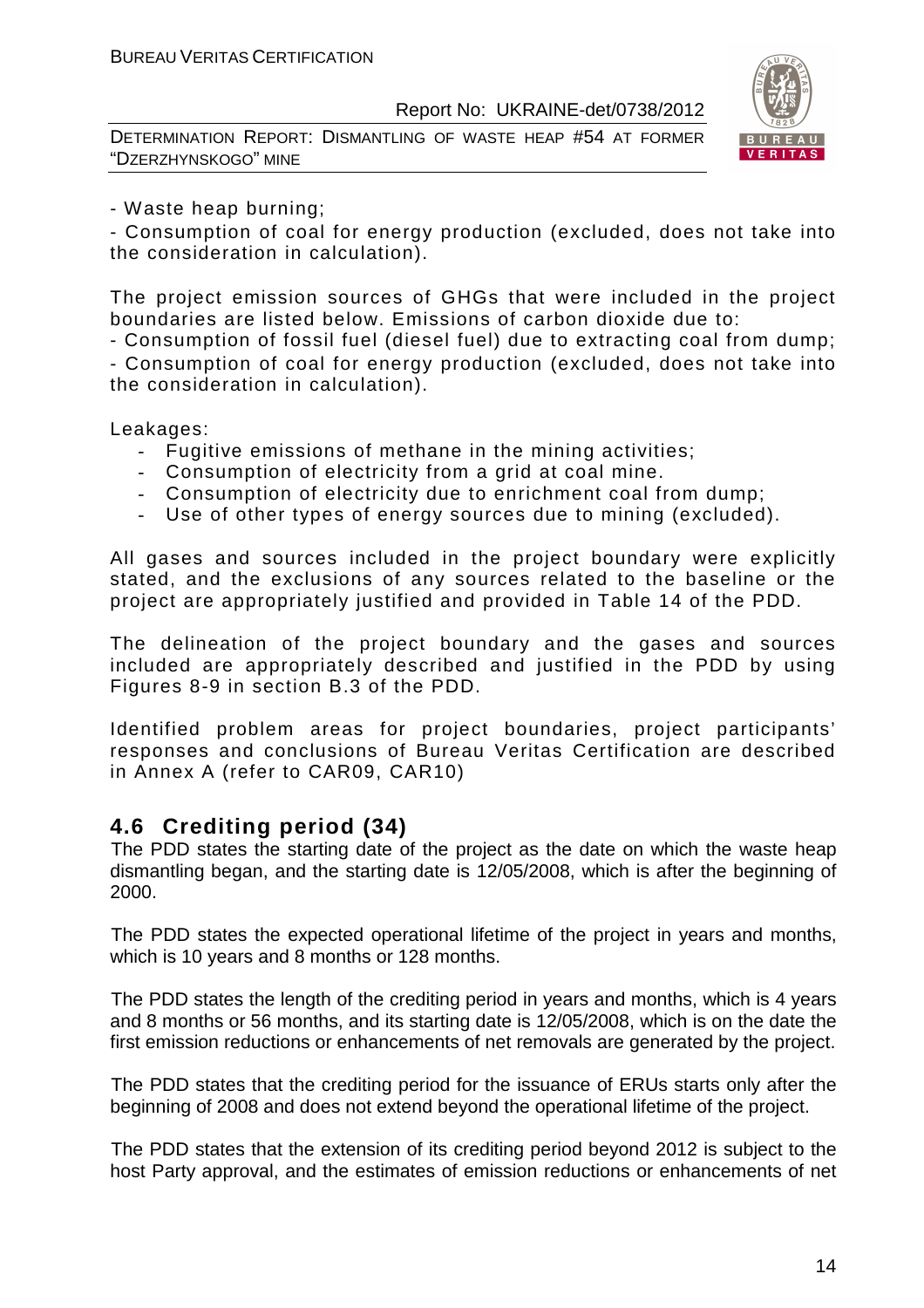- Waste heap burning;
- Consumption of coal for energy production (excluded, does not take into the consideration in calculation).

The project emission sources of GHGs that were included in the project boundaries are listed below. Emissions of carbon dioxide due to:
- Consumption of fossil fuel (diesel fuel) due to extracting coal from dump;
- Consumption of coal for energy production (excluded, does not take into the consideration in calculation).

Leakages:

- Fugitive emissions of methane in the mining activities;
- Consumption of electricity from a grid at coal mine.
- Consumption of electricity due to enrichment coal from dump;
- Use of other types of energy sources due to mining (excluded).

All gases and sources included in the project boundary were explicitly stated, and the exclusions of any sources related to the baseline or the project are appropriately justified and provided in Table 14 of the PDD.

The delineation of the project boundary and the gases and sources included are appropriately described and justified in the PDD by using Figures 8-9 in section B.3 of the PDD.

Identified problem areas for project boundaries, project participants' responses and conclusions of Bureau Veritas Certification are described in Annex A (refer to CAR09, CAR10)

## 4.6 Crediting period (34)

The PDD states the starting date of the project as the date on which the waste heap dismantling began, and the starting date is 12/05/2008, which is after the beginning of 2000.

The PDD states the expected operational lifetime of the project in years and months, which is 10 years and 8 months or 128 months.

The PDD states the length of the crediting period in years and months, which is 4 years and 8 months or 56 months, and its starting date is 12/05/2008, which is on the date the first emission reductions or enhancements of net removals are generated by the project.

The PDD states that the crediting period for the issuance of ERUs starts only after the beginning of 2008 and does not extend beyond the operational lifetime of the project.

The PDD states that the extension of its crediting period beyond 2012 is subject to the host Party approval, and the estimates of emission reductions or enhancements of net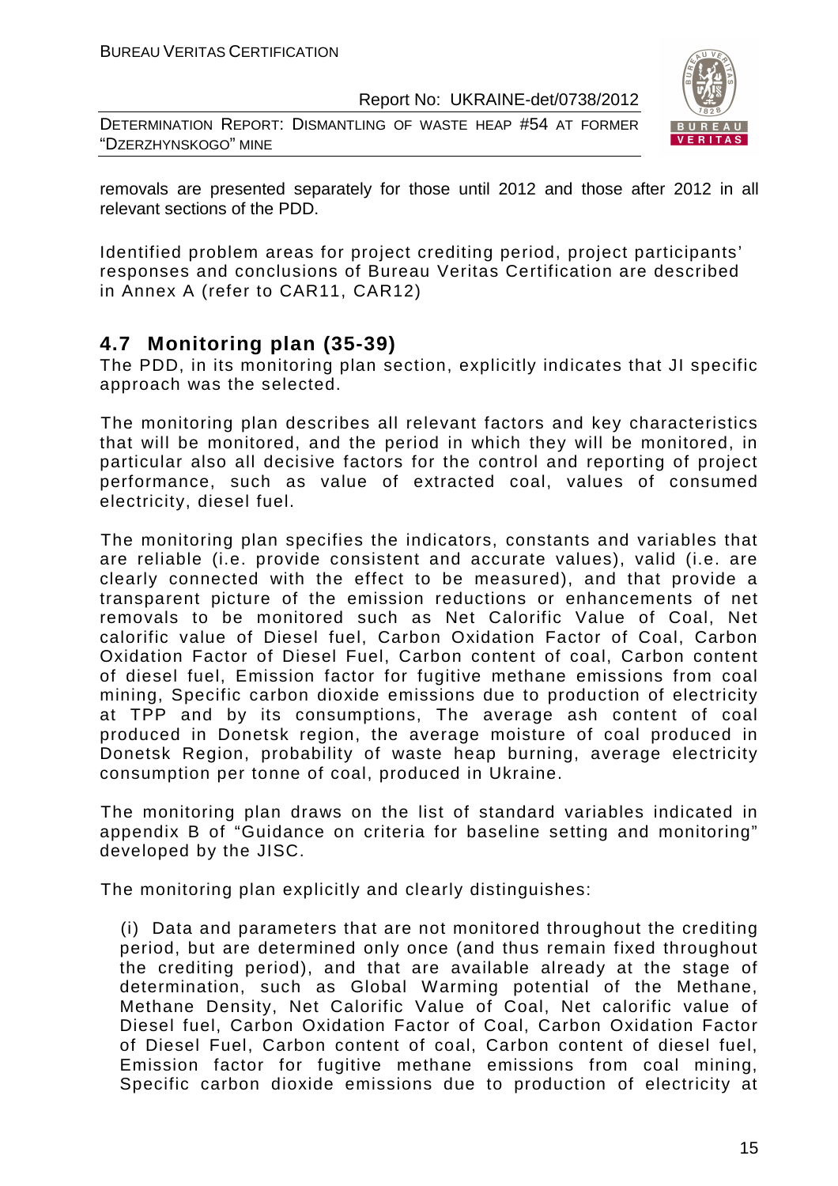removals are presented separately for those until 2012 and those after 2012 in all relevant sections of the PDD.

Identified problem areas for project crediting period, project participants' responses and conclusions of Bureau Veritas Certification are described in Annex A (refer to CAR11, CAR12)

## 4.7 Monitoring plan (35-39)

The PDD, in its monitoring plan section, explicitly indicates that JI specific approach was the selected.

The monitoring plan describes all relevant factors and key characteristics that will be monitored, and the period in which they will be monitored, in particular also all decisive factors for the control and reporting of project performance, such as value of extracted coal, values of consumed electricity, diesel fuel.

The monitoring plan specifies the indicators, constants and variables that are reliable (i.e. provide consistent and accurate values), valid (i.e. are clearly connected with the effect to be measured), and that provide a transparent picture of the emission reductions or enhancements of net removals to be monitored such as Net Calorific Value of Coal, Net calorific value of Diesel fuel, Carbon Oxidation Factor of Coal, Carbon Oxidation Factor of Diesel Fuel, Carbon content of coal, Carbon content of diesel fuel, Emission factor for fugitive methane emissions from coal mining, Specific carbon dioxide emissions due to production of electricity at TPP and by its consumptions, The average ash content of coal produced in Donetsk region, the average moisture of coal produced in Donetsk Region, probability of waste heap burning, average electricity consumption per tonne of coal, produced in Ukraine.

The monitoring plan draws on the list of standard variables indicated in appendix B of "Guidance on criteria for baseline setting and monitoring" developed by the JISC.

The monitoring plan explicitly and clearly distinguishes:

(i) Data and parameters that are not monitored throughout the crediting period, but are determined only once (and thus remain fixed throughout the crediting period), and that are available already at the stage of determination, such as Global Warming potential of the Methane, Methane Density, Net Calorific Value of Coal, Net calorific value of Diesel fuel, Carbon Oxidation Factor of Coal, Carbon Oxidation Factor of Diesel Fuel, Carbon content of coal, Carbon content of diesel fuel, Emission factor for fugitive methane emissions from coal mining, Specific carbon dioxide emissions due to production of electricity at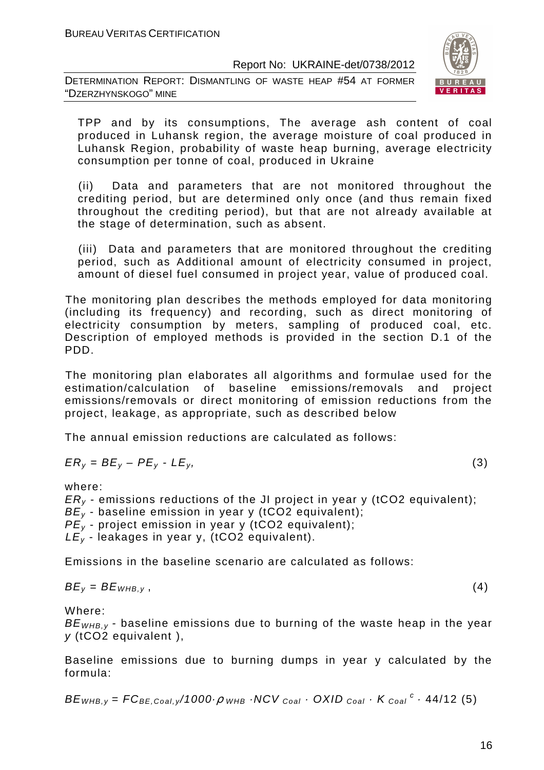TPP and by its consumptions, The average ash content of coal produced in Luhansk region, the average moisture of coal produced in Luhansk Region, probability of waste heap burning, average electricity consumption per tonne of coal, produced in Ukraine

(ii) Data and parameters that are not monitored throughout the crediting period, but are determined only once (and thus remain fixed throughout the crediting period), but that are not already available at the stage of determination, such as absent.

(iii) Data and parameters that are monitored throughout the crediting period, such as Additional amount of electricity consumed in project, amount of diesel fuel consumed in project year, value of produced coal.

The monitoring plan describes the methods employed for data monitoring (including its frequency) and recording, such as direct monitoring of electricity consumption by meters, sampling of produced coal, etc. Description of employed methods is provided in the section D.1 of the PDD.

The monitoring plan elaborates all algorithms and formulae used for the estimation/calculation of baseline emissions/removals and project emissions/removals or direct monitoring of emission reductions from the project, leakage, as appropriate, such as described below

The annual emission reductions are calculated as follows:

$$ER_y = BE_y - PE_y - LE_y, \quad (3)$$

where:
$ER_y$ - emissions reductions of the JI project in year y (tCO2 equivalent);
$BE_y$ - baseline emission in year y (tCO2 equivalent);
$PE_y$ - project emission in year y (tCO2 equivalent);
$LE_y$ - leakages in year y, (tCO2 equivalent).

Emissions in the baseline scenario are calculated as follows:

$$BE_y = BE_{WHB,y}, \quad (4)$$

Where:
$BE_{WHB,y}$ - baseline emissions due to burning of the waste heap in the year $y$ (tCO2 equivalent ),

Baseline emissions due to burning dumps in year y calculated by the formula:

$$BE_{WHB,y} = FC_{BE,Coal,y}/1000 \cdot \rho_{WHB} \cdot NCV_{Coal} \cdot OXID_{Coal} \cdot K_{Coal}^{\ c} \cdot 44/12 \quad (5)$$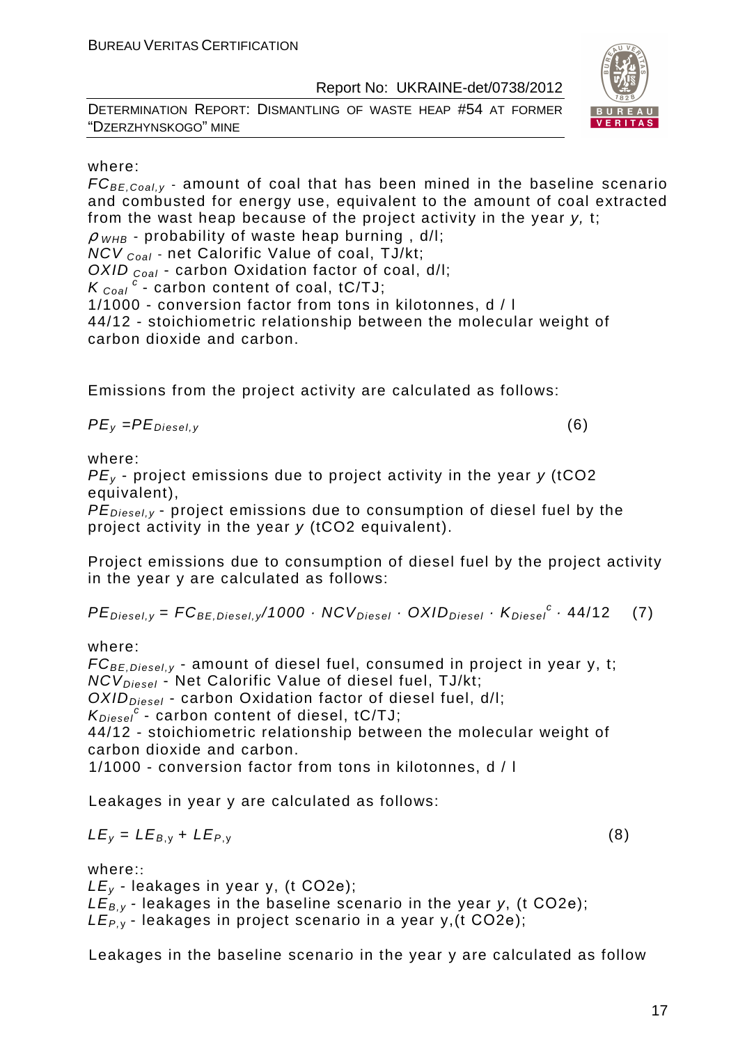where:

$FC_{BE,Coal,y}$ - amount of coal that has been mined in the baseline scenario and combusted for energy use, equivalent to the amount of coal extracted from the wast heap because of the project activity in the year *y,* t;

$\rho_{WHB}$ - probability of waste heap burning , d/l;

$NCV_{Coal}$ - net Calorific Value of coal, TJ/kt;

$OXID_{Coal}$ - carbon Oxidation factor of coal, d/l;

$K_{Coal}^{c}$ - carbon content of coal, tC/TJ;

1/1000 - conversion factor from tons in kilotonnes, d / l

44/12 - stoichiometric relationship between the molecular weight of carbon dioxide and carbon.

Emissions from the project activity are calculated as follows:

$$PE_y = PE_{Diesel,y} \qquad (6)$$

where:

$PE_y$ - project emissions due to project activity in the year *y* (tCO2 equivalent),

$PE_{Diesel,y}$ - project emissions due to consumption of diesel fuel by the project activity in the year *y* (tCO2 equivalent).

Project emissions due to consumption of diesel fuel by the project activity in the year y are calculated as follows:

$$PE_{Diesel,y} = FC_{BE,Diesel,y}/1000 \cdot NCV_{Diesel} \cdot OXID_{Diesel} \cdot K_{Diesel}^{c} \cdot 44/12 \qquad (7)$$

where:

$FC_{BE,Diesel,y}$ - amount of diesel fuel, consumed in project in year y, t;

$NCV_{Diesel}$ - Net Calorific Value of diesel fuel, TJ/kt;

$OXID_{Diesel}$ - carbon Oxidation factor of diesel fuel, d/l;

$K_{Diesel}^{c}$ - carbon content of diesel, tC/TJ;

44/12 - stoichiometric relationship between the molecular weight of carbon dioxide and carbon.

1/1000 - conversion factor from tons in kilotonnes, d / l

Leakages in year y are calculated as follows:

$$LE_y = LE_{B,y} + LE_{P,y} \qquad (8)$$

where::

$LE_y$ - leakages in year y, (t CO2e);

$LE_{B,y}$ - leakages in the baseline scenario in the year *y*, (t CO2e);

$LE_{P,y}$ - leakages in project scenario in a year y,(t CO2e);

Leakages in the baseline scenario in the year y are calculated as follow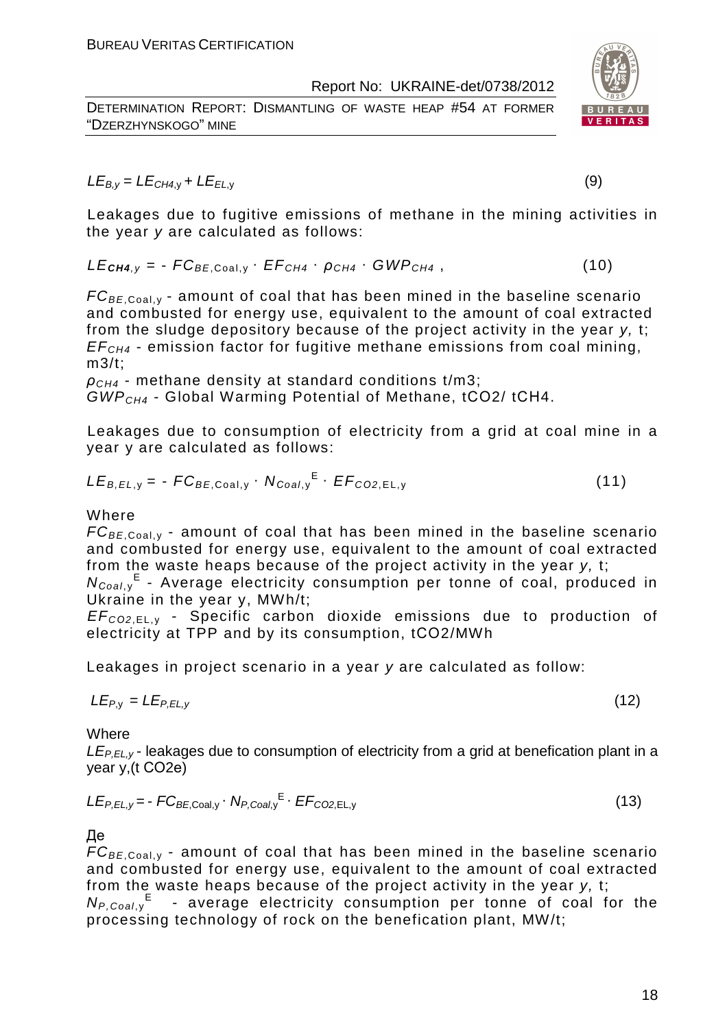$$LE_{B,y} = LE_{CH4,y} + LE_{EL,y} \quad (9)$$

Leakages due to fugitive emissions of methane in the mining activities in the year *y* are calculated as follows:

$$LE_{CH4,y} = - FC_{BE,Coal,y} \cdot EF_{CH4} \cdot \rho_{CH4} \cdot GWP_{CH4} , \quad (10)$$

$FC_{BE,Coal,y}$ - amount of coal that has been mined in the baseline scenario and combusted for energy use, equivalent to the amount of coal extracted from the sludge depository because of the project activity in the year *y,* t;
$EF_{CH4}$ - emission factor for fugitive methane emissions from coal mining, m3/t;
$\rho_{CH4}$ - methane density at standard conditions t/m3;
$GWP_{CH4}$ - Global Warming Potential of Methane, tCO2/ tCH4.

Leakages due to consumption of electricity from a grid at coal mine in a year y are calculated as follows:

$$LE_{B,EL,y} = - FC_{BE,Coal,y} \cdot N_{Coal,y}^{E} \cdot EF_{CO2,EL,y} \quad (11)$$

Where
$FC_{BE,Coal,y}$ - amount of coal that has been mined in the baseline scenario and combusted for energy use, equivalent to the amount of coal extracted from the waste heaps because of the project activity in the year *y,* t;
$N_{Coal,y}^{E}$ - Average electricity consumption per tonne of coal, produced in Ukraine in the year y, MWh/t;
$EF_{CO2,EL,y}$ - Specific carbon dioxide emissions due to production of electricity at TPP and by its consumption, tCO2/MWh

Leakages in project scenario in a year *y* are calculated as follow:

$$LE_{P,y} = LE_{P,EL,y} \quad (12)$$

Where
$LE_{P,EL,y}$ - leakages due to consumption of electricity from a grid at benefication plant in a year y,(t CO2e)

$$LE_{P,EL,y} = - FC_{BE,Coal,y} \cdot N_{P,Coal,y}^{E} \cdot EF_{CO2,EL,y} \quad (13)$$

Де
$FC_{BE,Coal,y}$ - amount of coal that has been mined in the baseline scenario and combusted for energy use, equivalent to the amount of coal extracted from the waste heaps because of the project activity in the year *y,* t;
$N_{P,Coal,y}^{E}$ - average electricity consumption per tonne of coal for the processing technology of rock on the benefication plant, MW/t;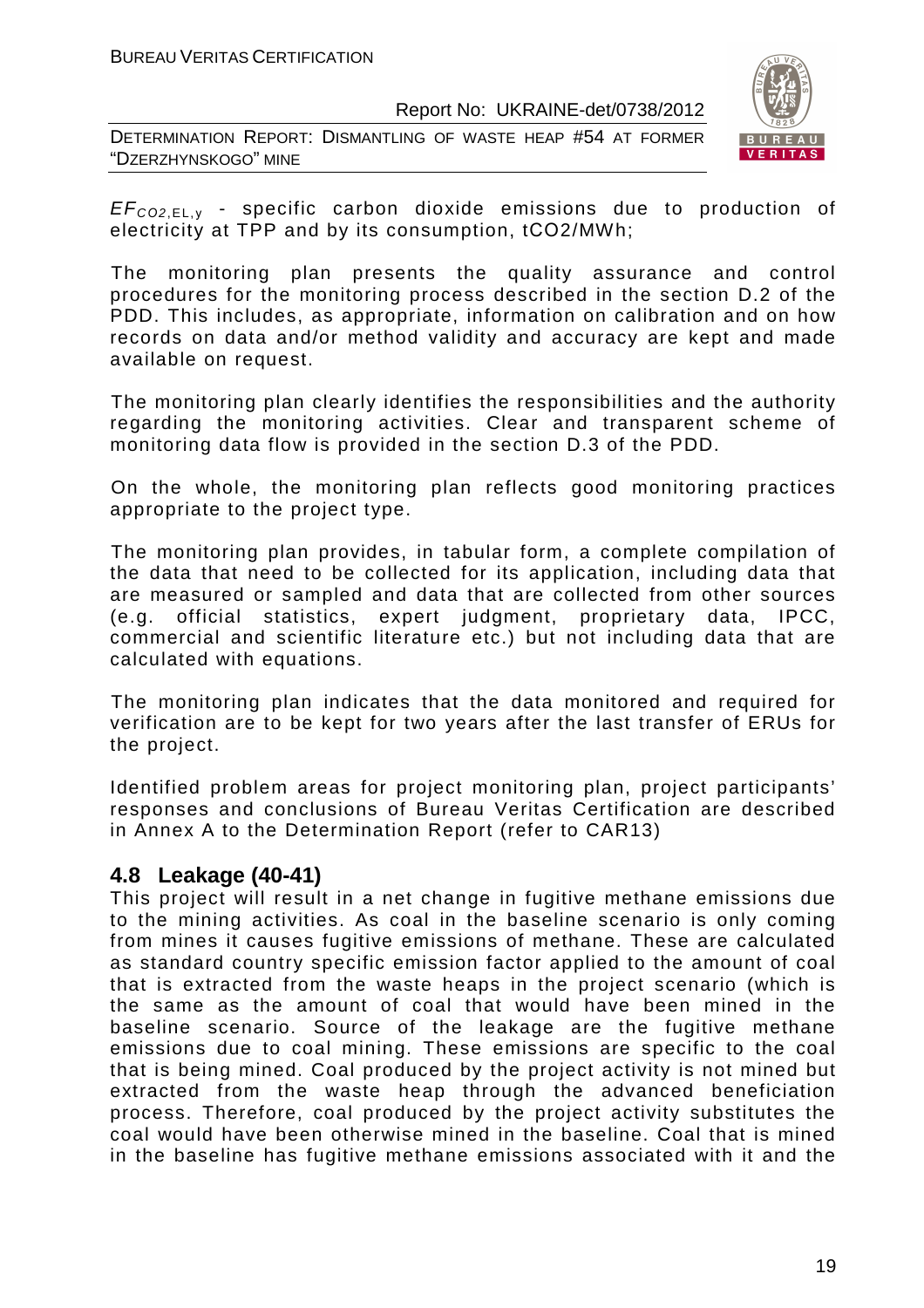$EF_{CO2,EL,y}$ - specific carbon dioxide emissions due to production of electricity at TPP and by its consumption, tCO2/MWh;

The monitoring plan presents the quality assurance and control procedures for the monitoring process described in the section D.2 of the PDD. This includes, as appropriate, information on calibration and on how records on data and/or method validity and accuracy are kept and made available on request.

The monitoring plan clearly identifies the responsibilities and the authority regarding the monitoring activities. Clear and transparent scheme of monitoring data flow is provided in the section D.3 of the PDD.

On the whole, the monitoring plan reflects good monitoring practices appropriate to the project type.

The monitoring plan provides, in tabular form, a complete compilation of the data that need to be collected for its application, including data that are measured or sampled and data that are collected from other sources (e.g. official statistics, expert judgment, proprietary data, IPCC, commercial and scientific literature etc.) but not including data that are calculated with equations.

The monitoring plan indicates that the data monitored and required for verification are to be kept for two years after the last transfer of ERUs for the project.

Identified problem areas for project monitoring plan, project participants' responses and conclusions of Bureau Veritas Certification are described in Annex A to the Determination Report (refer to CAR13)

## 4.8 Leakage (40-41)

This project will result in a net change in fugitive methane emissions due to the mining activities. As coal in the baseline scenario is only coming from mines it causes fugitive emissions of methane. These are calculated as standard country specific emission factor applied to the amount of coal that is extracted from the waste heaps in the project scenario (which is the same as the amount of coal that would have been mined in the baseline scenario. Source of the leakage are the fugitive methane emissions due to coal mining. These emissions are specific to the coal that is being mined. Coal produced by the project activity is not mined but extracted from the waste heap through the advanced beneficiation process. Therefore, coal produced by the project activity substitutes the coal would have been otherwise mined in the baseline. Coal that is mined in the baseline has fugitive methane emissions associated with it and the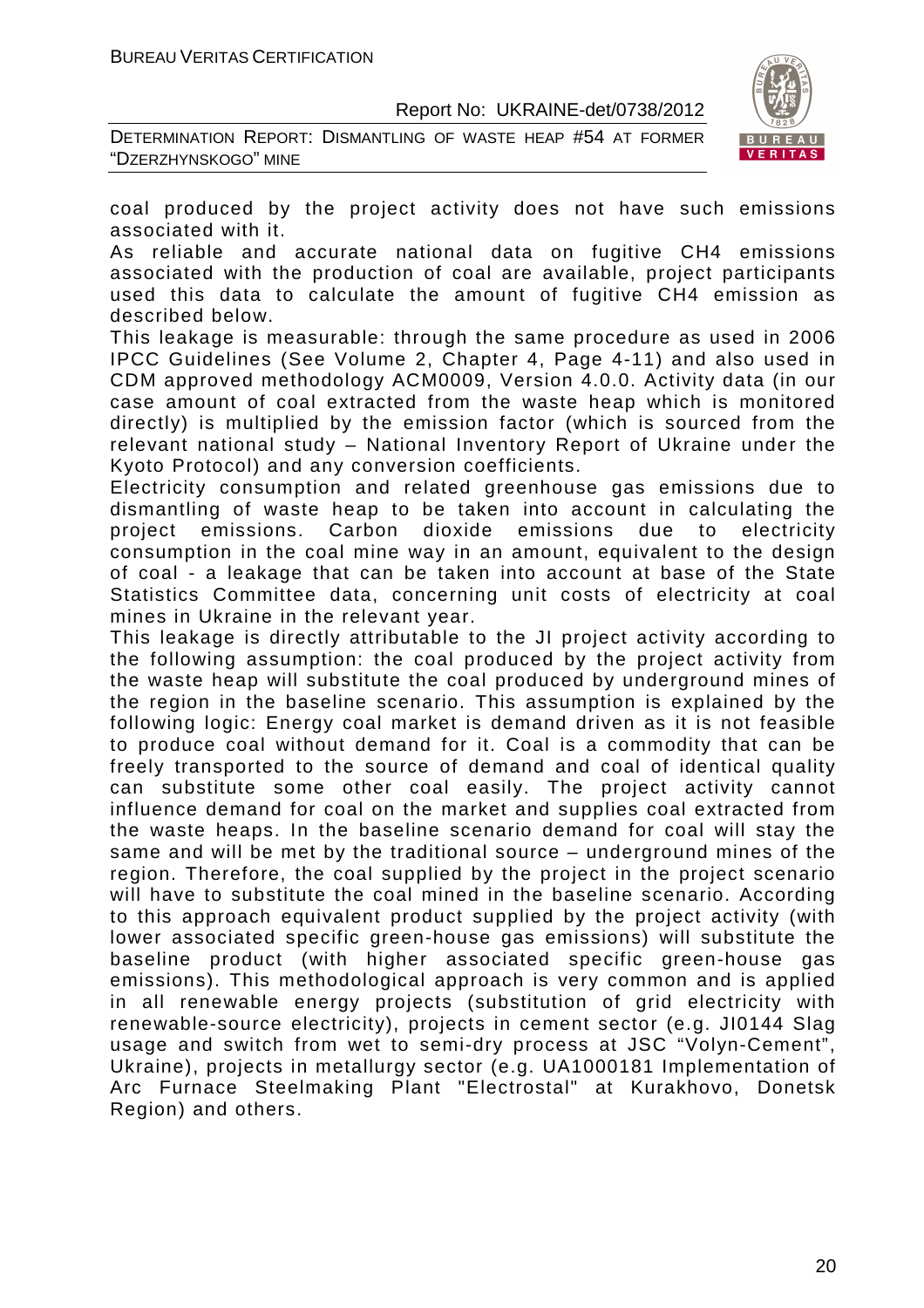coal produced by the project activity does not have such emissions associated with it.

As reliable and accurate national data on fugitive $CH_4$ emissions associated with the production of coal are available, project participants used this data to calculate the amount of fugitive $CH_4$ emission as described below.

This leakage is measurable: through the same procedure as used in 2006 IPCC Guidelines (See Volume 2, Chapter 4, Page 4-11) and also used in CDM approved methodology ACM0009, Version 4.0.0. Activity data (in our case amount of coal extracted from the waste heap which is monitored directly) is multiplied by the emission factor (which is sourced from the relevant national study – National Inventory Report of Ukraine under the Kyoto Protocol) and any conversion coefficients.

Electricity consumption and related greenhouse gas emissions due to dismantling of waste heap to be taken into account in calculating the project emissions. Carbon dioxide emissions due to electricity consumption in the coal mine way in an amount, equivalent to the design of coal - a leakage that can be taken into account at base of the State Statistics Committee data, concerning unit costs of electricity at coal mines in Ukraine in the relevant year.

This leakage is directly attributable to the JI project activity according to the following assumption: the coal produced by the project activity from the waste heap will substitute the coal produced by underground mines of the region in the baseline scenario. This assumption is explained by the following logic: Energy coal market is demand driven as it is not feasible to produce coal without demand for it. Coal is a commodity that can be freely transported to the source of demand and coal of identical quality can substitute some other coal easily. The project activity cannot influence demand for coal on the market and supplies coal extracted from the waste heaps. In the baseline scenario demand for coal will stay the same and will be met by the traditional source – underground mines of the region. Therefore, the coal supplied by the project in the project scenario will have to substitute the coal mined in the baseline scenario. According to this approach equivalent product supplied by the project activity (with lower associated specific green-house gas emissions) will substitute the baseline product (with higher associated specific green-house gas emissions). This methodological approach is very common and is applied in all renewable energy projects (substitution of grid electricity with renewable-source electricity), projects in cement sector (e.g. JI0144 Slag usage and switch from wet to semi-dry process at JSC "Volyn-Cement", Ukraine), projects in metallurgy sector (e.g. UA1000181 Implementation of Arc Furnace Steelmaking Plant "Electrostal" at Kurakhovo, Donetsk Region) and others.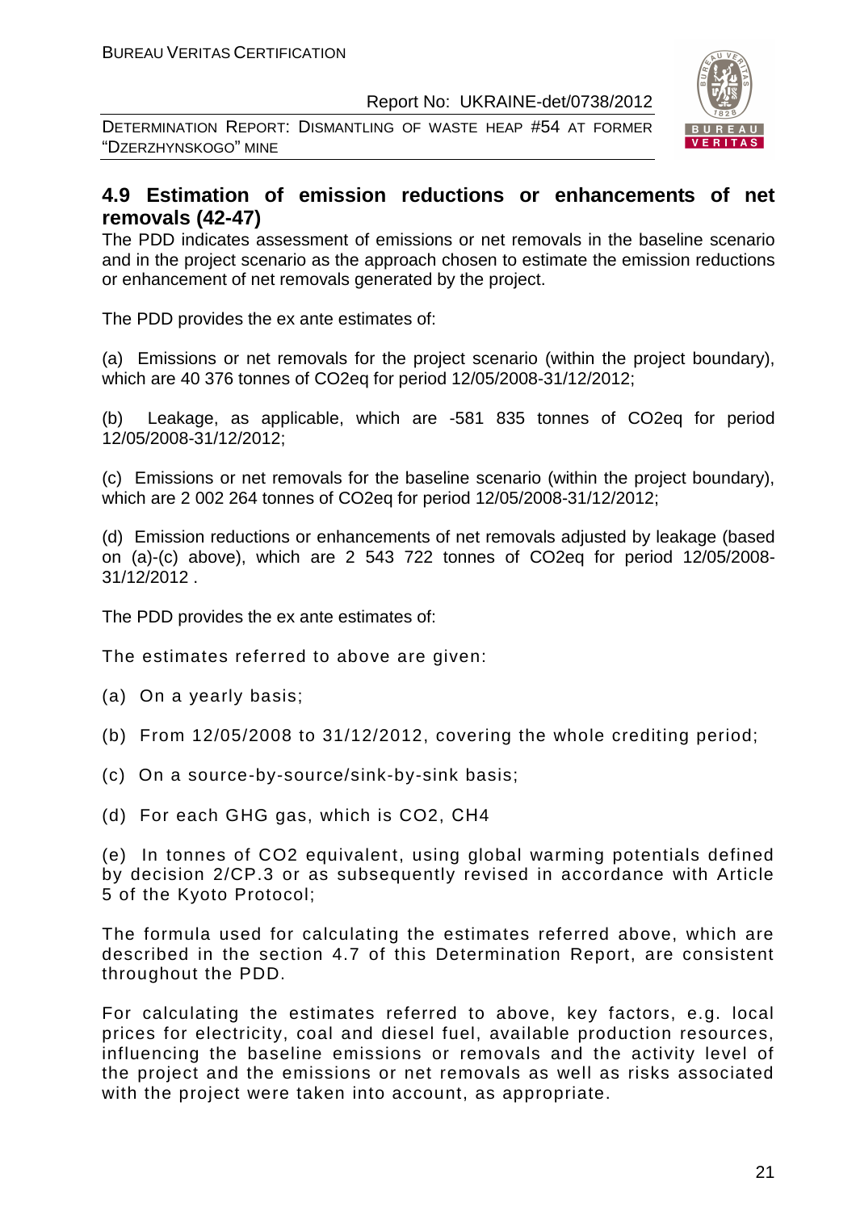## 4.9 Estimation of emission reductions or enhancements of net removals (42-47)

The PDD indicates assessment of emissions or net removals in the baseline scenario and in the project scenario as the approach chosen to estimate the emission reductions or enhancement of net removals generated by the project.

The PDD provides the ex ante estimates of:

(a) Emissions or net removals for the project scenario (within the project boundary), which are 40 376 tonnes of CO2eq for period 12/05/2008-31/12/2012;

(b) Leakage, as applicable, which are -581 835 tonnes of CO2eq for period 12/05/2008-31/12/2012;

(c) Emissions or net removals for the baseline scenario (within the project boundary), which are 2 002 264 tonnes of CO2eq for period 12/05/2008-31/12/2012;

(d) Emission reductions or enhancements of net removals adjusted by leakage (based on (a)-(c) above), which are 2 543 722 tonnes of CO2eq for period 12/05/2008-31/12/2012 .

The PDD provides the ex ante estimates of:

The estimates referred to above are given:

(a) On a yearly basis;

(b) From 12/05/2008 to 31/12/2012, covering the whole crediting period;

(c) On a source-by-source/sink-by-sink basis;

(d) For each GHG gas, which is CO2, CH4

(e) In tonnes of CO2 equivalent, using global warming potentials defined by decision 2/CP.3 or as subsequently revised in accordance with Article 5 of the Kyoto Protocol;

The formula used for calculating the estimates referred above, which are described in the section 4.7 of this Determination Report, are consistent throughout the PDD.

For calculating the estimates referred to above, key factors, e.g. local prices for electricity, coal and diesel fuel, available production resources, influencing the baseline emissions or removals and the activity level of the project and the emissions or net removals as well as risks associated with the project were taken into account, as appropriate.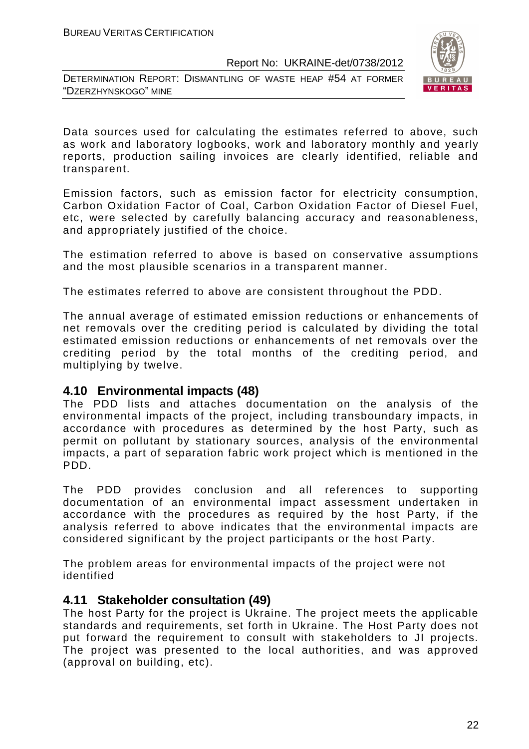Data sources used for calculating the estimates referred to above, such as work and laboratory logbooks, work and laboratory monthly and yearly reports, production sailing invoices are clearly identified, reliable and transparent.

Emission factors, such as emission factor for electricity consumption, Carbon Oxidation Factor of Coal, Carbon Oxidation Factor of Diesel Fuel, etc, were selected by carefully balancing accuracy and reasonableness, and appropriately justified of the choice.

The estimation referred to above is based on conservative assumptions and the most plausible scenarios in a transparent manner.

The estimates referred to above are consistent throughout the PDD.

The annual average of estimated emission reductions or enhancements of net removals over the crediting period is calculated by dividing the total estimated emission reductions or enhancements of net removals over the crediting period by the total months of the crediting period, and multiplying by twelve.

## 4.10 Environmental impacts (48)

The PDD lists and attaches documentation on the analysis of the environmental impacts of the project, including transboundary impacts, in accordance with procedures as determined by the host Party, such as permit on pollutant by stationary sources, analysis of the environmental impacts, a part of separation fabric work project which is mentioned in the PDD.

The PDD provides conclusion and all references to supporting documentation of an environmental impact assessment undertaken in accordance with the procedures as required by the host Party, if the analysis referred to above indicates that the environmental impacts are considered significant by the project participants or the host Party.

The problem areas for environmental impacts of the project were not identified

## 4.11 Stakeholder consultation (49)

The host Party for the project is Ukraine. The project meets the applicable standards and requirements, set forth in Ukraine. The Host Party does not put forward the requirement to consult with stakeholders to JI projects. The project was presented to the local authorities, and was approved (approval on building, etc).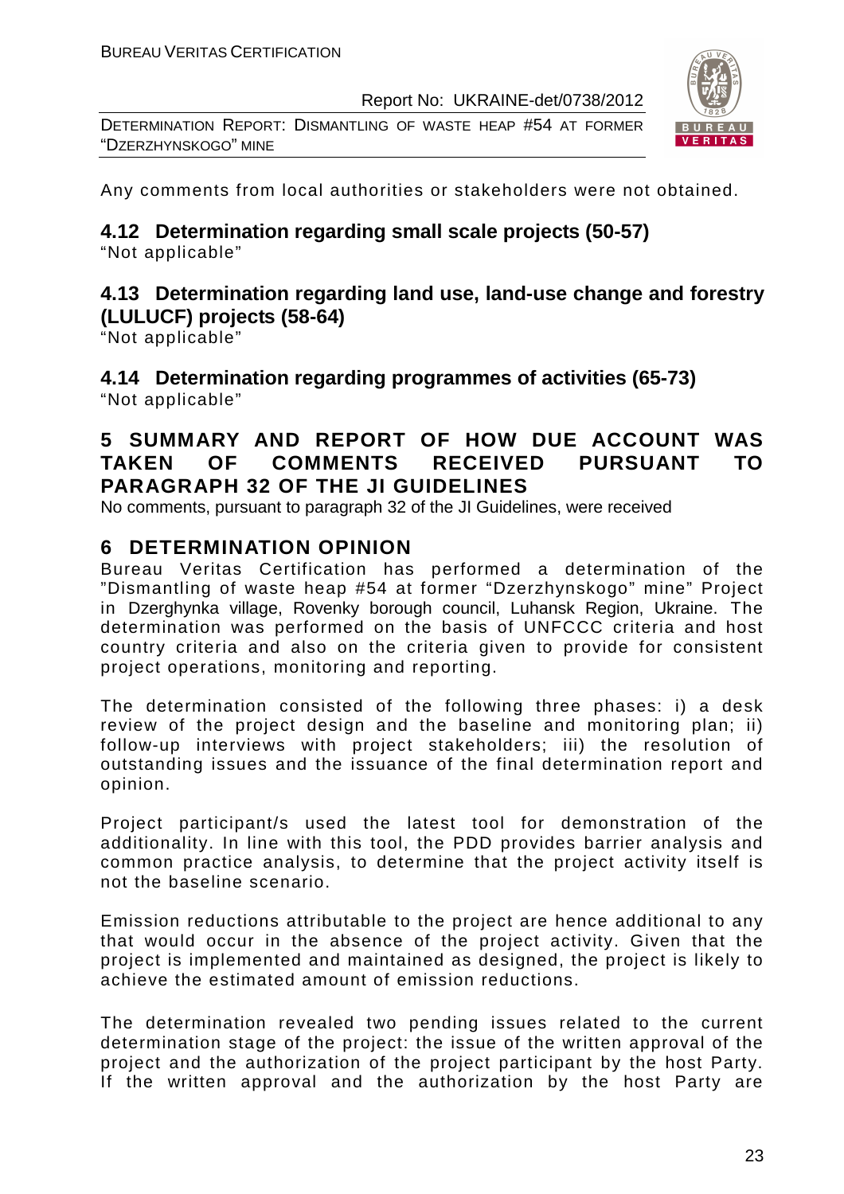Any comments from local authorities or stakeholders were not obtained.

## 4.12 Determination regarding small scale projects (50-57)

"Not applicable"

## 4.13 Determination regarding land use, land-use change and forestry (LULUCF) projects (58-64)

"Not applicable"

## 4.14 Determination regarding programmes of activities (65-73)

"Not applicable"

# 5 SUMMARY AND REPORT OF HOW DUE ACCOUNT WAS TAKEN OF COMMENTS RECEIVED PURSUANT TO PARAGRAPH 32 OF THE JI GUIDELINES

No comments, pursuant to paragraph 32 of the JI Guidelines, were received

# 6 DETERMINATION OPINION

Bureau Veritas Certification has performed a determination of the "Dismantling of waste heap #54 at former "Dzerzhynskogo" mine" Project in Dzerghynka village, Rovenky borough council, Luhansk Region, Ukraine. The determination was performed on the basis of UNFCCC criteria and host country criteria and also on the criteria given to provide for consistent project operations, monitoring and reporting.

The determination consisted of the following three phases: i) a desk review of the project design and the baseline and monitoring plan; ii) follow-up interviews with project stakeholders; iii) the resolution of outstanding issues and the issuance of the final determination report and opinion.

Project participant/s used the latest tool for demonstration of the additionality. In line with this tool, the PDD provides barrier analysis and common practice analysis, to determine that the project activity itself is not the baseline scenario.

Emission reductions attributable to the project are hence additional to any that would occur in the absence of the project activity. Given that the project is implemented and maintained as designed, the project is likely to achieve the estimated amount of emission reductions.

The determination revealed two pending issues related to the current determination stage of the project: the issue of the written approval of the project and the authorization of the project participant by the host Party. If the written approval and the authorization by the host Party are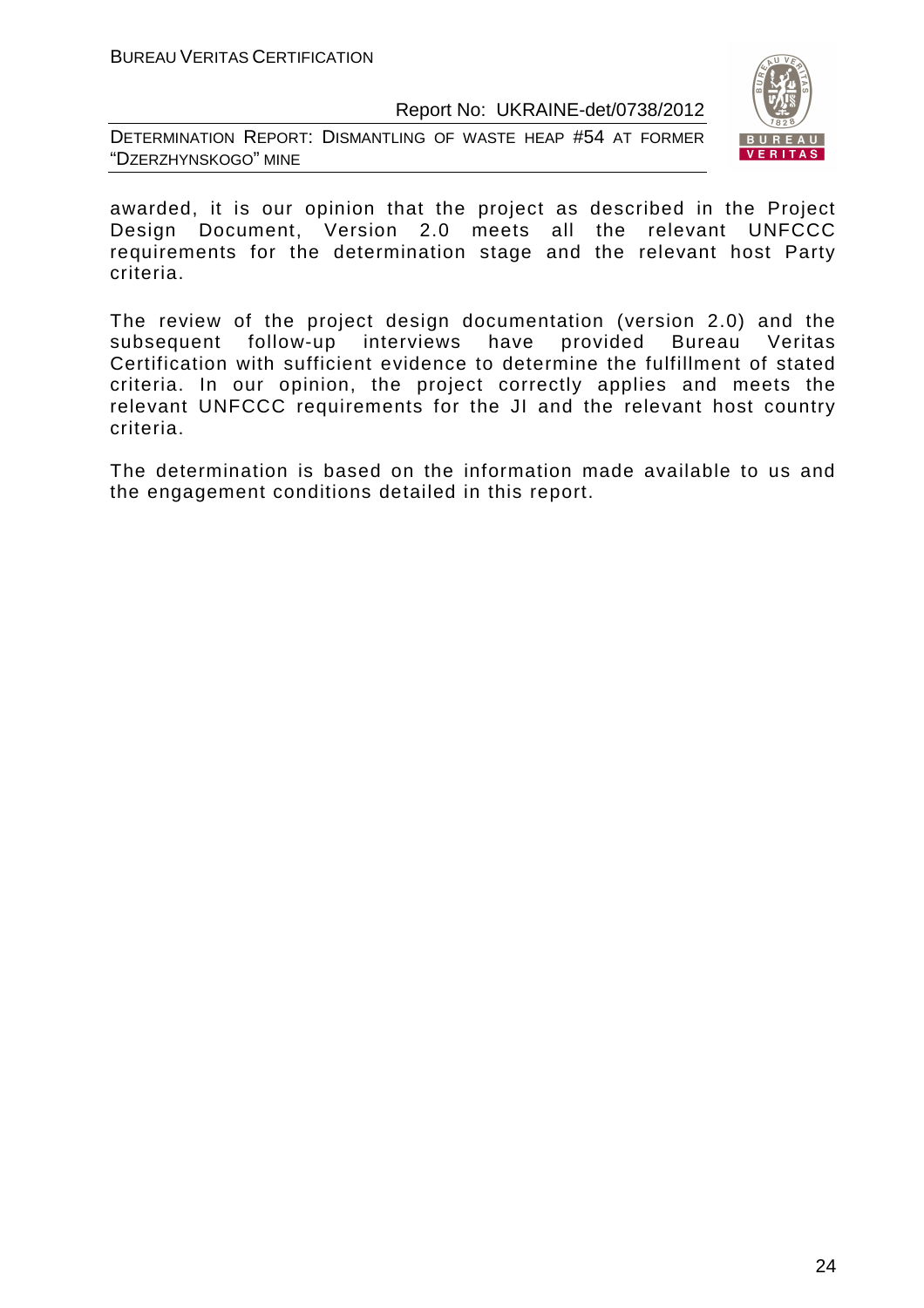awarded, it is our opinion that the project as described in the Project Design Document, Version 2.0 meets all the relevant UNFCCC requirements for the determination stage and the relevant host Party criteria.

The review of the project design documentation (version 2.0) and the subsequent follow-up interviews have provided Bureau Veritas Certification with sufficient evidence to determine the fulfillment of stated criteria. In our opinion, the project correctly applies and meets the relevant UNFCCC requirements for the JI and the relevant host country criteria.

The determination is based on the information made available to us and the engagement conditions detailed in this report.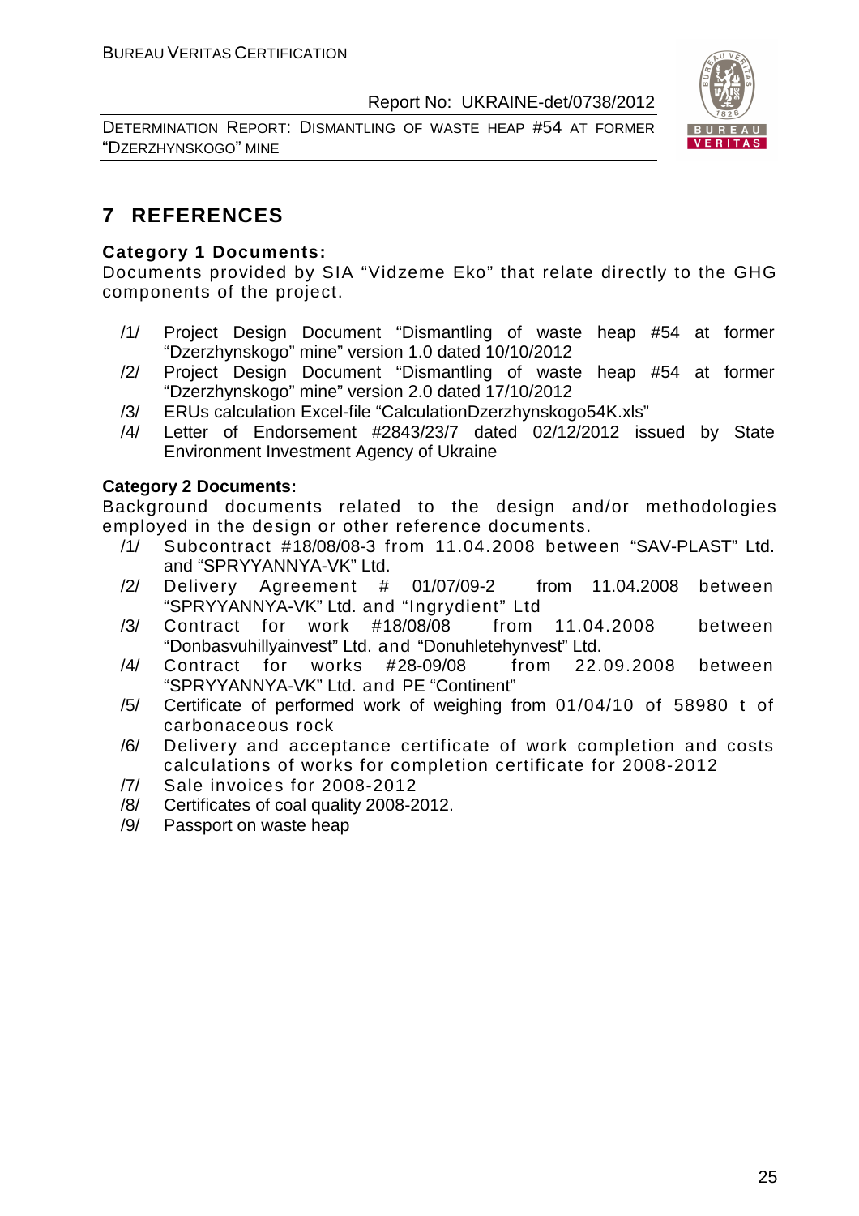# 7 REFERENCES

**Category 1 Documents:**

Documents provided by SIA "Vidzeme Eko" that relate directly to the GHG components of the project.

/1/ Project Design Document "Dismantling of waste heap #54 at former "Dzerzhynskogo" mine" version 1.0 dated 10/10/2012

/2/ Project Design Document "Dismantling of waste heap #54 at former "Dzerzhynskogo" mine" version 2.0 dated 17/10/2012

/3/ ERUs calculation Excel-file "CalculationDzerzhynskogo54K.xls"

/4/ Letter of Endorsement #2843/23/7 dated 02/12/2012 issued by State Environment Investment Agency of Ukraine

**Category 2 Documents:**

Background documents related to the design and/or methodologies employed in the design or other reference documents.

/1/ Subcontract #18/08/08-3 from 11.04.2008 between "SAV-PLAST" Ltd. and "SPRYYANNYA-VK" Ltd.

/2/ Delivery Agreement # 01/07/09-2 from 11.04.2008 between "SPRYYANNYA-VK" Ltd. and "Ingrydient" Ltd

/3/ Contract for work #18/08/08 from 11.04.2008 between "Donbasvuhillyainvest" Ltd. and "Donuhletehynvest" Ltd.

/4/ Contract for works #28-09/08 from 22.09.2008 between "SPRYYANNYA-VK" Ltd. and PE "Continent"

/5/ Certificate of performed work of weighing from 01/04/10 of 58980 t of carbonaceous rock

/6/ Delivery and acceptance certificate of work completion and costs calculations of works for completion certificate for 2008-2012

/7/ Sale invoices for 2008-2012

/8/ Certificates of coal quality 2008-2012.

/9/ Passport on waste heap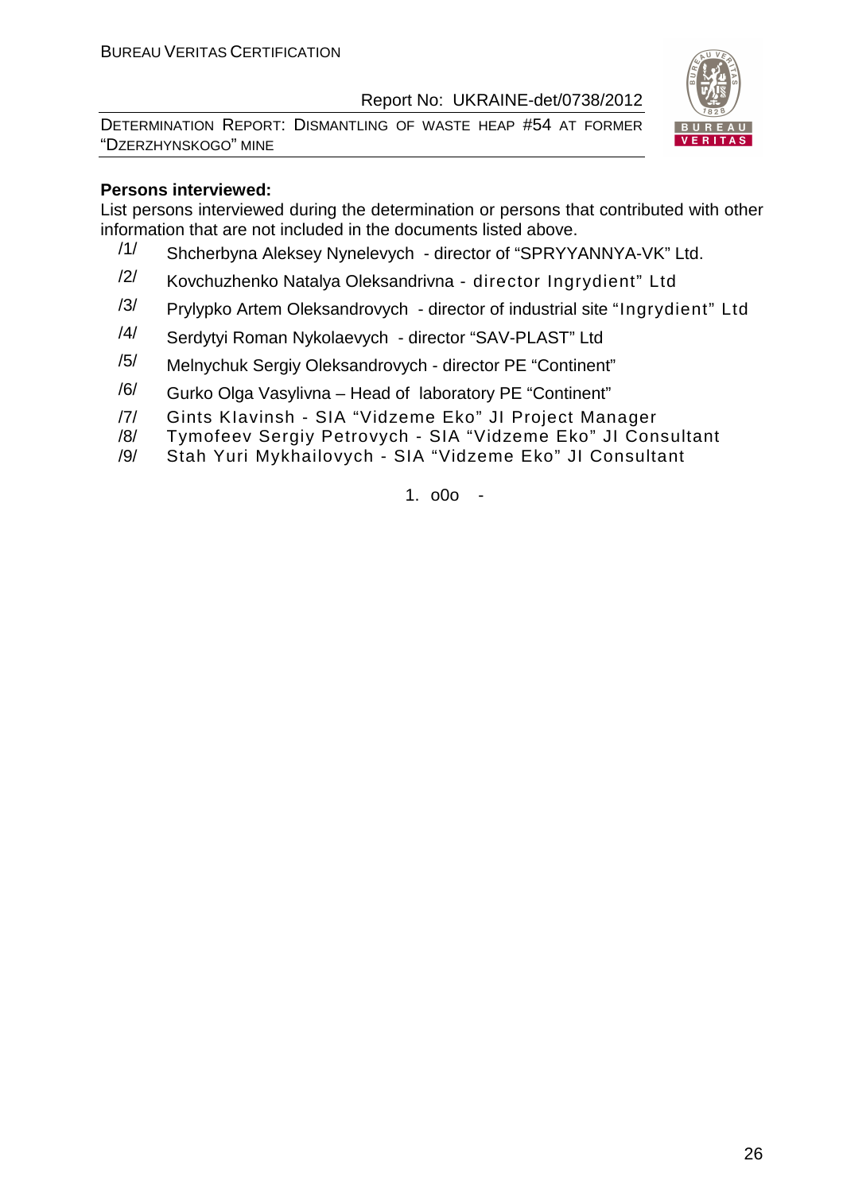**Persons interviewed:**

List persons interviewed during the determination or persons that contributed with other information that are not included in the documents listed above.

/1/ Shcherbyna Aleksey Nynelevych - director of "SPRYYANNYA-VK" Ltd.

/2/ Kovchuzhenko Natalya Oleksandrivna - director Ingrydient" Ltd

/3/ Prylypko Artem Oleksandrovych - director of industrial site "Ingrydient" Ltd

/4/ Serdytyi Roman Nykolaevych - director "SAV-PLAST" Ltd

/5/ Melnychuk Sergiy Oleksandrovych - director PE "Continent"

/6/ Gurko Olga Vasylivna – Head of laboratory PE "Continent"

/7/ Gints Klavinsh - SIA "Vidzeme Eko" JI Project Manager

/8/ Tymofeev Sergiy Petrovych - SIA "Vidzeme Eko" JI Consultant

/9/ Stah Yuri Mykhailovych - SIA "Vidzeme Eko" JI Consultant

1. o0o -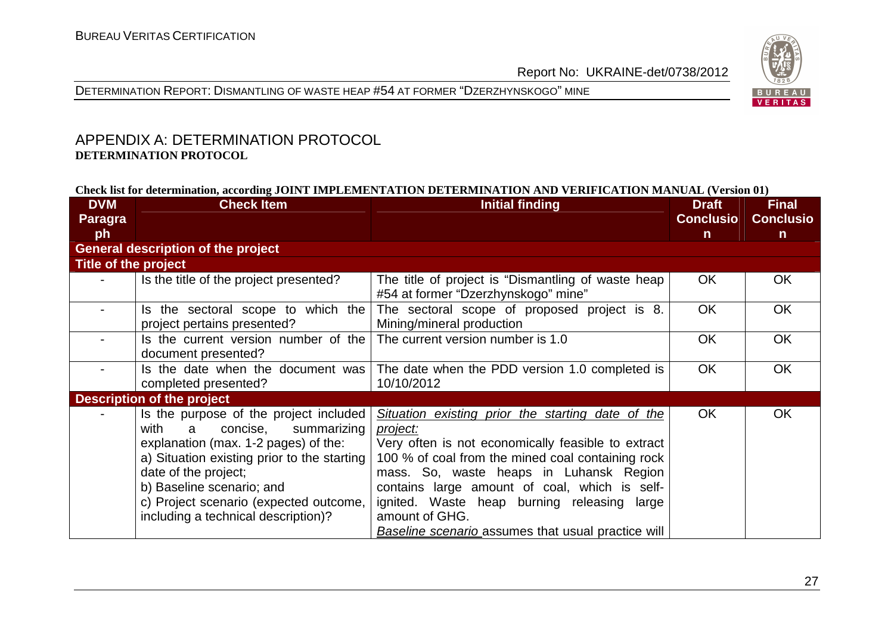## APPENDIX A: DETERMINATION PROTOCOL
**DETERMINATION PROTOCOL**

**Check list for determination, according JOINT IMPLEMENTATION DETERMINATION AND VERIFICATION MANUAL (Version 01)**

| DVM Paragraph | Check Item | Initial finding | Draft Conclusion | Final Conclusion |
|---|---|---|---|---|
| **General description of the project** | | | | |
| **Title of the project** | | | | |
| - | Is the title of the project presented? | The title of project is "Dismantling of waste heap #54 at former "Dzerzhynskogo" mine" | OK | OK |
| - | Is the sectoral scope to which the project pertains presented? | The sectoral scope of proposed project is 8. Mining/mineral production | OK | OK |
| - | Is the current version number of the document presented? | The current version number is 1.0 | OK | OK |
| - | Is the date when the document was completed presented? | The date when the PDD version 1.0 completed is 10/10/2012 | OK | OK |
| **Description of the project** | | | | |
| - | Is the purpose of the project included with a concise, summarizing explanation (max. 1-2 pages) of the:<br>a) Situation existing prior to the starting date of the project;<br>b) Baseline scenario; and<br>c) Project scenario (expected outcome, including a technical description)? | _Situation existing prior the starting date of the project:_<br>Very often is not economically feasible to extract 100 % of coal from the mined coal containing rock mass. So, waste heaps in Luhansk Region contains large amount of coal, which is self-ignited. Waste heap burning releasing large amount of GHG.<br>_Baseline scenario_ assumes that usual practice will | OK | OK |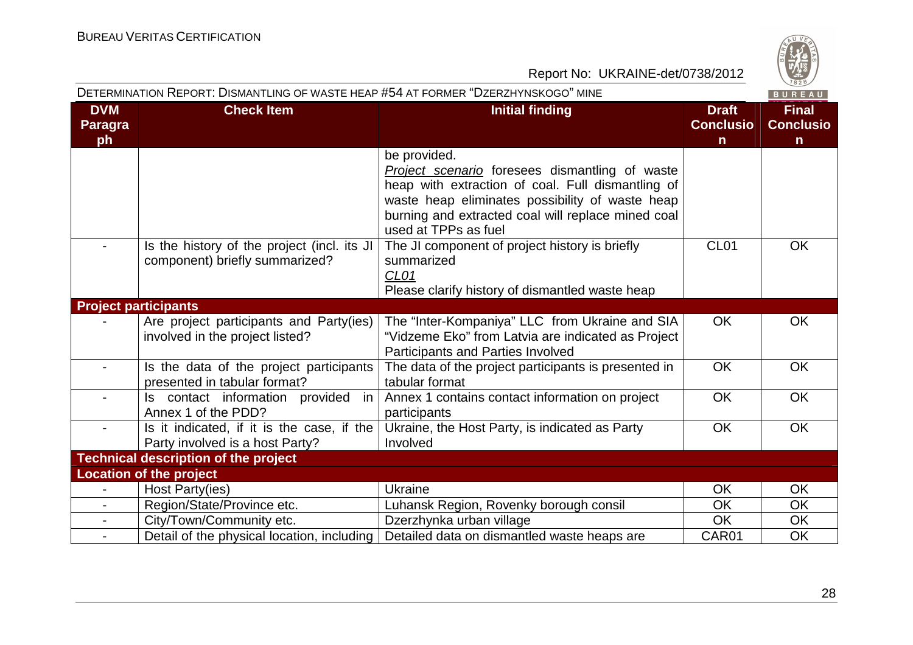| DVM Paragraph | Check Item | Initial finding | Draft Conclusion | Final Conclusion |
|---|---|---|---|---|
| | | be provided.<br>*Project scenario* foresees dismantling of waste heap with extraction of coal. Full dismantling of waste heap eliminates possibility of waste heap burning and extracted coal will replace mined coal used at TPPs as fuel | | |
| - | Is the history of the project (incl. its JI component) briefly summarized? | The JI component of project history is briefly summarized<br>*CL01*<br>Please clarify history of dismantled waste heap | CL01 | OK |
| **Project participants** | | | | |
| - | Are project participants and Party(ies) involved in the project listed? | The "Inter-Kompaniya" LLC from Ukraine and SIA "Vidzeme Eko" from Latvia are indicated as Project Participants and Parties Involved | OK | OK |
| - | Is the data of the project participants presented in tabular format? | The data of the project participants is presented in tabular format | OK | OK |
| - | Is contact information provided in Annex 1 of the PDD? | Annex 1 contains contact information on project participants | OK | OK |
| - | Is it indicated, if it is the case, if the Party involved is a host Party? | Ukraine, the Host Party, is indicated as Party Involved | OK | OK |
| **Technical description of the project** | | | | |
| **Location of the project** | | | | |
| - | Host Party(ies) | Ukraine | OK | OK |
| - | Region/State/Province etc. | Luhansk Region, Rovenky borough consil | OK | OK |
| - | City/Town/Community etc. | Dzerzhynka urban village | OK | OK |
| - | Detail of the physical location, including | Detailed data on dismantled waste heaps are | CAR01 | OK |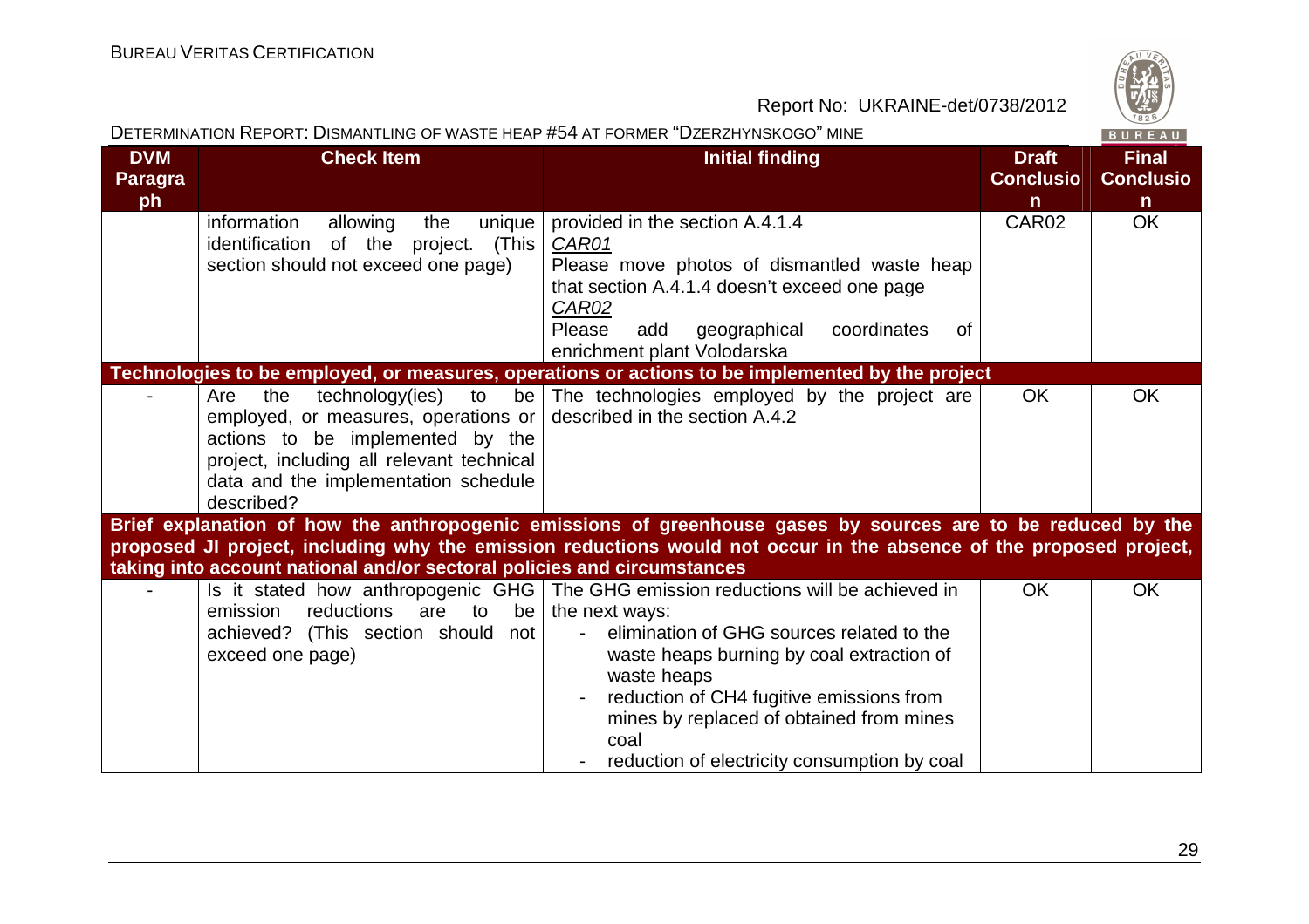| DVM Paragraph | Check Item | Initial finding | Draft Conclusion | Final Conclusion |
|---|---|---|---|---|
| | information allowing the unique identification of the project. (This section should not exceed one page) | provided in the section A.4.1.4<br>*CAR01*<br>Please move photos of dismantled waste heap that section A.4.1.4 doesn't exceed one page<br>*CAR02*<br>Please add geographical coordinates of enrichment plant Volodarska | CAR02 | OK |
| **Technologies to be employed, or measures, operations or actions to be implemented by the project** | | | | |
| - | Are the technology(ies) to be employed, or measures, operations or actions to be implemented by the project, including all relevant technical data and the implementation schedule described? | The technologies employed by the project are described in the section A.4.2 | OK | OK |
| **Brief explanation of how the anthropogenic emissions of greenhouse gases by sources are to be reduced by the proposed JI project, including why the emission reductions would not occur in the absence of the proposed project, taking into account national and/or sectoral policies and circumstances** | | | | |
| - | Is it stated how anthropogenic GHG emission reductions are to be achieved? (This section should not exceed one page) | The GHG emission reductions will be achieved in the next ways:<br>- elimination of GHG sources related to the waste heaps burning by coal extraction of waste heaps<br>- reduction of $CH_4$ fugitive emissions from mines by replaced of obtained from mines coal<br>- reduction of electricity consumption by coal | OK | OK |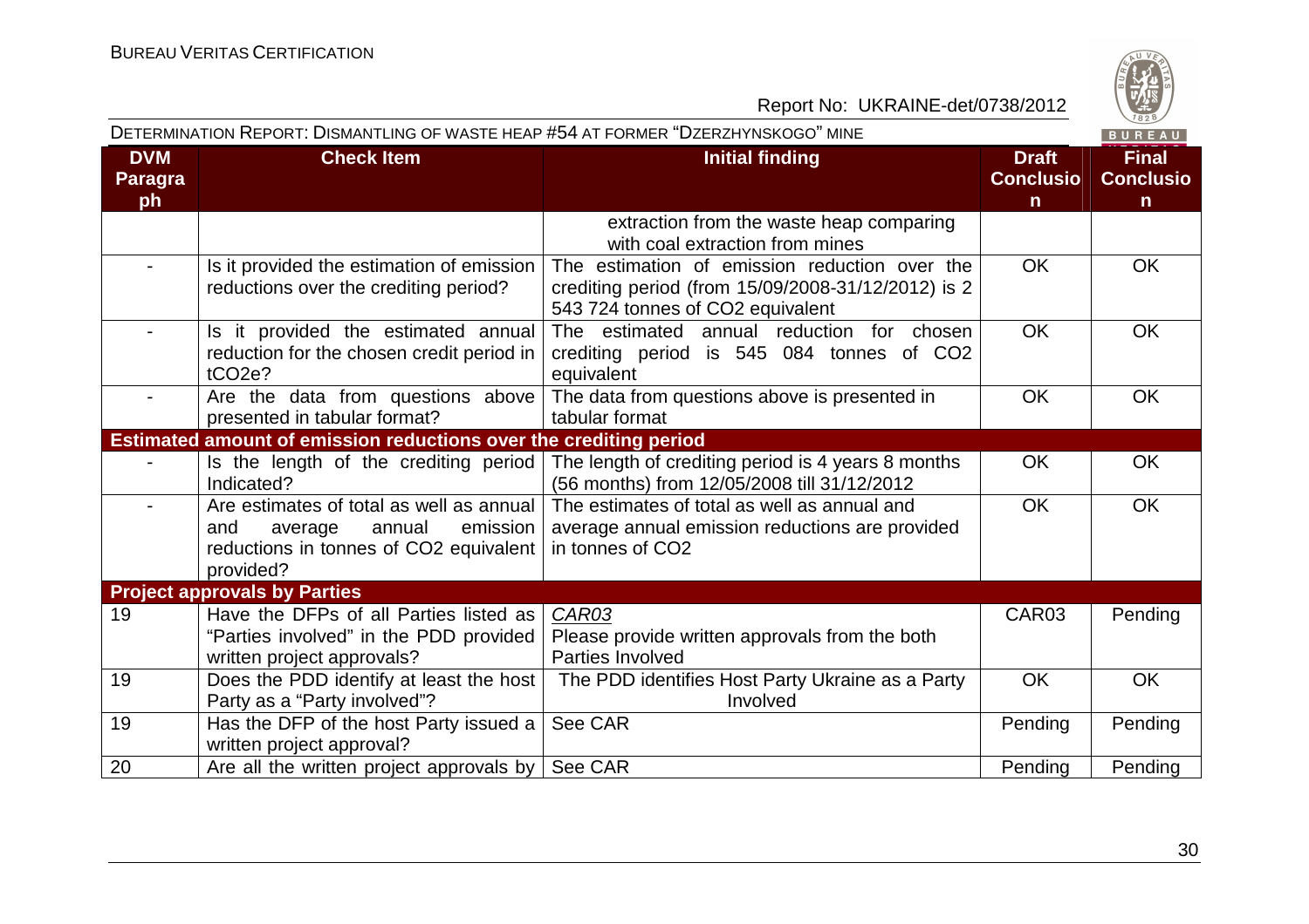| DVM Paragraph | Check Item | Initial finding | Draft Conclusion | Final Conclusion |
|---|---|---|---|---|
| | | extraction from the waste heap comparing with coal extraction from mines | | |
| - | Is it provided the estimation of emission reductions over the crediting period? | The estimation of emission reduction over the crediting period (from 15/09/2008-31/12/2012) is 2 543 724 tonnes of $CO_2$ equivalent | OK | OK |
| - | Is it provided the estimated annual reduction for the chosen credit period in $tCO_2e$? | The estimated annual reduction for chosen crediting period is 545 084 tonnes of $CO_2$ equivalent | OK | OK |
| - | Are the data from questions above presented in tabular format? | The data from questions above is presented in tabular format | OK | OK |
| **Estimated amount of emission reductions over the crediting period** | | | | |
| - | Is the length of the crediting period Indicated? | The length of crediting period is 4 years 8 months (56 months) from 12/05/2008 till 31/12/2012 | OK | OK |
| - | Are estimates of total as well as annual and average annual emission reductions in tonnes of $CO_2$ equivalent provided? | The estimates of total as well as annual and average annual emission reductions are provided in tonnes of $CO_2$ | OK | OK |
| **Project approvals by Parties** | | | | |
| 19 | Have the DFPs of all Parties listed as "Parties involved" in the PDD provided written project approvals? | *CAR03* Please provide written approvals from the both Parties Involved | CAR03 | Pending |
| 19 | Does the PDD identify at least the host Party as a "Party involved"? | The PDD identifies Host Party Ukraine as a Party Involved | OK | OK |
| 19 | Has the DFP of the host Party issued a written project approval? | See CAR | Pending | Pending |
| 20 | Are all the written project approvals by | See CAR | Pending | Pending |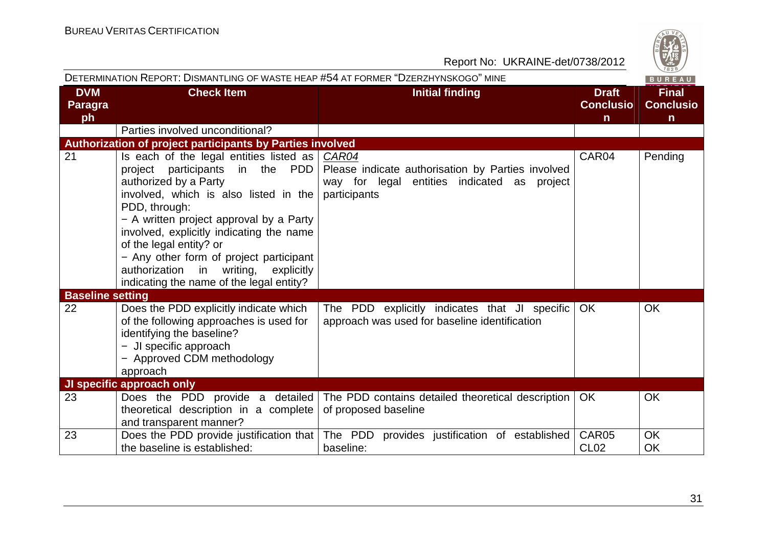| DVM Paragraph | Check Item | Initial finding | Draft Conclusion | Final Conclusion |
|---|---|---|---|---|
| | Parties involved unconditional? | | | |
| **Authorization of project participants by Parties involved** | | | | |
| 21 | Is each of the legal entities listed as project participants in the PDD authorized by a Party involved, which is also listed in the PDD, through:<br>− A written project approval by a Party involved, explicitly indicating the name of the legal entity? or<br>− Any other form of project participant authorization in writing, explicitly indicating the name of the legal entity? | *CAR04*<br>Please indicate authorisation by Parties involved way for legal entities indicated as project participants | CAR04 | Pending |
| **Baseline setting** | | | | |
| 22 | Does the PDD explicitly indicate which of the following approaches is used for identifying the baseline?<br>− JI specific approach<br>− Approved CDM methodology approach | The PDD explicitly indicates that JI specific approach was used for baseline identification | OK | OK |
| **JI specific approach only** | | | | |
| 23 | Does the PDD provide a detailed theoretical description in a complete and transparent manner? | The PDD contains detailed theoretical description of proposed baseline | OK | OK |
| 23 | Does the PDD provide justification that the baseline is established: | The PDD provides justification of established baseline: | CAR05<br>CL02 | OK<br>OK |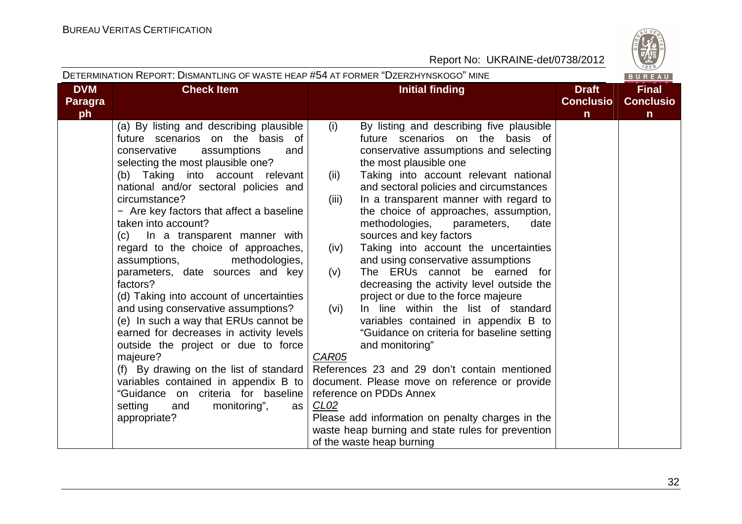| DVM Paragraph | Check Item | Initial finding | Draft Conclusion | Final Conclusion |
|---|---|---|---|---|
| | (a) By listing and describing plausible future scenarios on the basis of conservative assumptions and selecting the most plausible one?<br>(b) Taking into account relevant national and/or sectoral policies and circumstance?<br>− Are key factors that affect a baseline taken into account?<br>(c) In a transparent manner with regard to the choice of approaches, assumptions, methodologies, parameters, date sources and key factors?<br>(d) Taking into account of uncertainties and using conservative assumptions?<br>(e) In such a way that ERUs cannot be earned for decreases in activity levels outside the project or due to force majeure?<br>(f) By drawing on the list of standard variables contained in appendix B to "Guidance on criteria for baseline setting and monitoring", as appropriate? | (i) By listing and describing five plausible future scenarios on the basis of conservative assumptions and selecting the most plausible one<br>(ii) Taking into account relevant national and sectoral policies and circumstances<br>(iii) In a transparent manner with regard to the choice of approaches, assumption, methodologies, parameters, date sources and key factors<br>(iv) Taking into account the uncertainties and using conservative assumptions<br>(v) The ERUs cannot be earned for decreasing the activity level outside the project or due to the force majeure<br>(vi) In line within the list of standard variables contained in appendix B to "Guidance on criteria for baseline setting and monitoring"<br>*CAR05*<br>References 23 and 29 don't contain mentioned document. Please move on reference or provide reference on PDDs Annex<br>*CL02*<br>Please add information on penalty charges in the waste heap burning and state rules for prevention of the waste heap burning | | |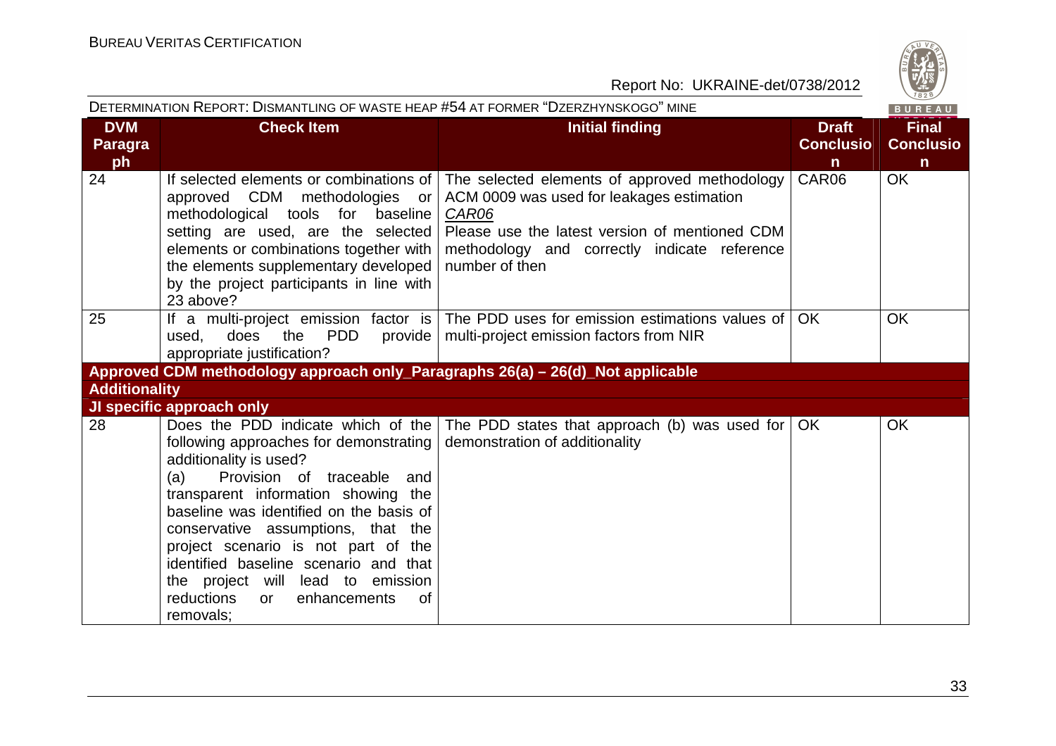| DVM Paragraph | Check Item | Initial finding | Draft Conclusion | Final Conclusion |
|---|---|---|---|---|
| 24 | If selected elements or combinations of approved CDM methodologies or methodological tools for baseline setting are used, are the selected elements or combinations together with the elements supplementary developed by the project participants in line with 23 above? | The selected elements of approved methodology ACM 0009 was used for leakages estimation<br>*CAR06*<br>Please use the latest version of mentioned CDM methodology and correctly indicate reference number of then | CAR06 | OK |
| 25 | If a multi-project emission factor is used, does the PDD provide appropriate justification? | The PDD uses for emission estimations values of multi-project emission factors from NIR | OK | OK |
| **Approved CDM methodology approach only_Paragraphs 26(a) – 26(d)_Not applicable** | | | | |
| **Additionality** | | | | |
| **JI specific approach only** | | | | |
| 28 | Does the PDD indicate which of the following approaches for demonstrating additionality is used?<br>(a) Provision of traceable and transparent information showing the baseline was identified on the basis of conservative assumptions, that the project scenario is not part of the identified baseline scenario and that the project will lead to emission reductions or enhancements of removals; | The PDD states that approach (b) was used for demonstration of additionality | OK | OK |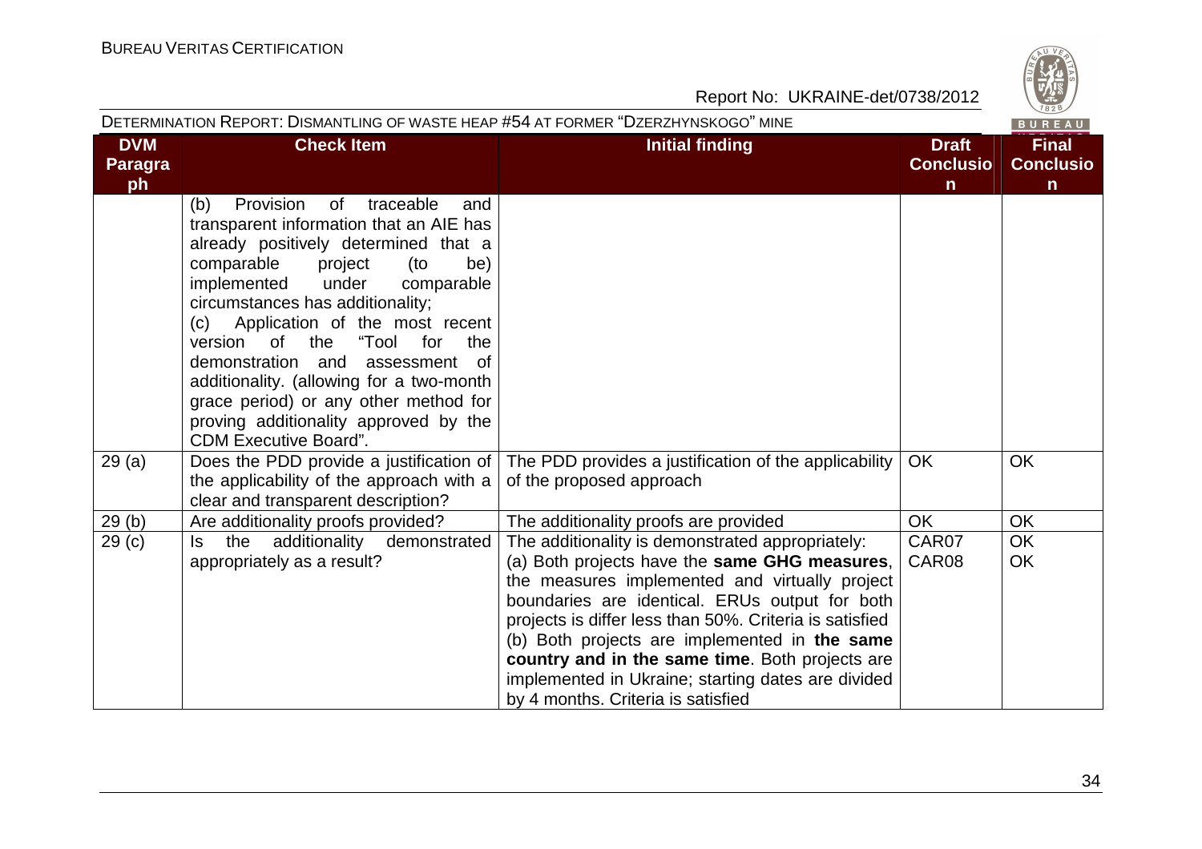| DVM Paragraph | Check Item | Initial finding | Draft Conclusion | Final Conclusion |
|---|---|---|---|---|
| | (b) Provision of traceable and transparent information that an AIE has already positively determined that a comparable project (to be) implemented under comparable circumstances has additionality;<br>(c) Application of the most recent version of the "Tool for the demonstration and assessment of additionality. (allowing for a two-month grace period) or any other method for proving additionality approved by the CDM Executive Board". | | | |
| 29 (a) | Does the PDD provide a justification of the applicability of the approach with a clear and transparent description? | The PDD provides a justification of the applicability of the proposed approach | OK | OK |
| 29 (b) | Are additionality proofs provided? | The additionality proofs are provided | OK | OK |
| 29 (c) | Is the additionality demonstrated appropriately as a result? | The additionality is demonstrated appropriately:<br>(a) Both projects have the **same GHG measures**, the measures implemented and virtually project boundaries are identical. ERUs output for both projects is differ less than 50%. Criteria is satisfied<br>(b) Both projects are implemented in **the same country and in the same time**. Both projects are implemented in Ukraine; starting dates are divided by 4 months. Criteria is satisfied | CAR07<br>CAR08 | OK<br>OK |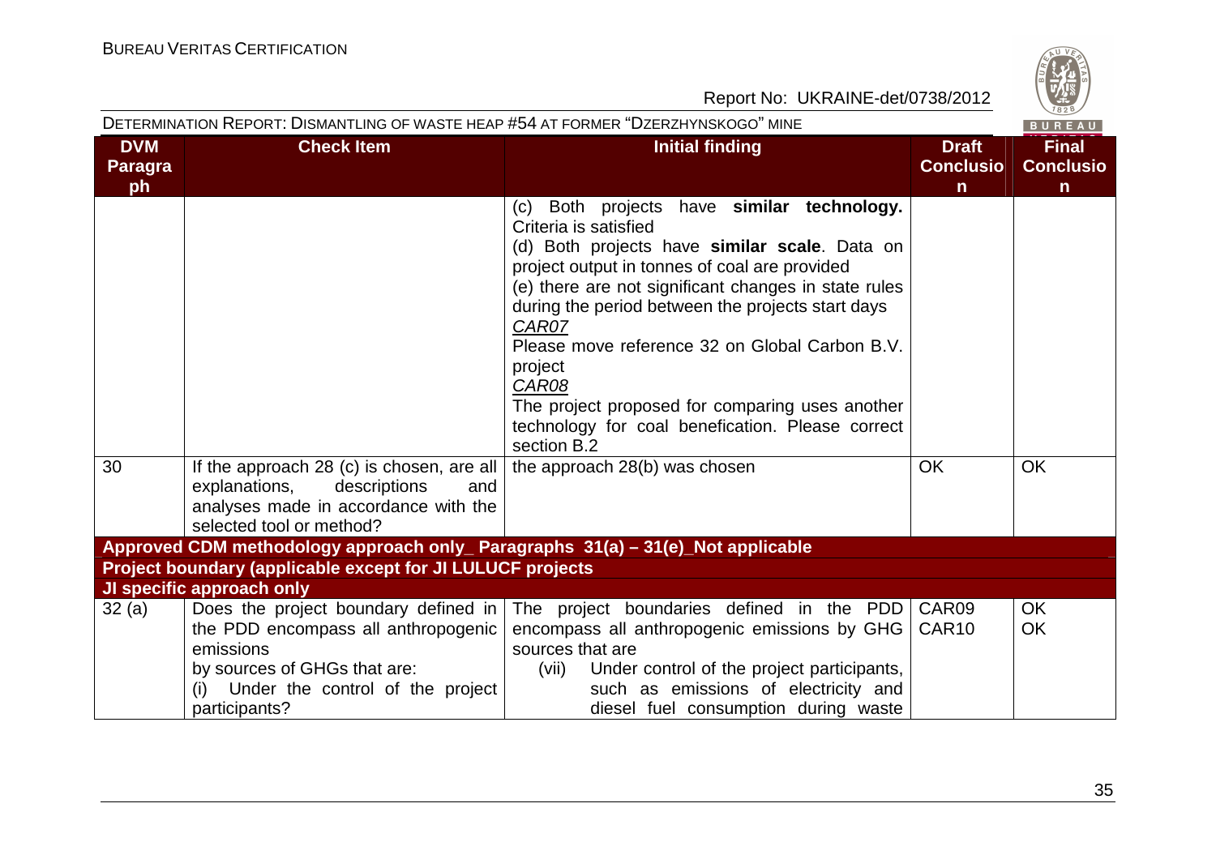| DVM Paragraph | Check Item | Initial finding | Draft Conclusion | Final Conclusion |
|---|---|---|---|---|
| | | (c) Both projects have **similar technology.** Criteria is satisfied<br>(d) Both projects have **similar scale**. Data on project output in tonnes of coal are provided<br>(e) there are not significant changes in state rules during the period between the projects start days<br>*CAR07*<br>Please move reference 32 on Global Carbon B.V. project<br>*CAR08*<br>The project proposed for comparing uses another technology for coal benefication. Please correct section B.2 | | |
| 30 | If the approach 28 (c) is chosen, are all explanations, descriptions and analyses made in accordance with the selected tool or method? | the approach 28(b) was chosen | OK | OK |
| **Approved CDM methodology approach only_ Paragraphs 31(a) – 31(e)_Not applicable** | | | | |
| **Project boundary (applicable except for JI LULUCF projects** | | | | |
| **JI specific approach only** | | | | |
| 32 (a) | Does the project boundary defined in the PDD encompass all anthropogenic emissions by sources of GHGs that are:<br>(i) Under the control of the project participants? | The project boundaries defined in the PDD encompass all anthropogenic emissions by GHG sources that are<br>(vii) Under control of the project participants, such as emissions of electricity and diesel fuel consumption during waste | CAR09<br>CAR10 | OK<br>OK |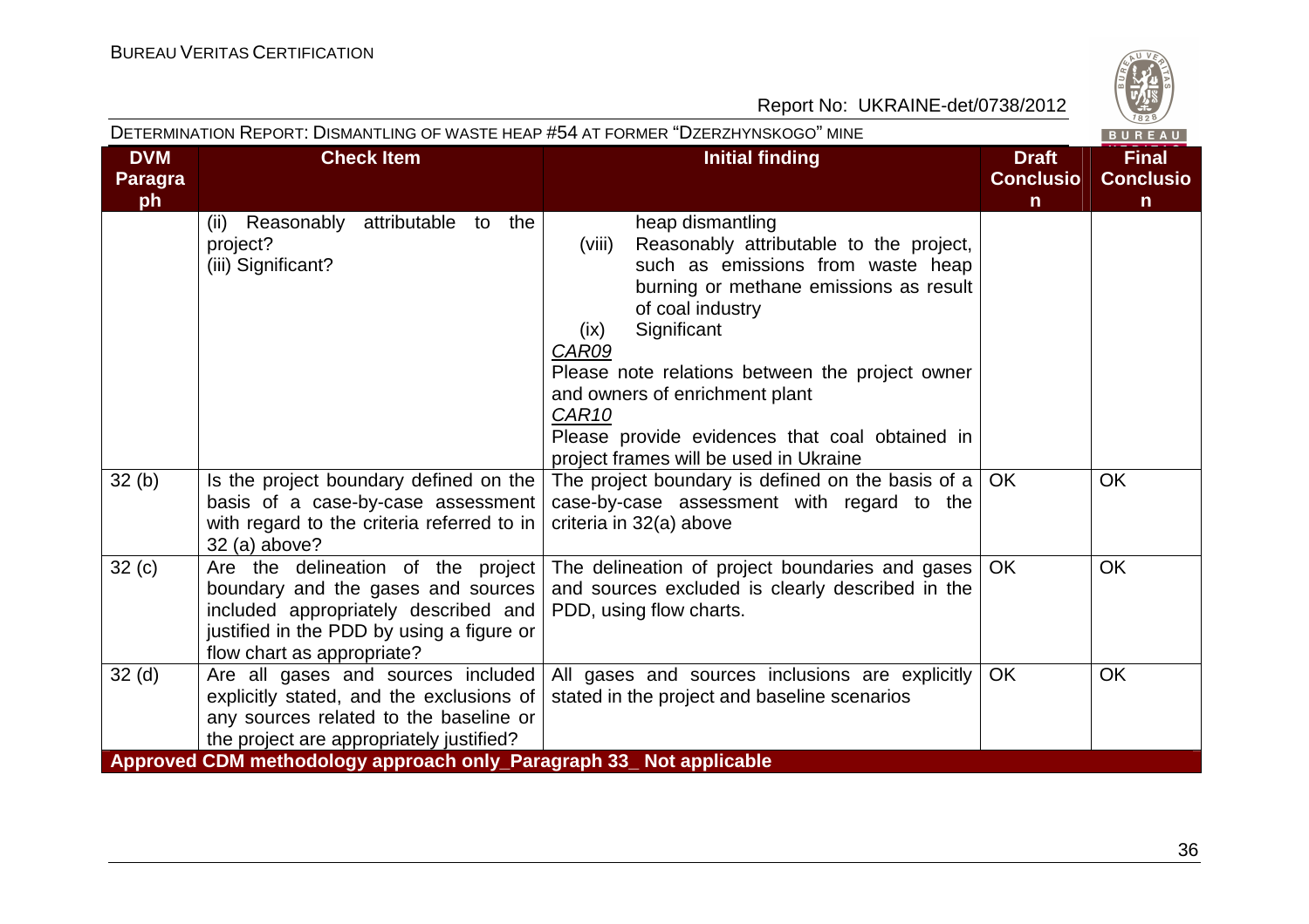| DVM Paragraph | Check Item | Initial finding | Draft Conclusion | Final Conclusion |
|---|---|---|---|---|
| | (ii) Reasonably attributable to the project?<br>(iii) Significant? | heap dismantling<br>(viii) Reasonably attributable to the project, such as emissions from waste heap burning or methane emissions as result of coal industry<br>(ix) Significant<br>*CAR09*<br>Please note relations between the project owner and owners of enrichment plant<br>*CAR10*<br>Please provide evidences that coal obtained in project frames will be used in Ukraine | | |
| 32 (b) | Is the project boundary defined on the basis of a case-by-case assessment with regard to the criteria referred to in 32 (a) above? | The project boundary is defined on the basis of a case-by-case assessment with regard to the criteria in 32(a) above | OK | OK |
| 32 (c) | Are the delineation of the project boundary and the gases and sources included appropriately described and justified in the PDD by using a figure or flow chart as appropriate? | The delineation of project boundaries and gases and sources excluded is clearly described in the PDD, using flow charts. | OK | OK |
| 32 (d) | Are all gases and sources included explicitly stated, and the exclusions of any sources related to the baseline or the project are appropriately justified? | All gases and sources inclusions are explicitly stated in the project and baseline scenarios | OK | OK |
| **Approved CDM methodology approach only_Paragraph 33_ Not applicable** | | | | |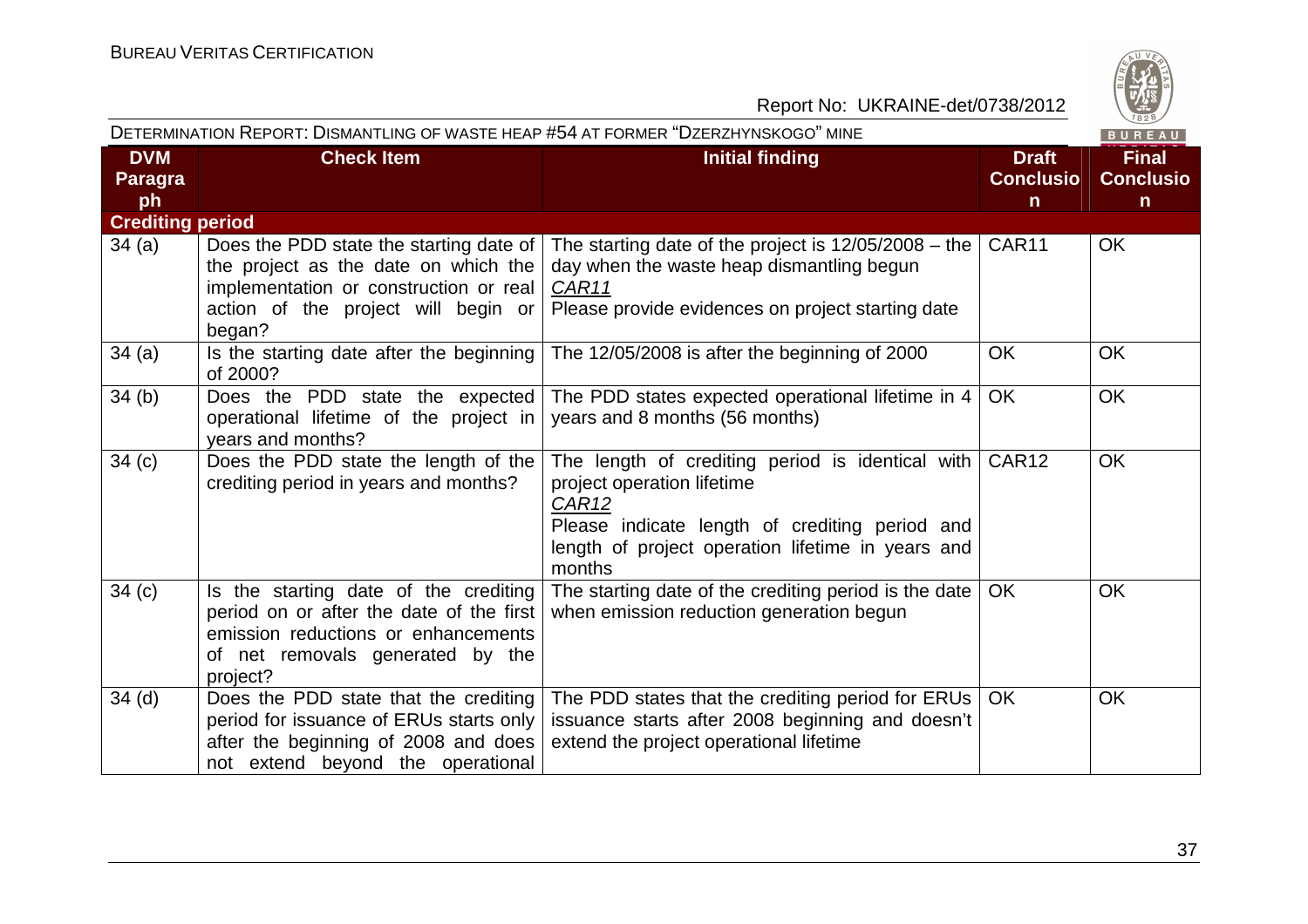| DVM Paragraph | Check Item | Initial finding | Draft Conclusion | Final Conclusion |
|---|---|---|---|---|
| **Crediting period** | | | | |
| 34 (a) | Does the PDD state the starting date of the project as the date on which the implementation or construction or real action of the project will begin or began? | The starting date of the project is 12/05/2008 – the day when the waste heap dismantling begun <br> CAR11 <br> Please provide evidences on project starting date | CAR11 | OK |
| 34 (a) | Is the starting date after the beginning of 2000? | The 12/05/2008 is after the beginning of 2000 | OK | OK |
| 34 (b) | Does the PDD state the expected operational lifetime of the project in years and months? | The PDD states expected operational lifetime in 4 years and 8 months (56 months) | OK | OK |
| 34 (c) | Does the PDD state the length of the crediting period in years and months? | The length of crediting period is identical with project operation lifetime <br> CAR12 <br> Please indicate length of crediting period and length of project operation lifetime in years and months | CAR12 | OK |
| 34 (c) | Is the starting date of the crediting period on or after the date of the first emission reductions or enhancements of net removals generated by the project? | The starting date of the crediting period is the date when emission reduction generation begun | OK | OK |
| 34 (d) | Does the PDD state that the crediting period for issuance of ERUs starts only after the beginning of 2008 and does not extend beyond the operational | The PDD states that the crediting period for ERUs issuance starts after 2008 beginning and doesn't extend the project operational lifetime | OK | OK |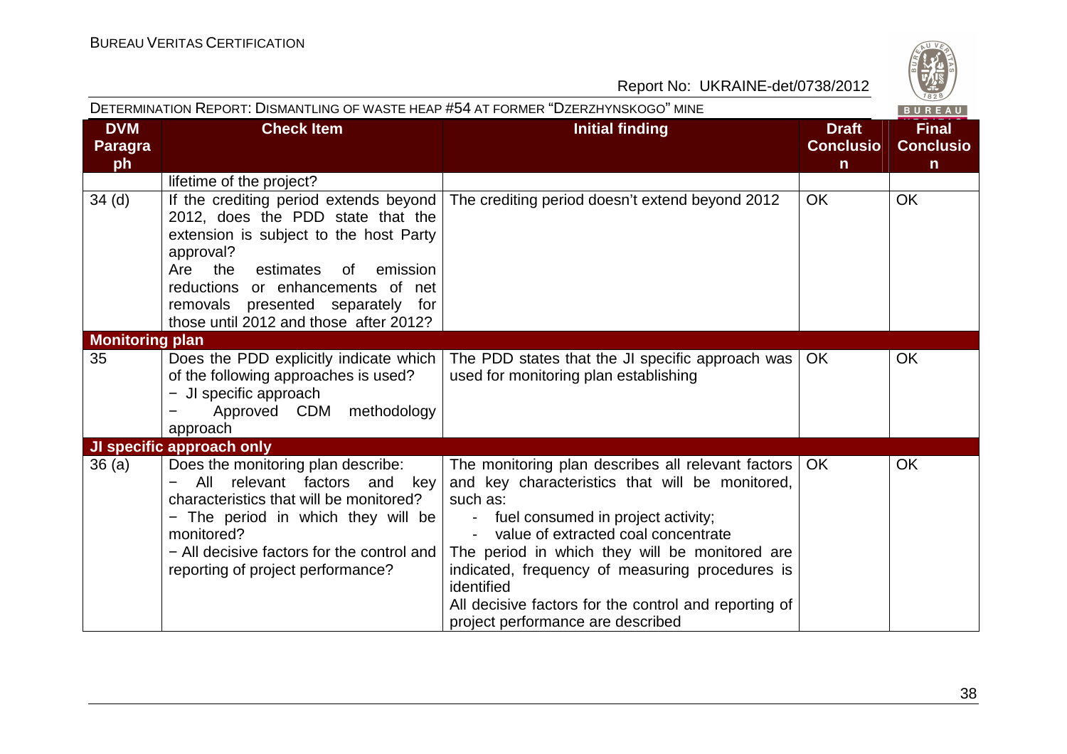| DVM Paragraph | Check Item | Initial finding | Draft Conclusion | Final Conclusion |
|---|---|---|---|---|
| | lifetime of the project? | | | |
| 34 (d) | If the crediting period extends beyond 2012, does the PDD state that the extension is subject to the host Party approval?<br>Are the estimates of emission reductions or enhancements of net removals presented separately for those until 2012 and those after 2012? | The crediting period doesn't extend beyond 2012 | OK | OK |
| **Monitoring plan** | | | | |
| 35 | Does the PDD explicitly indicate which of the following approaches is used?<br>− JI specific approach<br>− Approved CDM methodology approach | The PDD states that the JI specific approach was used for monitoring plan establishing | OK | OK |
| **JI specific approach only** | | | | |
| 36 (a) | Does the monitoring plan describe:<br>− All relevant factors and key characteristics that will be monitored?<br>− The period in which they will be monitored?<br>− All decisive factors for the control and reporting of project performance? | The monitoring plan describes all relevant factors and key characteristics that will be monitored, such as:<br>- fuel consumed in project activity;<br>- value of extracted coal concentrate<br>The period in which they will be monitored are indicated, frequency of measuring procedures is identified<br>All decisive factors for the control and reporting of project performance are described | OK | OK |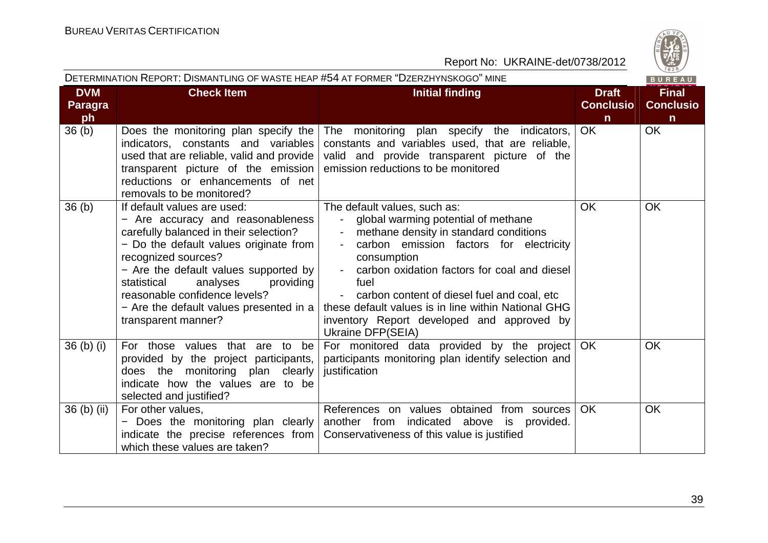| DVM Paragraph | Check Item | Initial finding | Draft Conclusion | Final Conclusion |
|---|---|---|---|---|
| 36 (b) | Does the monitoring plan specify the indicators, constants and variables used that are reliable, valid and provide transparent picture of the emission reductions or enhancements of net removals to be monitored? | The monitoring plan specify the indicators, constants and variables used, that are reliable, valid and provide transparent picture of the emission reductions to be monitored | OK | OK |
| 36 (b) | If default values are used:<br>− Are accuracy and reasonableness carefully balanced in their selection?<br>− Do the default values originate from recognized sources?<br>− Are the default values supported by statistical analyses providing reasonable confidence levels?<br>− Are the default values presented in a transparent manner? | The default values, such as:<br>- global warming potential of methane<br>- methane density in standard conditions<br>- carbon emission factors for electricity consumption<br>- carbon oxidation factors for coal and diesel fuel<br>- carbon content of diesel fuel and coal, etc<br>these default values is in line within National GHG inventory Report developed and approved by Ukraine DFP(SEIA) | OK | OK |
| 36 (b) (i) | For those values that are to be provided by the project participants, does the monitoring plan clearly indicate how the values are to be selected and justified? | For monitored data provided by the project participants monitoring plan identify selection and justification | OK | OK |
| 36 (b) (ii) | For other values,<br>− Does the monitoring plan clearly indicate the precise references from which these values are taken? | References on values obtained from sources another from indicated above is provided. Conservativeness of this value is justified | OK | OK |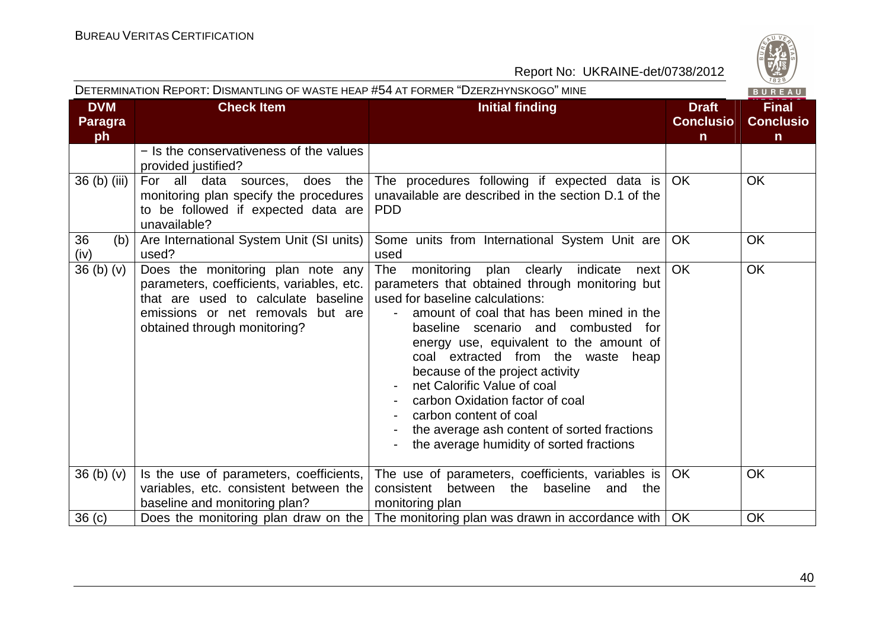| DVM Paragraph | Check Item | Initial finding | Draft Conclusion | Final Conclusion |
|---|---|---|---|---|
| | − Is the conservativeness of the values provided justified? | | | |
| 36 (b) (iii) | For all data sources, does the monitoring plan specify the procedures to be followed if expected data are unavailable? | The procedures following if expected data is unavailable are described in the section D.1 of the PDD | OK | OK |
| 36 (b) (iv) | Are International System Unit (SI units) used? | Some units from International System Unit are used | OK | OK |
| 36 (b) (v) | Does the monitoring plan note any parameters, coefficients, variables, etc. that are used to calculate baseline emissions or net removals but are obtained through monitoring? | The monitoring plan clearly indicate next parameters that obtained through monitoring but used for baseline calculations:<br>- amount of coal that has been mined in the baseline scenario and combusted for energy use, equivalent to the amount of coal extracted from the waste heap because of the project activity<br>- net Calorific Value of coal<br>- carbon Oxidation factor of coal<br>- carbon content of coal<br>- the average ash content of sorted fractions<br>- the average humidity of sorted fractions | OK | OK |
| 36 (b) (v) | Is the use of parameters, coefficients, variables, etc. consistent between the baseline and monitoring plan? | The use of parameters, coefficients, variables is consistent between the baseline and the monitoring plan | OK | OK |
| 36 (c) | Does the monitoring plan draw on the | The monitoring plan was drawn in accordance with | OK | OK |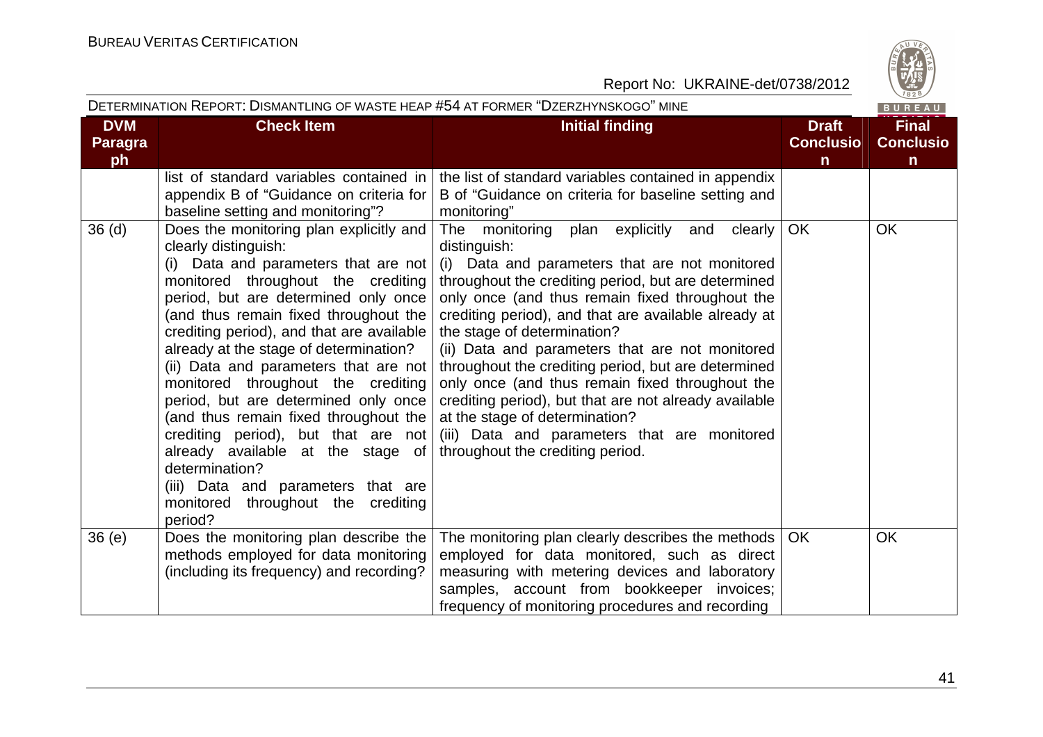| DVM Paragraph | Check Item | Initial finding | Draft Conclusion | Final Conclusion |
|---|---|---|---|---|
| | list of standard variables contained in appendix B of "Guidance on criteria for baseline setting and monitoring"? | the list of standard variables contained in appendix B of "Guidance on criteria for baseline setting and monitoring" | | |
| 36 (d) | Does the monitoring plan explicitly and clearly distinguish:<br>(i) Data and parameters that are not monitored throughout the crediting period, but are determined only once (and thus remain fixed throughout the crediting period), and that are available already at the stage of determination?<br>(ii) Data and parameters that are not monitored throughout the crediting period, but are determined only once (and thus remain fixed throughout the crediting period), but that are not already available at the stage of determination?<br>(iii) Data and parameters that are monitored throughout the crediting period? | The monitoring plan explicitly and clearly distinguish:<br>(i) Data and parameters that are not monitored throughout the crediting period, but are determined only once (and thus remain fixed throughout the crediting period), and that are available already at the stage of determination?<br>(ii) Data and parameters that are not monitored throughout the crediting period, but are determined only once (and thus remain fixed throughout the crediting period), but that are not already available at the stage of determination?<br>(iii) Data and parameters that are monitored throughout the crediting period. | OK | OK |
| 36 (e) | Does the monitoring plan describe the methods employed for data monitoring (including its frequency) and recording? | The monitoring plan clearly describes the methods employed for data monitored, such as direct measuring with metering devices and laboratory samples, account from bookkeeper invoices; frequency of monitoring procedures and recording | OK | OK |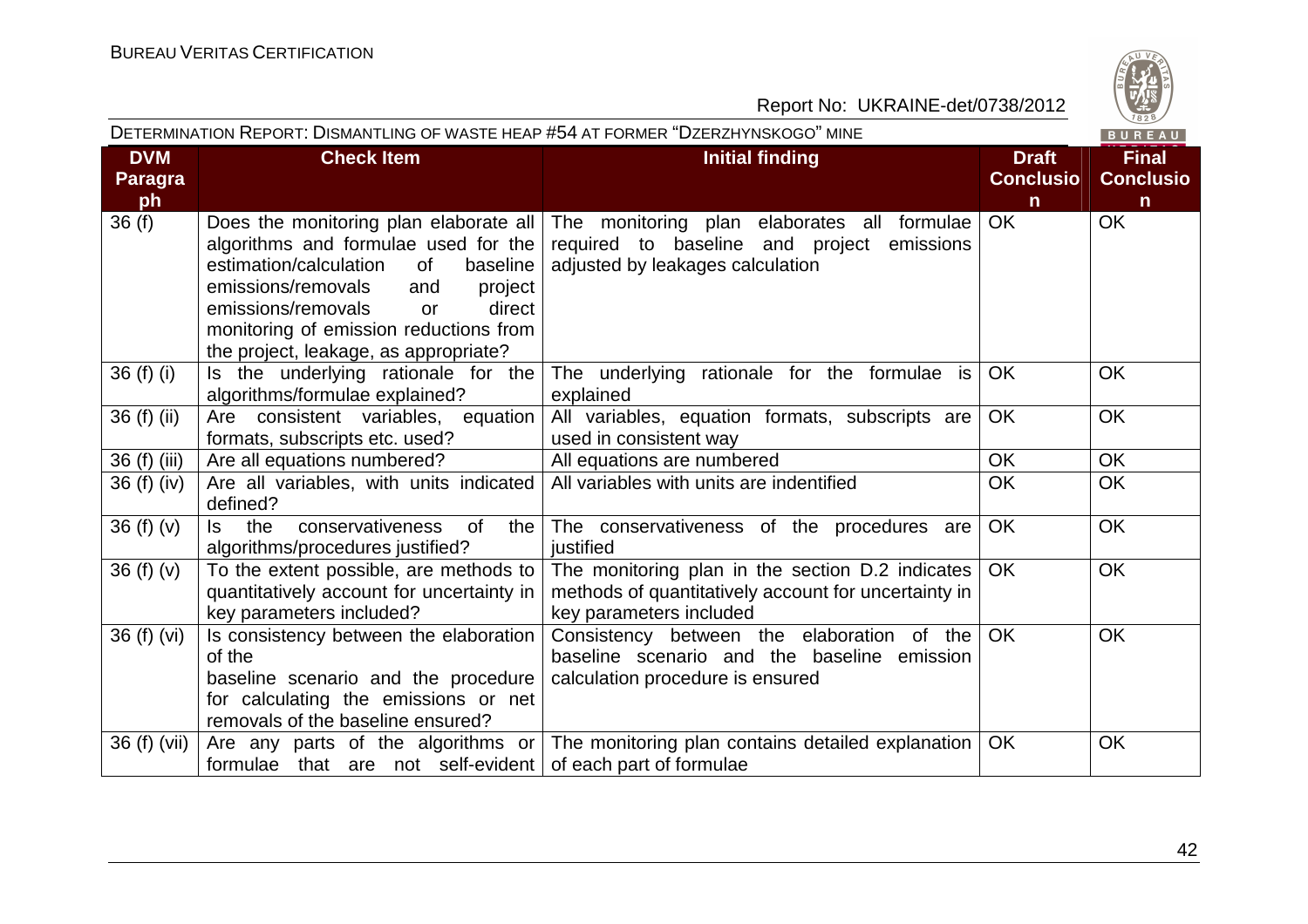| DVM Paragraph | Check Item | Initial finding | Draft Conclusion | Final Conclusion |
|---|---|---|---|---|
| 36 (f) | Does the monitoring plan elaborate all algorithms and formulae used for the estimation/calculation of baseline emissions/removals and project emissions/removals or direct monitoring of emission reductions from the project, leakage, as appropriate? | The monitoring plan elaborates all formulae required to baseline and project emissions adjusted by leakages calculation | OK | OK |
| 36 (f) (i) | Is the underlying rationale for the algorithms/formulae explained? | The underlying rationale for the formulae is explained | OK | OK |
| 36 (f) (ii) | Are consistent variables, equation formats, subscripts etc. used? | All variables, equation formats, subscripts are used in consistent way | OK | OK |
| 36 (f) (iii) | Are all equations numbered? | All equations are numbered | OK | OK |
| 36 (f) (iv) | Are all variables, with units indicated defined? | All variables with units are indentified | OK | OK |
| 36 (f) (v) | Is the conservativeness of the algorithms/procedures justified? | The conservativeness of the procedures are justified | OK | OK |
| 36 (f) (v) | To the extent possible, are methods to quantitatively account for uncertainty in key parameters included? | The monitoring plan in the section D.2 indicates methods of quantitatively account for uncertainty in key parameters included | OK | OK |
| 36 (f) (vi) | Is consistency between the elaboration of the baseline scenario and the procedure for calculating the emissions or net removals of the baseline ensured? | Consistency between the elaboration of the baseline scenario and the baseline emission calculation procedure is ensured | OK | OK |
| 36 (f) (vii) | Are any parts of the algorithms or formulae that are not self-evident | The monitoring plan contains detailed explanation of each part of formulae | OK | OK |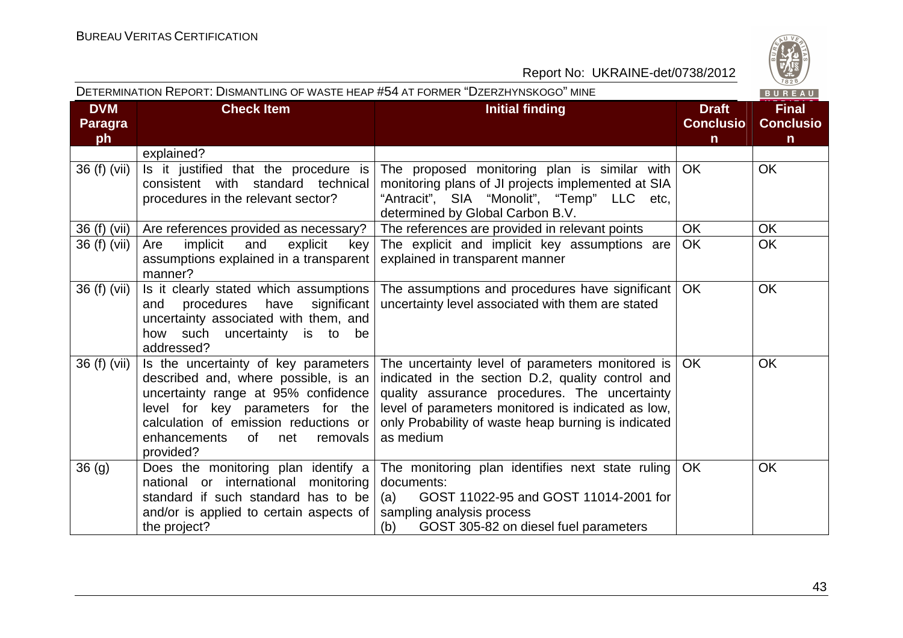| DVM Paragraph | Check Item | Initial finding | Draft Conclusion | Final Conclusion |
|---|---|---|---|---|
| | explained? | | | |
| 36 (f) (vii) | Is it justified that the procedure is consistent with standard technical procedures in the relevant sector? | The proposed monitoring plan is similar with monitoring plans of JI projects implemented at SIA "Antracit", SIA "Monolit", "Temp" LLC etc, determined by Global Carbon B.V. | OK | OK |
| 36 (f) (vii) | Are references provided as necessary? | The references are provided in relevant points | OK | OK |
| 36 (f) (vii) | Are implicit and explicit key assumptions explained in a transparent manner? | The explicit and implicit key assumptions are explained in transparent manner | OK | OK |
| 36 (f) (vii) | Is it clearly stated which assumptions and procedures have significant uncertainty associated with them, and how such uncertainty is to be addressed? | The assumptions and procedures have significant uncertainty level associated with them are stated | OK | OK |
| 36 (f) (vii) | Is the uncertainty of key parameters described and, where possible, is an uncertainty range at 95% confidence level for key parameters for the calculation of emission reductions or enhancements of net removals provided? | The uncertainty level of parameters monitored is indicated in the section D.2, quality control and quality assurance procedures. The uncertainty level of parameters monitored is indicated as low, only Probability of waste heap burning is indicated as medium | OK | OK |
| 36 (g) | Does the monitoring plan identify a national or international monitoring standard if such standard has to be and/or is applied to certain aspects of the project? | The monitoring plan identifies next state ruling documents:<br>(a) GOST 11022-95 and GOST 11014-2001 for sampling analysis process<br>(b) GOST 305-82 on diesel fuel parameters | OK | OK |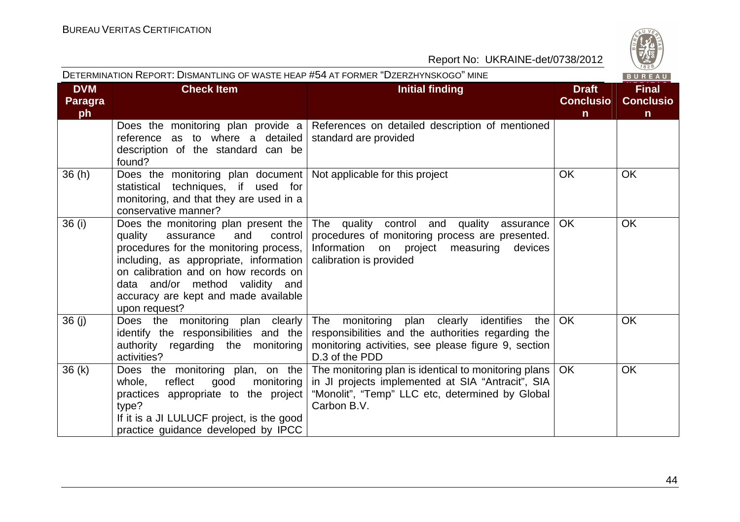| DVM Paragraph | Check Item | Initial finding | Draft Conclusion | Final Conclusion |
|---|---|---|---|---|
| | Does the monitoring plan provide a reference as to where a detailed description of the standard can be found? | References on detailed description of mentioned standard are provided | | |
| 36 (h) | Does the monitoring plan document statistical techniques, if used for monitoring, and that they are used in a conservative manner? | Not applicable for this project | OK | OK |
| 36 (i) | Does the monitoring plan present the quality assurance and control procedures for the monitoring process, including, as appropriate, information on calibration and on how records on data and/or method validity and accuracy are kept and made available upon request? | The quality control and quality assurance procedures of monitoring process are presented. Information on project measuring devices calibration is provided | OK | OK |
| 36 (j) | Does the monitoring plan clearly identify the responsibilities and the authority regarding the monitoring activities? | The monitoring plan clearly identifies the responsibilities and the authorities regarding the monitoring activities, see please figure 9, section D.3 of the PDD | OK | OK |
| 36 (k) | Does the monitoring plan, on the whole, reflect good monitoring practices appropriate to the project type? If it is a JI LULUCF project, is the good practice guidance developed by IPCC | The monitoring plan is identical to monitoring plans in JI projects implemented at SIA “Antracit”, SIA “Monolit”, “Temp” LLC etc, determined by Global Carbon B.V. | OK | OK |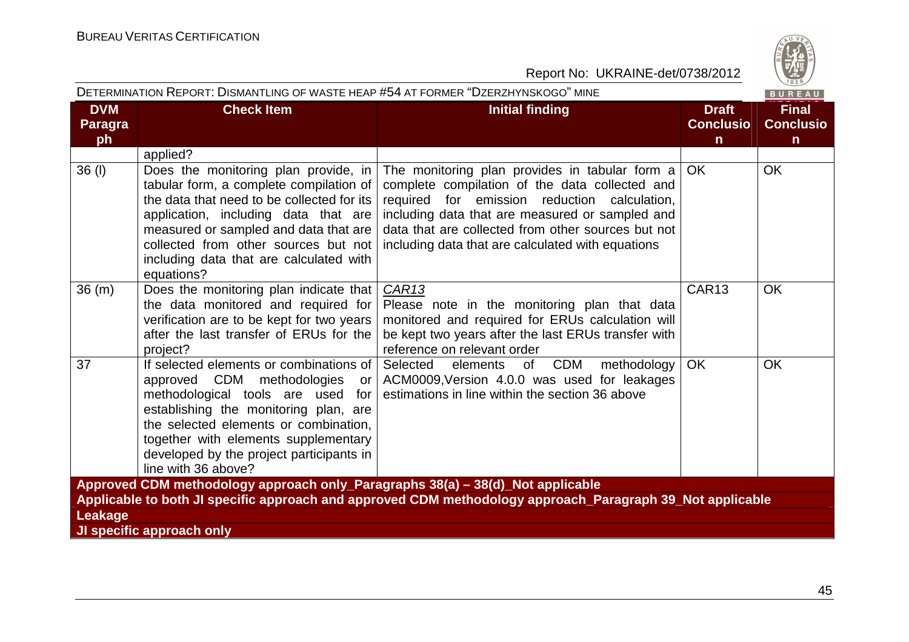| DVM Paragraph | Check Item | Initial finding | Draft Conclusion | Final Conclusion |
|---|---|---|---|---|
| | applied? | | | |
| 36 (l) | Does the monitoring plan provide, in tabular form, a complete compilation of the data that need to be collected for its application, including data that are measured or sampled and data that are collected from other sources but not including data that are calculated with equations? | The monitoring plan provides in tabular form a complete compilation of the data collected and required for emission reduction calculation, including data that are measured or sampled and data that are collected from other sources but not including data that are calculated with equations | OK | OK |
| 36 (m) | Does the monitoring plan indicate that the data monitored and required for verification are to be kept for two years after the last transfer of ERUs for the project? | *CAR13*<br>Please note in the monitoring plan that data monitored and required for ERUs calculation will be kept two years after the last ERUs transfer with reference on relevant order | CAR13 | OK |
| 37 | If selected elements or combinations of approved CDM methodologies or methodological tools are used for establishing the monitoring plan, are the selected elements or combination, together with elements supplementary developed by the project participants in line with 36 above? | Selected elements of CDM methodology ACM0009,Version 4.0.0 was used for leakages estimations in line within the section 36 above | OK | OK |
| **Approved CDM methodology approach only_Paragraphs 38(a) – 38(d)_Not applicable** | | | | |
| **Applicable to both JI specific approach and approved CDM methodology approach_Paragraph 39_Not applicable** | | | | |
| **Leakage** | | | | |
| **JI specific approach only** | | | | |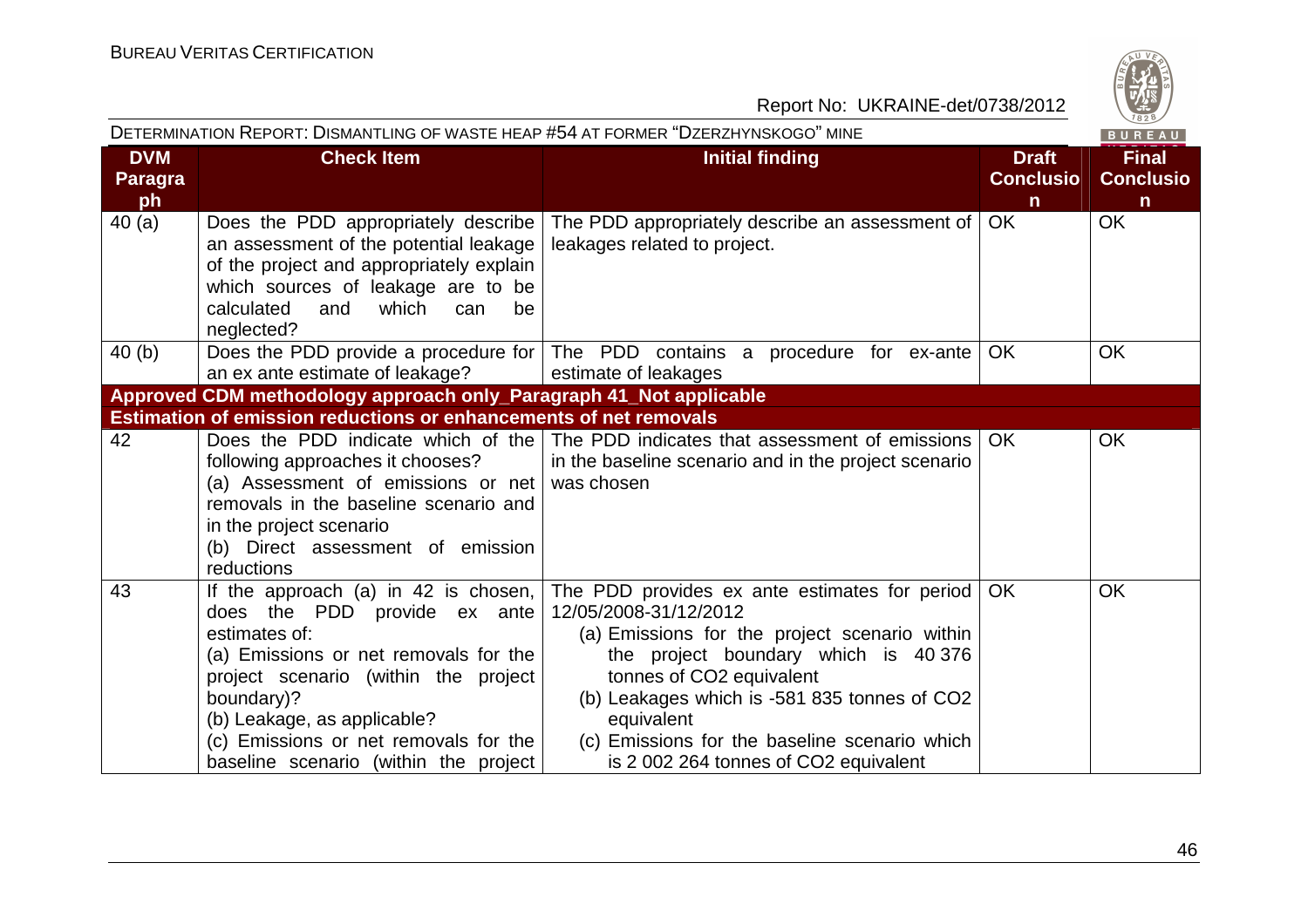| DVM Paragraph | Check Item | Initial finding | Draft Conclusion | Final Conclusion |
|---|---|---|---|---|
| 40 (a) | Does the PDD appropriately describe an assessment of the potential leakage of the project and appropriately explain which sources of leakage are to be calculated and which can be neglected? | The PDD appropriately describe an assessment of leakages related to project. | OK | OK |
| 40 (b) | Does the PDD provide a procedure for an ex ante estimate of leakage? | The PDD contains a procedure for ex-ante estimate of leakages | OK | OK |
| **Approved CDM methodology approach only_Paragraph 41_Not applicable** | | | | |
| **Estimation of emission reductions or enhancements of net removals** | | | | |
| 42 | Does the PDD indicate which of the following approaches it chooses?<br>(a) Assessment of emissions or net removals in the baseline scenario and in the project scenario<br>(b) Direct assessment of emission reductions | The PDD indicates that assessment of emissions in the baseline scenario and in the project scenario was chosen | OK | OK |
| 43 | If the approach (a) in 42 is chosen, does the PDD provide ex ante estimates of:<br>(a) Emissions or net removals for the project scenario (within the project boundary)?<br>(b) Leakage, as applicable?<br>(c) Emissions or net removals for the baseline scenario (within the project | The PDD provides ex ante estimates for period 12/05/2008-31/12/2012<br>(a) Emissions for the project scenario within the project boundary which is 40 376 tonnes of $CO_2$ equivalent<br>(b) Leakages which is -581 835 tonnes of $CO_2$ equivalent<br>(c) Emissions for the baseline scenario which is 2 002 264 tonnes of $CO_2$ equivalent | OK | OK |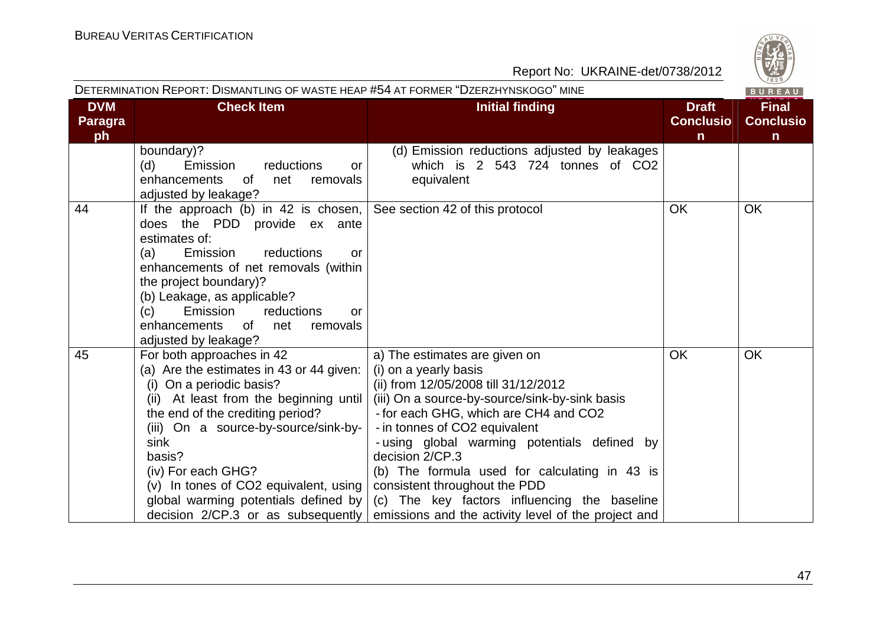| DVM Paragraph | Check Item | Initial finding | Draft Conclusion | Final Conclusion |
|---|---|---|---|---|
| | boundary)?<br>(d) Emission reductions or enhancements of net removals adjusted by leakage? | (d) Emission reductions adjusted by leakages which is 2 543 724 tonnes of $CO_2$ equivalent | | |
| 44 | If the approach (b) in 42 is chosen, does the PDD provide ex ante estimates of:<br>(a) Emission reductions or enhancements of net removals (within the project boundary)?<br>(b) Leakage, as applicable?<br>(c) Emission reductions or enhancements of net removals adjusted by leakage? | See section 42 of this protocol | OK | OK |
| 45 | For both approaches in 42<br>(a) Are the estimates in 43 or 44 given:<br>(i) On a periodic basis?<br>(ii) At least from the beginning until the end of the crediting period?<br>(iii) On a source-by-source/sink-by-sink basis?<br>(iv) For each GHG?<br>(v) In tones of $CO_2$ equivalent, using global warming potentials defined by decision 2/CP.3 or as subsequently | a) The estimates are given on<br>(i) on a yearly basis<br>(ii) from 12/05/2008 till 31/12/2012<br>(iii) On a source-by-source/sink-by-sink basis<br>- for each GHG, which are $CH_4$ and $CO_2$<br>- in tonnes of $CO_2$ equivalent<br>- using global warming potentials defined by decision 2/CP.3<br>(b) The formula used for calculating in 43 is consistent throughout the PDD<br>(c) The key factors influencing the baseline emissions and the activity level of the project and | OK | OK |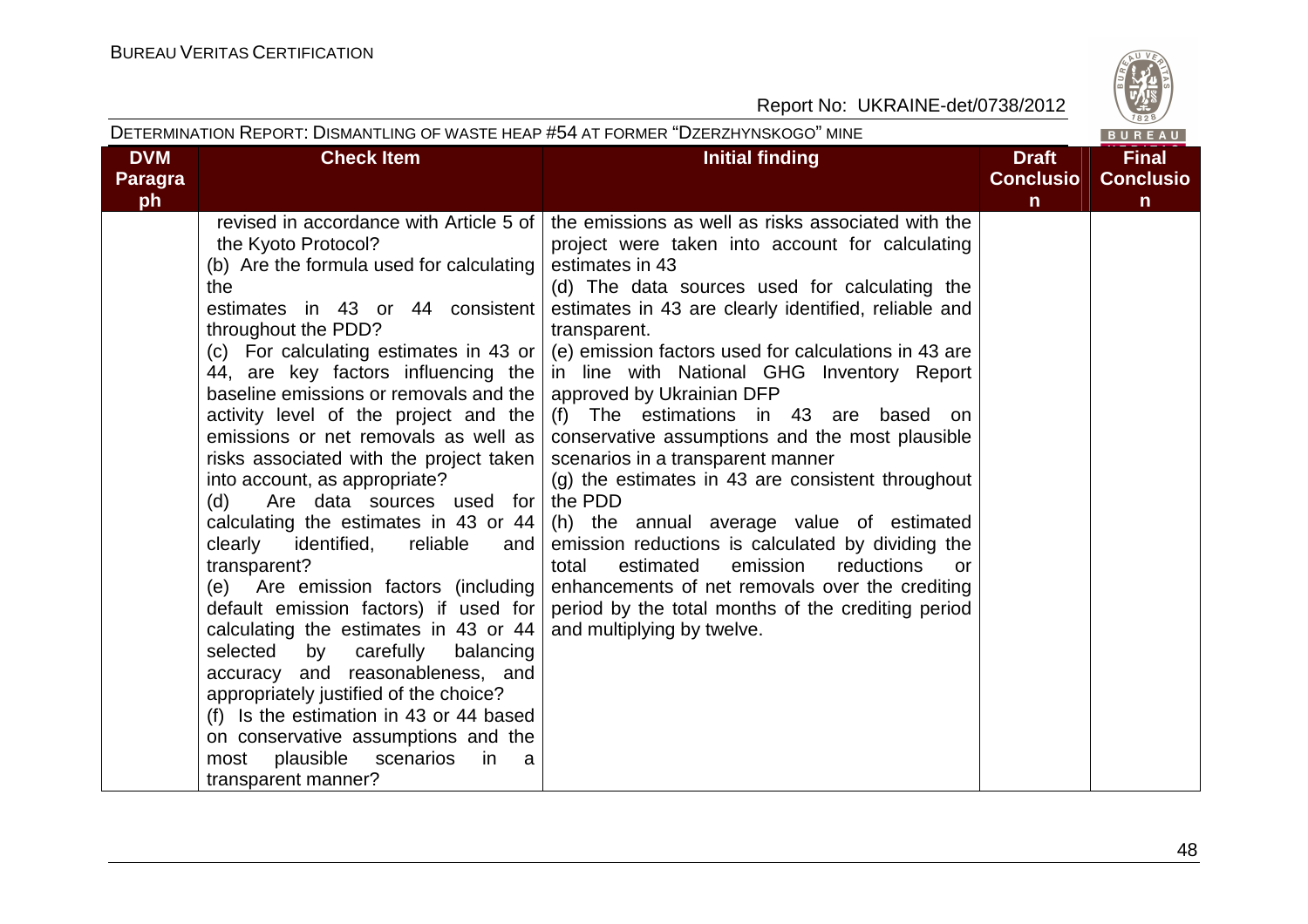| DVM Paragraph | Check Item | Initial finding | Draft Conclusion | Final Conclusion |
| --- | --- | --- | --- | --- |
| | revised in accordance with Article 5 of the Kyoto Protocol?<br>(b) Are the formula used for calculating the estimates in 43 or 44 consistent throughout the PDD?<br>(c) For calculating estimates in 43 or 44, are key factors influencing the baseline emissions or removals and the activity level of the project and the emissions or net removals as well as risks associated with the project taken into account, as appropriate?<br>(d) Are data sources used for calculating the estimates in 43 or 44 clearly identified, reliable and transparent?<br>(e) Are emission factors (including default emission factors) if used for calculating the estimates in 43 or 44 selected by carefully balancing accuracy and reasonableness, and appropriately justified of the choice?<br>(f) Is the estimation in 43 or 44 based on conservative assumptions and the most plausible scenarios in a transparent manner? | the emissions as well as risks associated with the project were taken into account for calculating estimates in 43<br>(d) The data sources used for calculating the estimates in 43 are clearly identified, reliable and transparent.<br>(e) emission factors used for calculations in 43 are in line with National GHG Inventory Report approved by Ukrainian DFP<br>(f) The estimations in 43 are based on conservative assumptions and the most plausible scenarios in a transparent manner<br>(g) the estimates in 43 are consistent throughout the PDD<br>(h) the annual average value of estimated emission reductions is calculated by dividing the total estimated emission reductions or enhancements of net removals over the crediting period by the total months of the crediting period and multiplying by twelve. | | |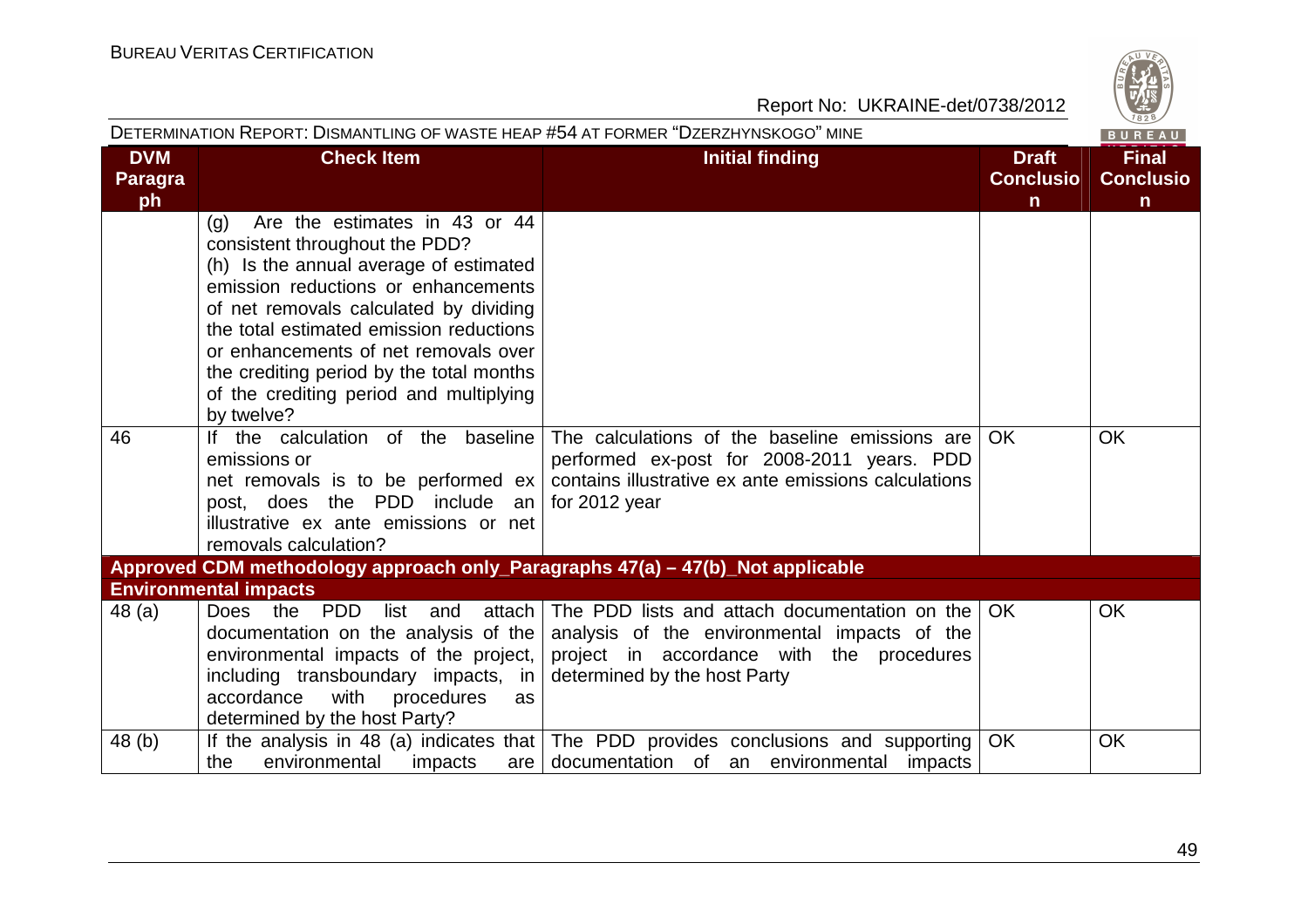| DVM Paragraph | Check Item | Initial finding | Draft Conclusion | Final Conclusion |
|---|---|---|---|---|
| | (g) Are the estimates in 43 or 44 consistent throughout the PDD?<br>(h) Is the annual average of estimated emission reductions or enhancements of net removals calculated by dividing the total estimated emission reductions or enhancements of net removals over the crediting period by the total months of the crediting period and multiplying by twelve? | | | |
| 46 | If the calculation of the baseline emissions or net removals is to be performed ex post, does the PDD include an illustrative ex ante emissions or net removals calculation? | The calculations of the baseline emissions are performed ex-post for 2008-2011 years. PDD contains illustrative ex ante emissions calculations for 2012 year | OK | OK |
| **Approved CDM methodology approach only_Paragraphs 47(a) – 47(b)_Not applicable** | | | | |
| **Environmental impacts** | | | | |
| 48 (a) | Does the PDD list and attach documentation on the analysis of the environmental impacts of the project, including transboundary impacts, in accordance with procedures as determined by the host Party? | The PDD lists and attach documentation on the analysis of the environmental impacts of the project in accordance with the procedures determined by the host Party | OK | OK |
| 48 (b) | If the analysis in 48 (a) indicates that the environmental impacts are | The PDD provides conclusions and supporting documentation of an environmental impacts | OK | OK |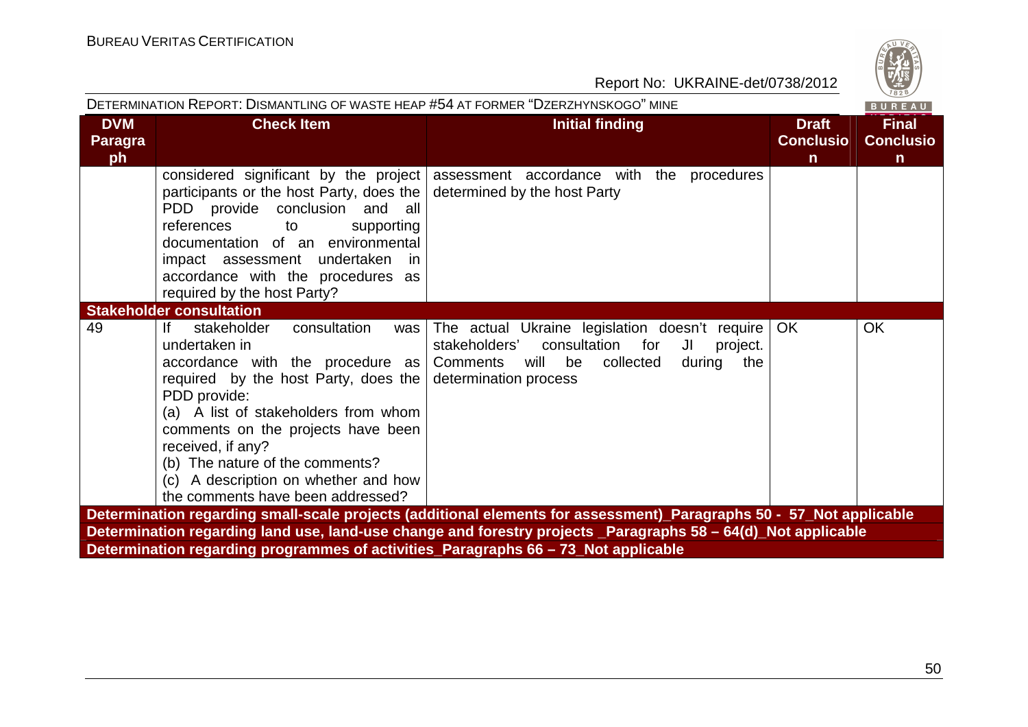| DVM Paragraph | Check Item | Initial finding | Draft Conclusion | Final Conclusion |
|---|---|---|---|---|
| | considered significant by the project participants or the host Party, does the PDD provide conclusion and all references to supporting documentation of an environmental impact assessment undertaken in accordance with the procedures as required by the host Party? | assessment accordance with the procedures determined by the host Party | | |
| **Stakeholder consultation** | | | | |
| 49 | If stakeholder consultation was undertaken in accordance with the procedure as required by the host Party, does the PDD provide:<br>(a) A list of stakeholders from whom comments on the projects have been received, if any?<br>(b) The nature of the comments?<br>(c) A description on whether and how the comments have been addressed? | The actual Ukraine legislation doesn't require stakeholders' consultation for JI project. Comments will be collected during the determination process | OK | OK |
| **Determination regarding small-scale projects (additional elements for assessment)_Paragraphs 50 - 57_Not applicable** | | | | |
| **Determination regarding land use, land-use change and forestry projects _Paragraphs 58 – 64(d)_Not applicable** | | | | |
| **Determination regarding programmes of activities_Paragraphs 66 – 73_Not applicable** | | | | |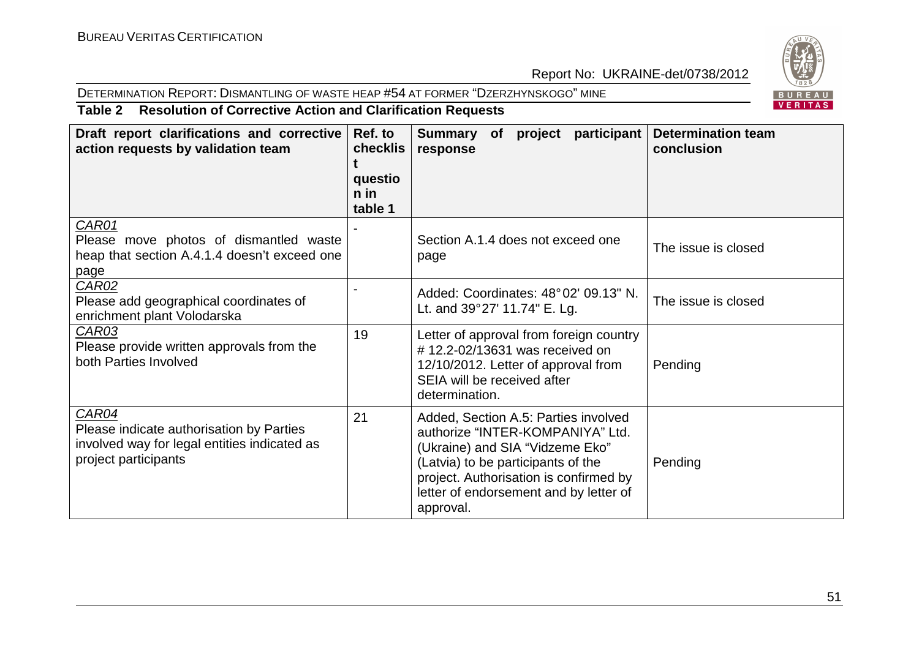**Table 2 Resolution of Corrective Action and Clarification Requests**

| Draft report clarifications and corrective action requests by validation team | Ref. to checklist question in table 1 | Summary of project participant response | Determination team conclusion |
|---|---|---|---|
| CAR01<br>Please move photos of dismantled waste heap that section A.4.1.4 doesn't exceed one page | - | Section A.1.4 does not exceed one page | The issue is closed |
| CAR02<br>Please add geographical coordinates of enrichment plant Volodarska | - | Added: Coordinates: 48°02' 09.13" N. Lt. and 39°27' 11.74" E. Lg. | The issue is closed |
| CAR03<br>Please provide written approvals from the both Parties Involved | 19 | Letter of approval from foreign country # 12.2-02/13631 was received on 12/10/2012. Letter of approval from SEIA will be received after determination. | Pending |
| CAR04<br>Please indicate authorisation by Parties involved way for legal entities indicated as project participants | 21 | Added, Section A.5: Parties involved authorize "INTER-KOMPANIYA" Ltd. (Ukraine) and SIA "Vidzeme Eko" (Latvia) to be participants of the project. Authorisation is confirmed by letter of endorsement and by letter of approval. | Pending |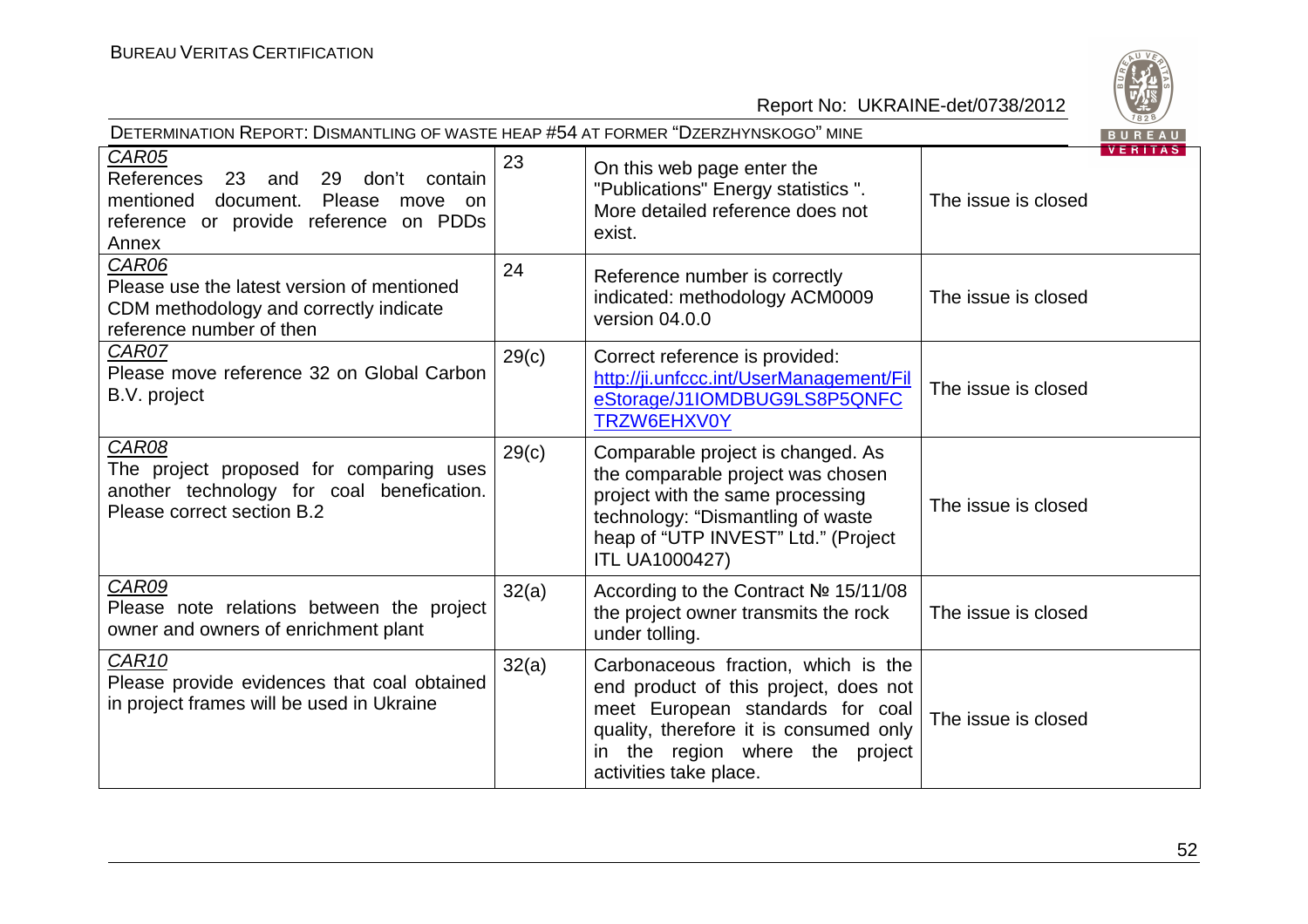| | | | |
|---|---|---|---|
| *CAR05*<br>References 23 and 29 don't contain mentioned document. Please move on reference or provide reference on PDDs Annex | 23 | On this web page enter the "Publications" Energy statistics ". More detailed reference does not exist. | The issue is closed |
| *CAR06*<br>Please use the latest version of mentioned CDM methodology and correctly indicate reference number of then | 24 | Reference number is correctly indicated: methodology ACM0009 version 04.0.0 | The issue is closed |
| *CAR07*<br>Please move reference 32 on Global Carbon B.V. project | 29(c) | Correct reference is provided: http://ji.unfccc.int/UserManagement/FileStorage/J1IOMDBUG9LS8P5QNFCTRZW6EHXV0Y | The issue is closed |
| *CAR08*<br>The project proposed for comparing uses another technology for coal benefication. Please correct section B.2 | 29(c) | Comparable project is changed. As the comparable project was chosen project with the same processing technology: "Dismantling of waste heap of "UTP INVEST" Ltd." (Project ITL UA1000427) | The issue is closed |
| *CAR09*<br>Please note relations between the project owner and owners of enrichment plant | 32(a) | According to the Contract № 15/11/08 the project owner transmits the rock under tolling. | The issue is closed |
| *CAR10*<br>Please provide evidences that coal obtained in project frames will be used in Ukraine | 32(a) | Carbonaceous fraction, which is the end product of this project, does not meet European standards for coal quality, therefore it is consumed only in the region where the project activities take place. | The issue is closed |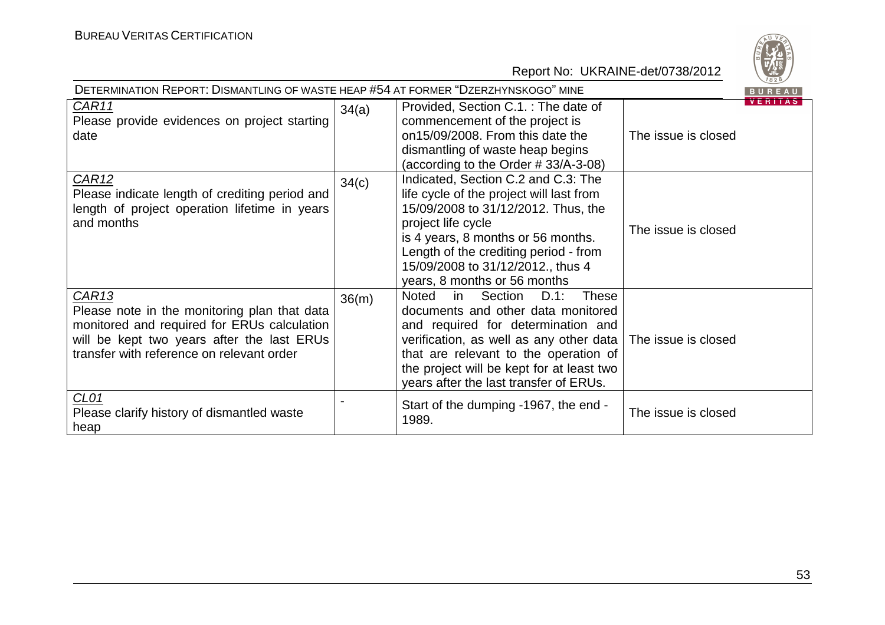| | | | |
|---|---|---|---|
| CAR11<br>Please provide evidences on project starting date | 34(a) | Provided, Section C.1. : The date of commencement of the project is on15/09/2008. From this date the dismantling of waste heap begins (according to the Order # 33/A-3-08) | The issue is closed |
| CAR12<br>Please indicate length of crediting period and length of project operation lifetime in years and months | 34(c) | Indicated, Section C.2 and C.3: The life cycle of the project will last from 15/09/2008 to 31/12/2012. Thus, the project life cycle is 4 years, 8 months or 56 months. Length of the crediting period - from 15/09/2008 to 31/12/2012., thus 4 years, 8 months or 56 months | The issue is closed |
| CAR13<br>Please note in the monitoring plan that data monitored and required for ERUs calculation will be kept two years after the last ERUs transfer with reference on relevant order | 36(m) | Noted in Section D.1: These documents and other data monitored and required for determination and verification, as well as any other data that are relevant to the operation of the project will be kept for at least two years after the last transfer of ERUs. | The issue is closed |
| CL01<br>Please clarify history of dismantled waste heap | - | Start of the dumping -1967, the end - 1989. | The issue is closed |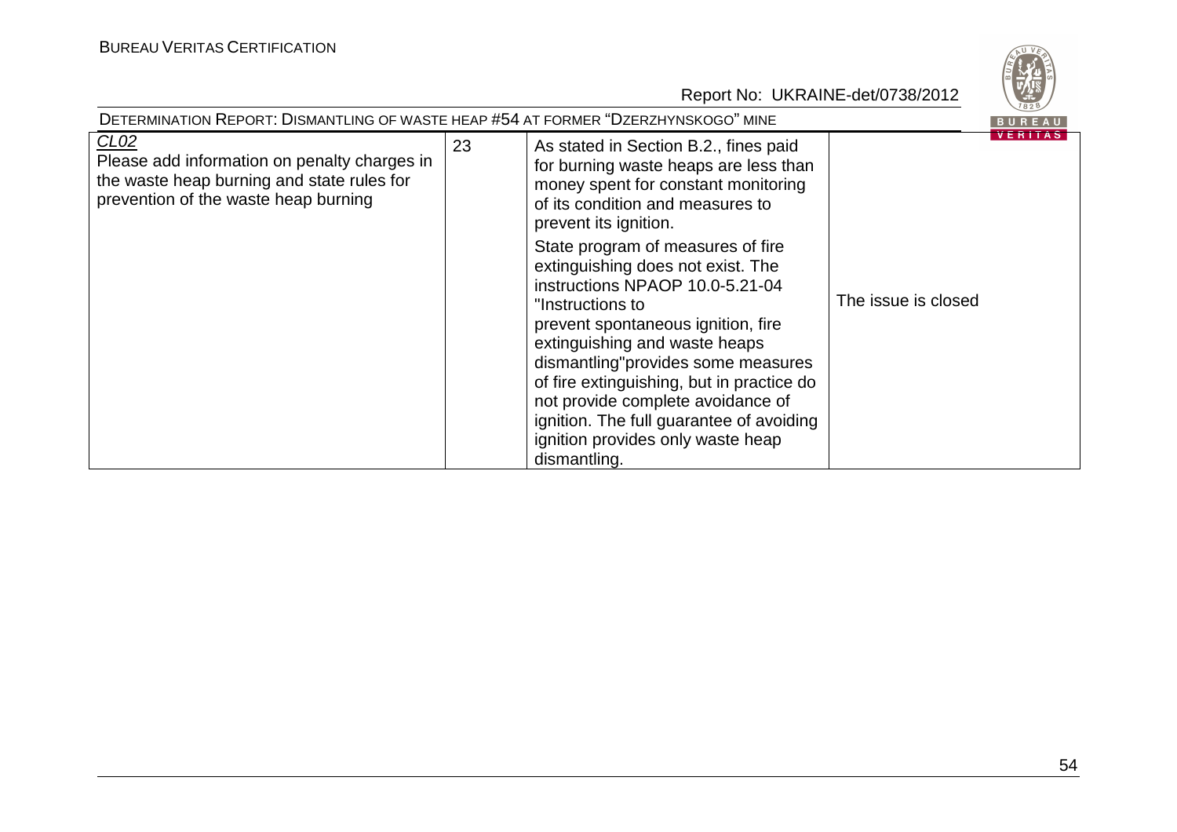| | | | |
|---|---|---|---|
| *CL02*<br>Please add information on penalty charges in the waste heap burning and state rules for prevention of the waste heap burning | 23 | As stated in Section B.2., fines paid for burning waste heaps are less than money spent for constant monitoring of its condition and measures to prevent its ignition.<br>State program of measures of fire extinguishing does not exist. The instructions NPAOP 10.0-5.21-04 "Instructions to prevent spontaneous ignition, fire extinguishing and waste heaps dismantling"provides some measures of fire extinguishing, but in practice do not provide complete avoidance of ignition. The full guarantee of avoiding ignition provides only waste heap dismantling. | The issue is closed |